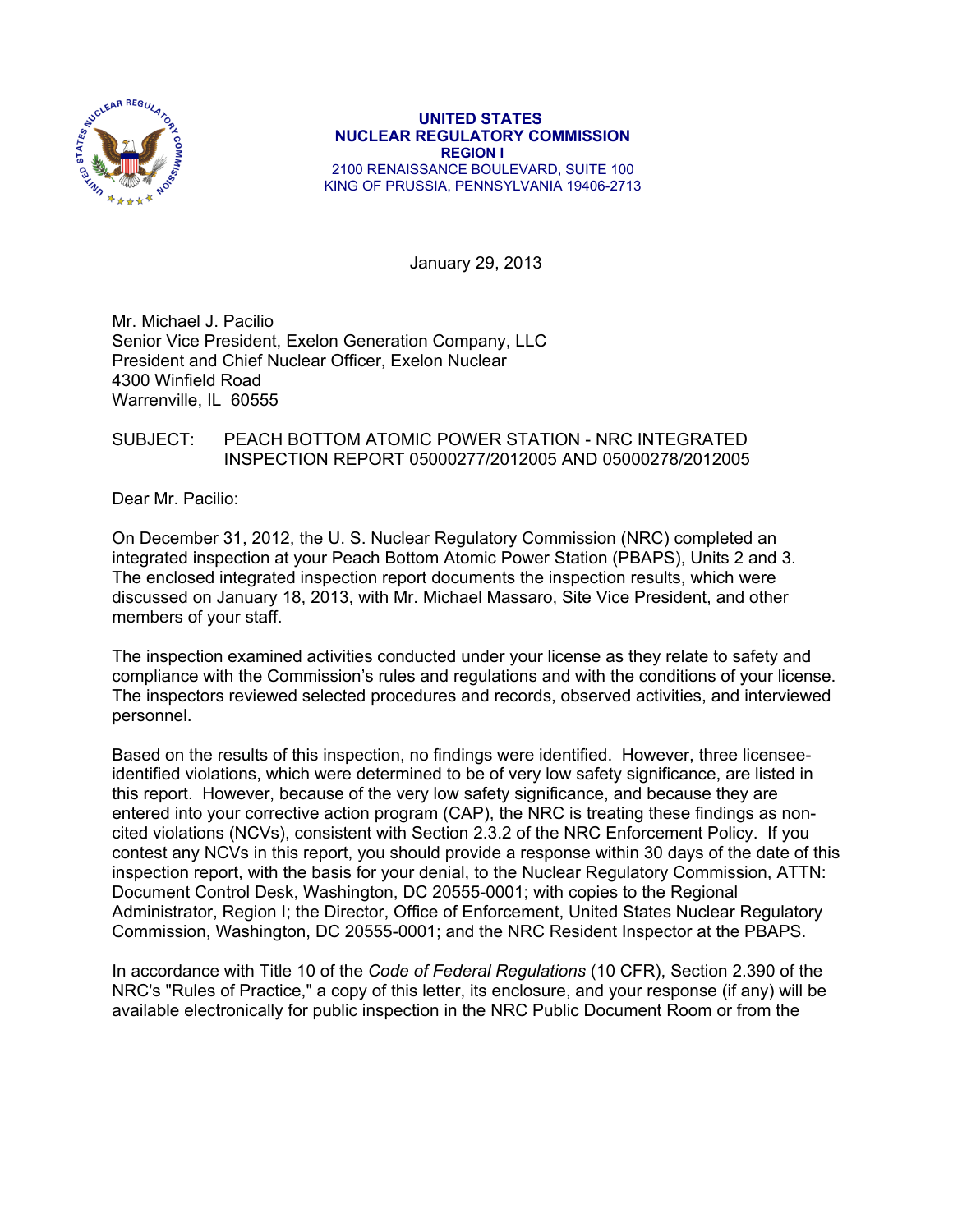UNITED STATES
NUCLEAR REGULATORY COMMISSION
REGION I
2100 RENAISSANCE BOULEVARD, SUITE 100
KING OF PRUSSIA, PENNSYLVANIA 19406-2713

January 29, 2013

Mr. Michael J. Pacilio
Senior Vice President, Exelon Generation Company, LLC
President and Chief Nuclear Officer, Exelon Nuclear
4300 Winfield Road
Warrenville, IL 60555

SUBJECT: PEACH BOTTOM ATOMIC POWER STATION - NRC INTEGRATED INSPECTION REPORT 05000277/2012005 AND 05000278/2012005

Dear Mr. Pacilio:

On December 31, 2012, the U. S. Nuclear Regulatory Commission (NRC) completed an integrated inspection at your Peach Bottom Atomic Power Station (PBAPS), Units 2 and 3. The enclosed integrated inspection report documents the inspection results, which were discussed on January 18, 2013, with Mr. Michael Massaro, Site Vice President, and other members of your staff.

The inspection examined activities conducted under your license as they relate to safety and compliance with the Commission's rules and regulations and with the conditions of your license. The inspectors reviewed selected procedures and records, observed activities, and interviewed personnel.

Based on the results of this inspection, no findings were identified. However, three licensee-identified violations, which were determined to be of very low safety significance, are listed in this report. However, because of the very low safety significance, and because they are entered into your corrective action program (CAP), the NRC is treating these findings as non-cited violations (NCVs), consistent with Section 2.3.2 of the NRC Enforcement Policy. If you contest any NCVs in this report, you should provide a response within 30 days of the date of this inspection report, with the basis for your denial, to the Nuclear Regulatory Commission, ATTN: Document Control Desk, Washington, DC 20555-0001; with copies to the Regional Administrator, Region I; the Director, Office of Enforcement, United States Nuclear Regulatory Commission, Washington, DC 20555-0001; and the NRC Resident Inspector at the PBAPS.

In accordance with Title 10 of the *Code of Federal Regulations* (10 CFR), Section 2.390 of the NRC's "Rules of Practice," a copy of this letter, its enclosure, and your response (if any) will be available electronically for public inspection in the NRC Public Document Room or from the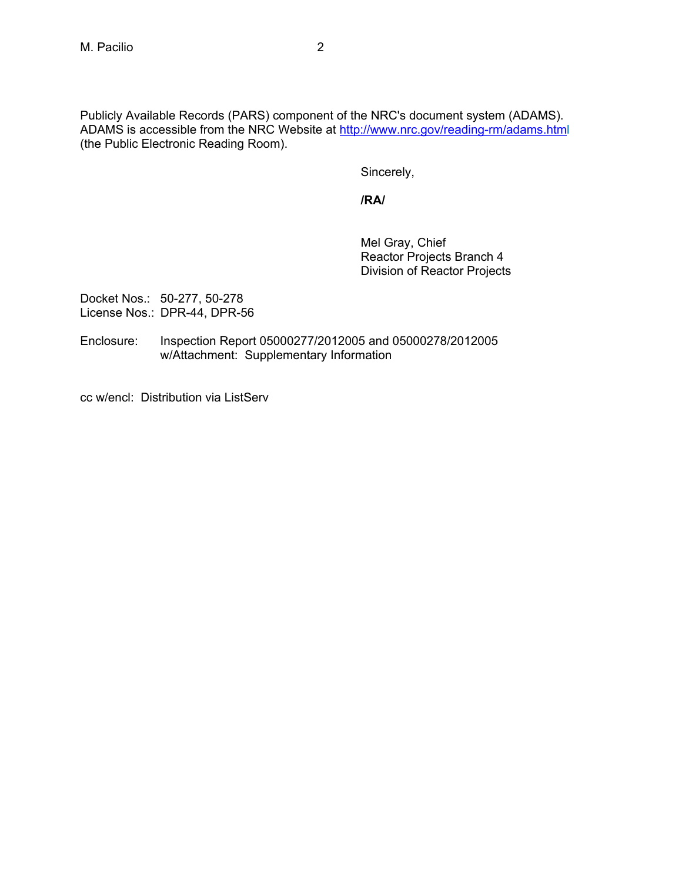Publicly Available Records (PARS) component of the NRC's document system (ADAMS). ADAMS is accessible from the NRC Website at http://www.nrc.gov/reading-rm/adams.html (the Public Electronic Reading Room).

Sincerely,

**/RA/**

Mel Gray, Chief
Reactor Projects Branch 4
Division of Reactor Projects

Docket Nos.: 50-277, 50-278
License Nos.: DPR-44, DPR-56

Enclosure: Inspection Report 05000277/2012005 and 05000278/2012005
w/Attachment: Supplementary Information

cc w/encl: Distribution via ListServ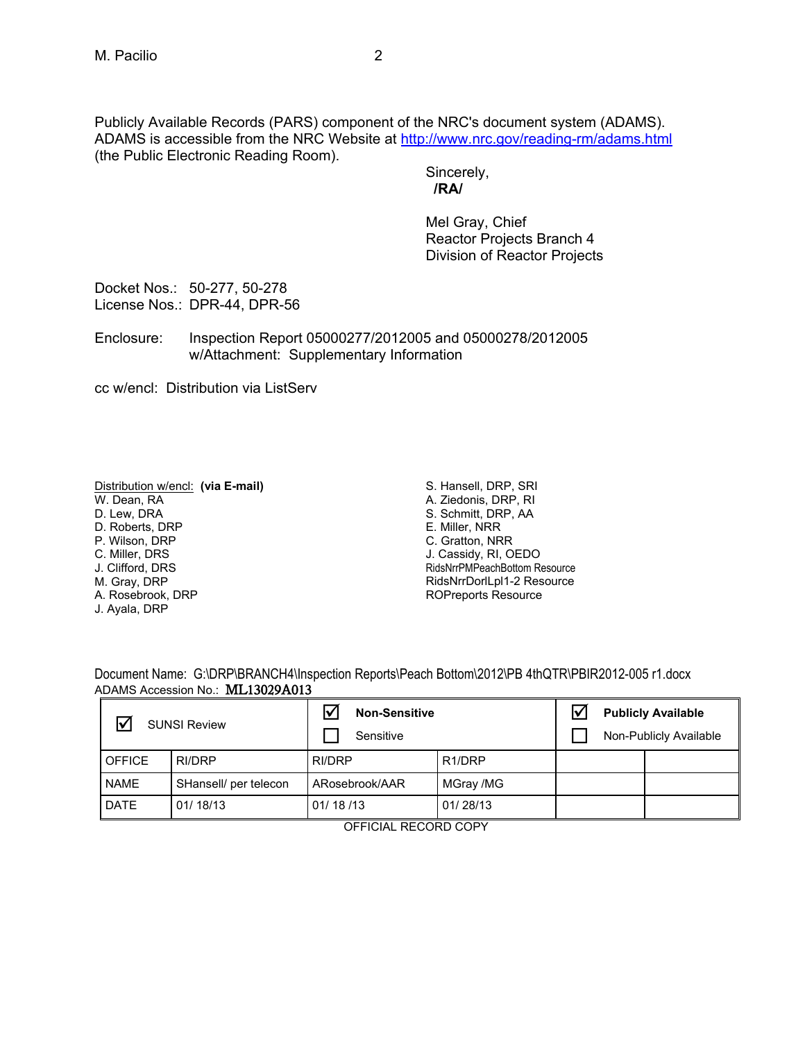Publicly Available Records (PARS) component of the NRC's document system (ADAMS). ADAMS is accessible from the NRC Website at http://www.nrc.gov/reading-rm/adams.html (the Public Electronic Reading Room).

Sincerely,
**/RA/**

Mel Gray, Chief
Reactor Projects Branch 4
Division of Reactor Projects

Docket Nos.: 50-277, 50-278
License Nos.: DPR-44, DPR-56

Enclosure: Inspection Report 05000277/2012005 and 05000278/2012005
w/Attachment: Supplementary Information

cc w/encl: Distribution via ListServ

Distribution w/encl: **(via E-mail)**
W. Dean, RA
D. Lew, DRA
D. Roberts, DRP
P. Wilson, DRP
C. Miller, DRS
J. Clifford, DRS
M. Gray, DRP
A. Rosebrook, DRP
J. Ayala, DRP
S. Hansell, DRP, SRI
A. Ziedonis, DRP, RI
S. Schmitt, DRP, AA
E. Miller, NRR
C. Gratton, NRR
J. Cassidy, RI, OEDO
RidsNrrPMPeachBottom Resource
RidsNrrDorlLpl1-2 Resource
ROPreports Resource

Document Name: G:\DRP\BRANCH4\Inspection Reports\Peach Bottom\2012\PB 4thQTR\PBIR2012-005 r1.docx
ADAMS Accession No.: ML13029A013

| ☑ SUNSI Review | | ☑ Non-Sensitive<br>☐ Sensitive | | ☑ Publicly Available<br>☐ Non-Publicly Available | |
|---|---|---|---|---|---|
| OFFICE | RI/DRP | RI/DRP | R1/DRP | | |
| NAME | SHansell/ per telecon | ARosebrook/AAR | MGray /MG | | |
| DATE | 01/ 18/13 | 01/ 18 /13 | 01/ 28/13 | | |

OFFICIAL RECORD COPY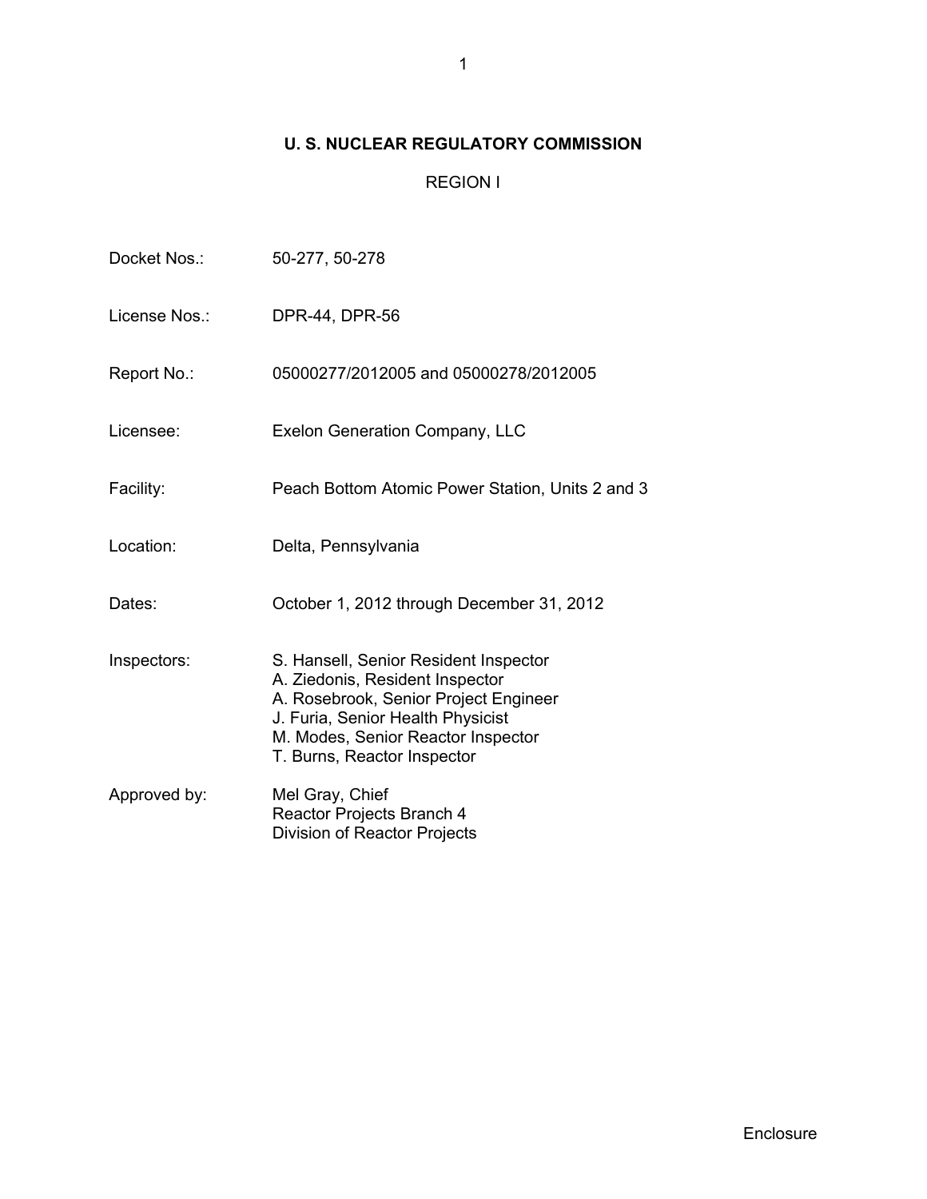**U. S. NUCLEAR REGULATORY COMMISSION**

REGION I

| | |
|---|---|
| Docket Nos.: | 50-277, 50-278 |
| License Nos.: | DPR-44, DPR-56 |
| Report No.: | 05000277/2012005 and 05000278/2012005 |
| Licensee: | Exelon Generation Company, LLC |
| Facility: | Peach Bottom Atomic Power Station, Units 2 and 3 |
| Location: | Delta, Pennsylvania |
| Dates: | October 1, 2012 through December 31, 2012 |
| Inspectors: | S. Hansell, Senior Resident Inspector<br>A. Ziedonis, Resident Inspector<br>A. Rosebrook, Senior Project Engineer<br>J. Furia, Senior Health Physicist<br>M. Modes, Senior Reactor Inspector<br>T. Burns, Reactor Inspector |
| Approved by: | Mel Gray, Chief<br>Reactor Projects Branch 4<br>Division of Reactor Projects |

Enclosure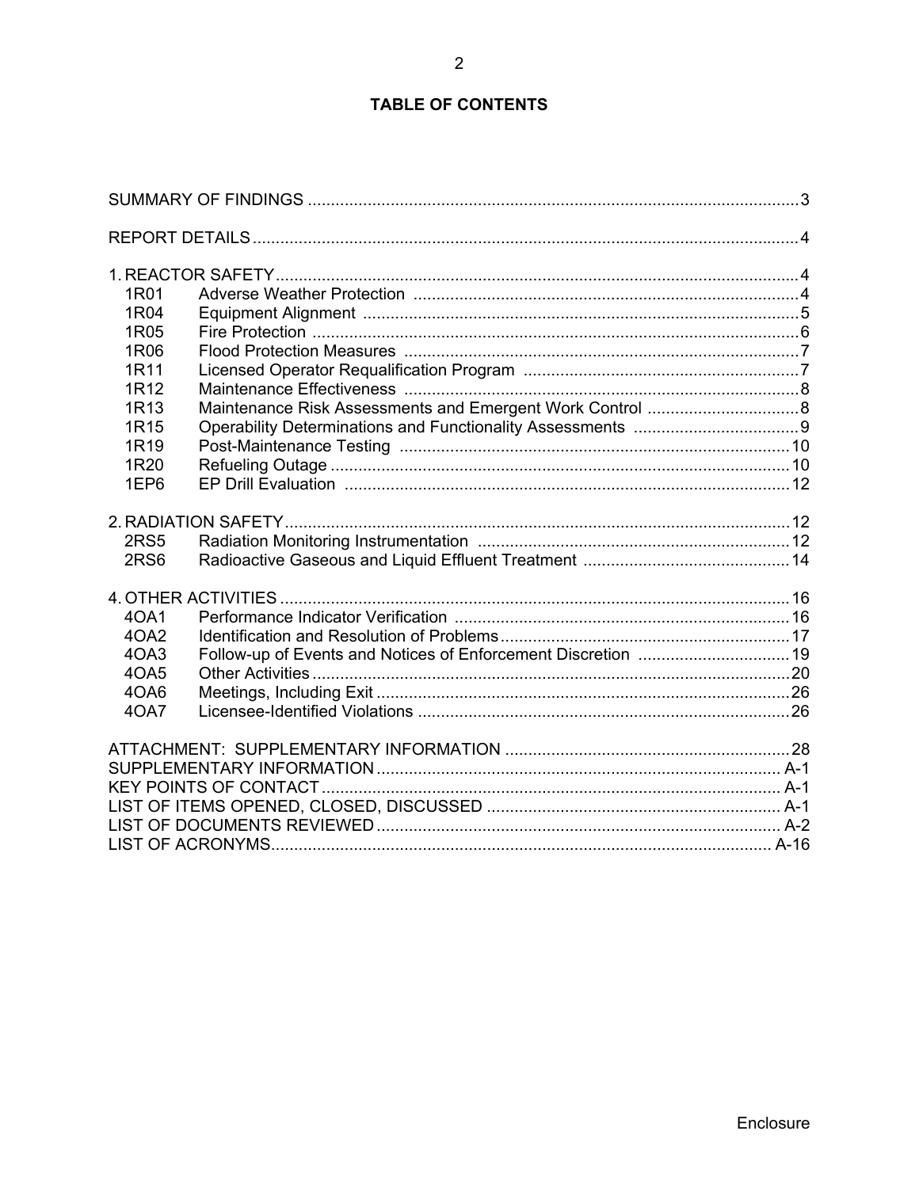# TABLE OF CONTENTS

SUMMARY OF FINDINGS ....................................................................................................3

REPORT DETAILS ............................................................................................................4

1. REACTOR SAFETY.......................................................................................................4

| | | |
|---|---|---|
| 1R01 | Adverse Weather Protection | 4 |
| 1R04 | Equipment Alignment | 5 |
| 1R05 | Fire Protection | 6 |
| 1R06 | Flood Protection Measures | 7 |
| 1R11 | Licensed Operator Requalification Program | 7 |
| 1R12 | Maintenance Effectiveness | 8 |
| 1R13 | Maintenance Risk Assessments and Emergent Work Control | 8 |
| 1R15 | Operability Determinations and Functionality Assessments | 9 |
| 1R19 | Post-Maintenance Testing | 10 |
| 1R20 | Refueling Outage | 10 |
| 1EP6 | EP Drill Evaluation | 12 |

2. RADIATION SAFETY...................................................................................................12

| | | |
|---|---|---|
| 2RS5 | Radiation Monitoring Instrumentation | 12 |
| 2RS6 | Radioactive Gaseous and Liquid Effluent Treatment | 14 |

4. OTHER ACTIVITIES ....................................................................................................16

| | | |
|---|---|---|
| 4OA1 | Performance Indicator Verification | 16 |
| 4OA2 | Identification and Resolution of Problems | 17 |
| 4OA3 | Follow-up of Events and Notices of Enforcement Discretion | 19 |
| 4OA5 | Other Activities | 20 |
| 4OA6 | Meetings, Including Exit | 26 |
| 4OA7 | Licensee-Identified Violations | 26 |

ATTACHMENT: SUPPLEMENTARY INFORMATION ..................................................28

SUPPLEMENTARY INFORMATION ............................................................................ A-1

KEY POINTS OF CONTACT ...................................................................................... A-1

LIST OF ITEMS OPENED, CLOSED, DISCUSSED .................................................... A-1

LIST OF DOCUMENTS REVIEWED ............................................................................ A-2

LIST OF ACRONYMS.................................................................................................. A-16

Enclosure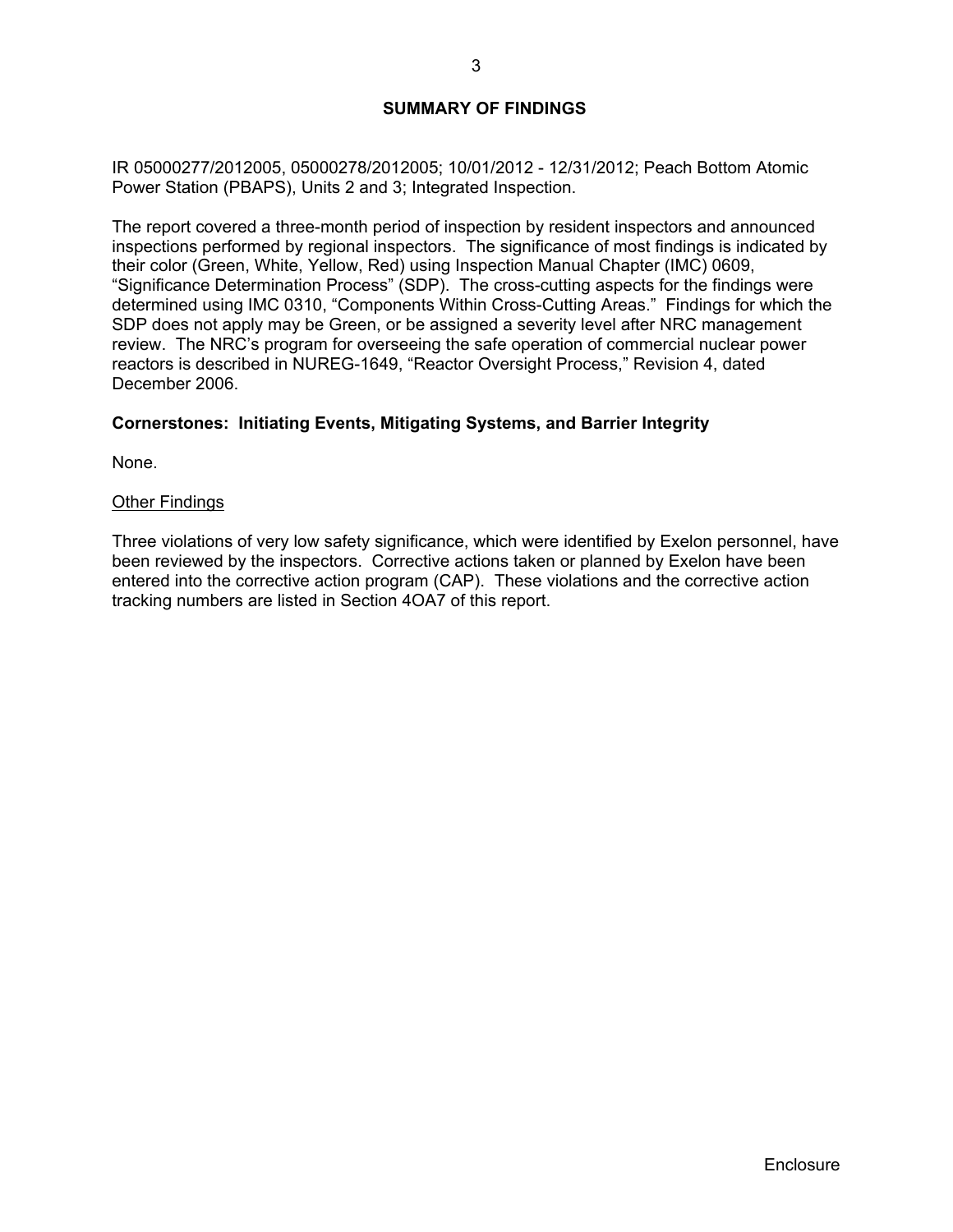## SUMMARY OF FINDINGS

IR 05000277/2012005, 05000278/2012005; 10/01/2012 - 12/31/2012; Peach Bottom Atomic Power Station (PBAPS), Units 2 and 3; Integrated Inspection.

The report covered a three-month period of inspection by resident inspectors and announced inspections performed by regional inspectors. The significance of most findings is indicated by their color (Green, White, Yellow, Red) using Inspection Manual Chapter (IMC) 0609, "Significance Determination Process" (SDP). The cross-cutting aspects for the findings were determined using IMC 0310, "Components Within Cross-Cutting Areas." Findings for which the SDP does not apply may be Green, or be assigned a severity level after NRC management review. The NRC's program for overseeing the safe operation of commercial nuclear power reactors is described in NUREG-1649, "Reactor Oversight Process," Revision 4, dated December 2006.

### Cornerstones: Initiating Events, Mitigating Systems, and Barrier Integrity

None.

Other Findings

Three violations of very low safety significance, which were identified by Exelon personnel, have been reviewed by the inspectors. Corrective actions taken or planned by Exelon have been entered into the corrective action program (CAP). These violations and the corrective action tracking numbers are listed in Section 4OA7 of this report.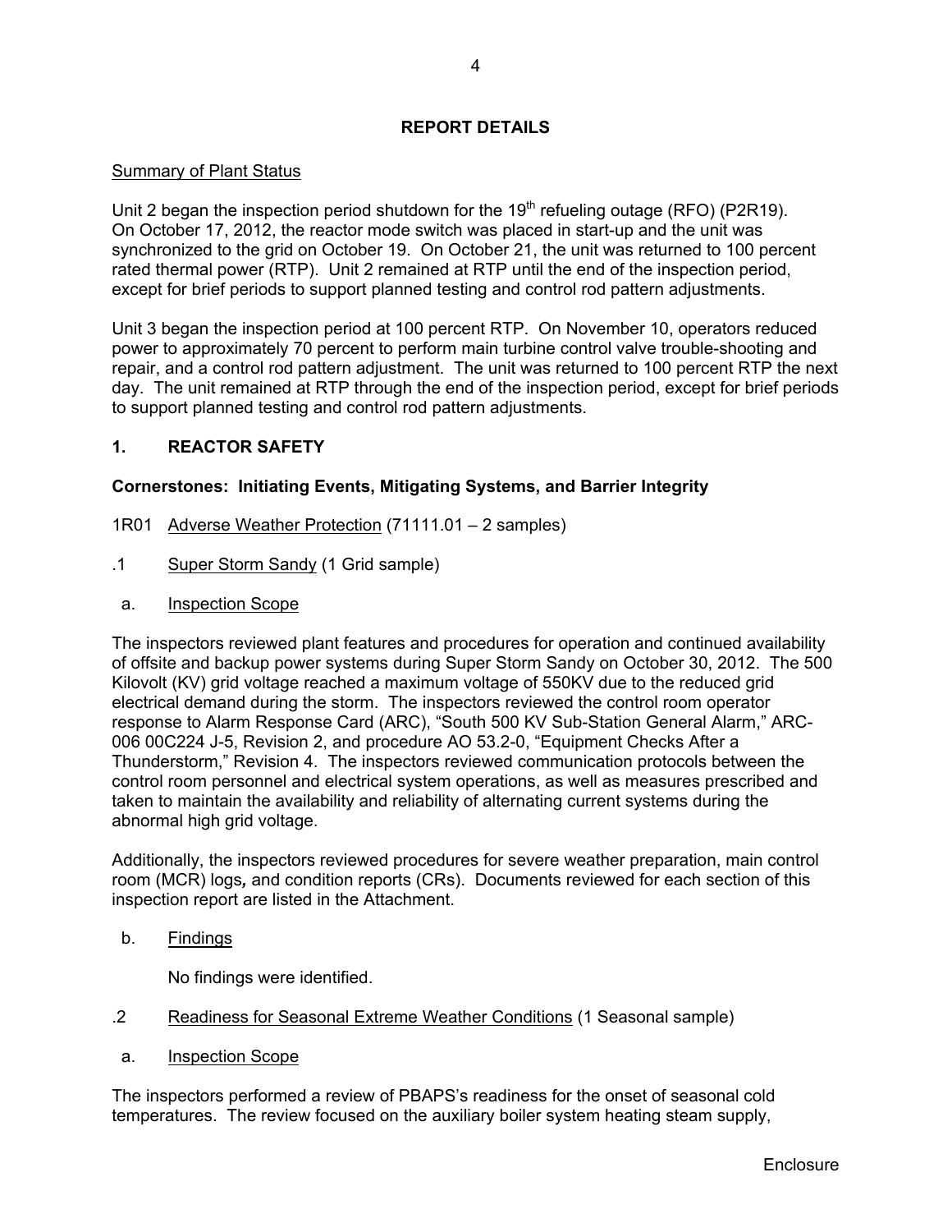## REPORT DETAILS

Summary of Plant Status

Unit 2 began the inspection period shutdown for the 19th refueling outage (RFO) (P2R19). On October 17, 2012, the reactor mode switch was placed in start-up and the unit was synchronized to the grid on October 19. On October 21, the unit was returned to 100 percent rated thermal power (RTP). Unit 2 remained at RTP until the end of the inspection period, except for brief periods to support planned testing and control rod pattern adjustments.

Unit 3 began the inspection period at 100 percent RTP. On November 10, operators reduced power to approximately 70 percent to perform main turbine control valve trouble-shooting and repair, and a control rod pattern adjustment. The unit was returned to 100 percent RTP the next day. The unit remained at RTP through the end of the inspection period, except for brief periods to support planned testing and control rod pattern adjustments.

### 1. REACTOR SAFETY

**Cornerstones: Initiating Events, Mitigating Systems, and Barrier Integrity**

1R01 Adverse Weather Protection (71111.01 – 2 samples)

.1 Super Storm Sandy (1 Grid sample)

a. Inspection Scope

The inspectors reviewed plant features and procedures for operation and continued availability of offsite and backup power systems during Super Storm Sandy on October 30, 2012. The 500 Kilovolt (KV) grid voltage reached a maximum voltage of 550KV due to the reduced grid electrical demand during the storm. The inspectors reviewed the control room operator response to Alarm Response Card (ARC), "South 500 KV Sub-Station General Alarm," ARC-006 00C224 J-5, Revision 2, and procedure AO 53.2-0, "Equipment Checks After a Thunderstorm," Revision 4. The inspectors reviewed communication protocols between the control room personnel and electrical system operations, as well as measures prescribed and taken to maintain the availability and reliability of alternating current systems during the abnormal high grid voltage.

Additionally, the inspectors reviewed procedures for severe weather preparation, main control room (MCR) logs**,** and condition reports (CRs). Documents reviewed for each section of this inspection report are listed in the Attachment.

b. Findings

No findings were identified.

.2 Readiness for Seasonal Extreme Weather Conditions (1 Seasonal sample)

a. Inspection Scope

The inspectors performed a review of PBAPS's readiness for the onset of seasonal cold temperatures. The review focused on the auxiliary boiler system heating steam supply,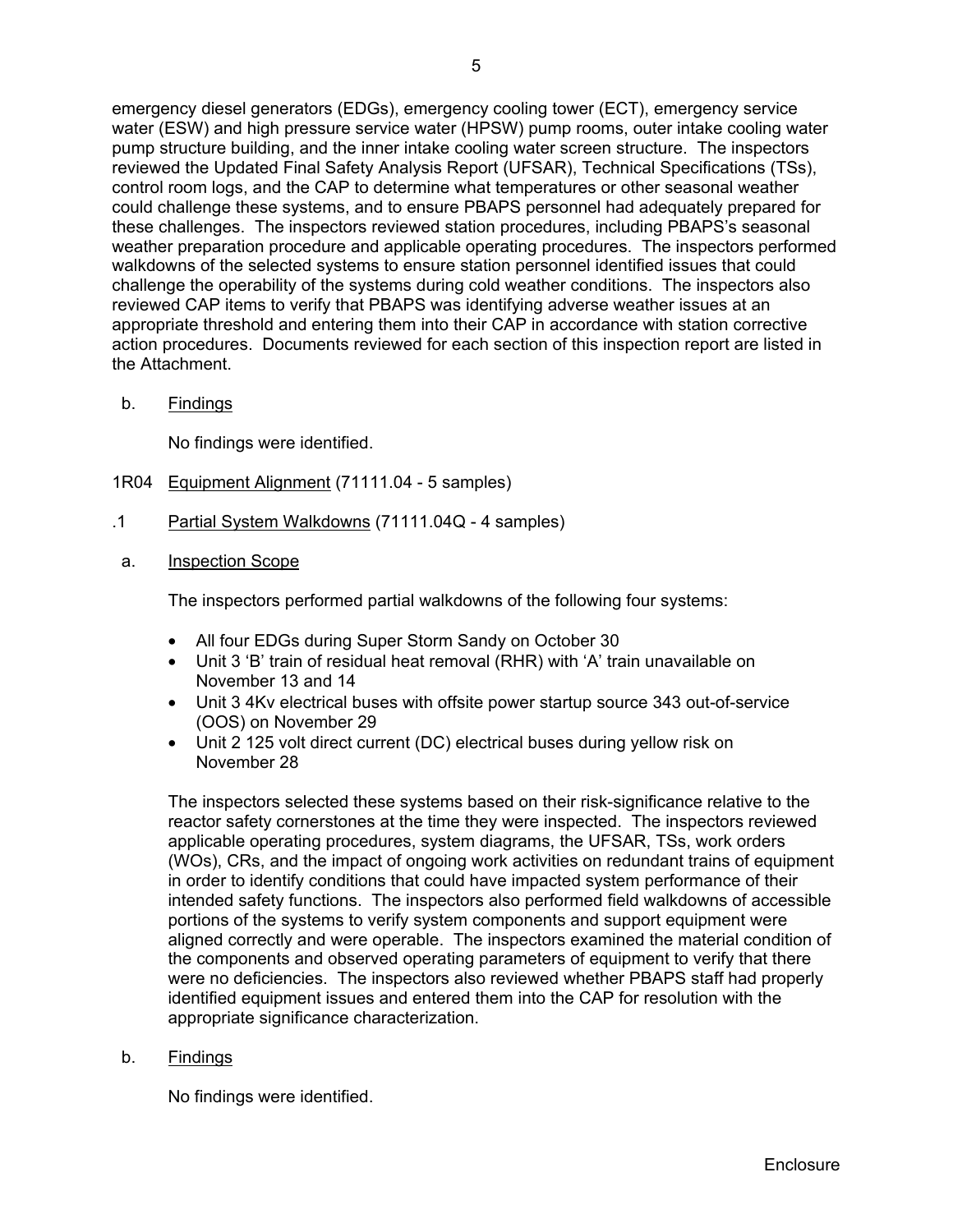emergency diesel generators (EDGs), emergency cooling tower (ECT), emergency service water (ESW) and high pressure service water (HPSW) pump rooms, outer intake cooling water pump structure building, and the inner intake cooling water screen structure. The inspectors reviewed the Updated Final Safety Analysis Report (UFSAR), Technical Specifications (TSs), control room logs, and the CAP to determine what temperatures or other seasonal weather could challenge these systems, and to ensure PBAPS personnel had adequately prepared for these challenges. The inspectors reviewed station procedures, including PBAPS's seasonal weather preparation procedure and applicable operating procedures. The inspectors performed walkdowns of the selected systems to ensure station personnel identified issues that could challenge the operability of the systems during cold weather conditions. The inspectors also reviewed CAP items to verify that PBAPS was identifying adverse weather issues at an appropriate threshold and entering them into their CAP in accordance with station corrective action procedures. Documents reviewed for each section of this inspection report are listed in the Attachment.

b. Findings

No findings were identified.

1R04 Equipment Alignment (71111.04 - 5 samples)

.1 Partial System Walkdowns (71111.04Q - 4 samples)

a. Inspection Scope

The inspectors performed partial walkdowns of the following four systems:

- All four EDGs during Super Storm Sandy on October 30
- Unit 3 'B' train of residual heat removal (RHR) with 'A' train unavailable on November 13 and 14
- Unit 3 4Kv electrical buses with offsite power startup source 343 out-of-service (OOS) on November 29
- Unit 2 125 volt direct current (DC) electrical buses during yellow risk on November 28

The inspectors selected these systems based on their risk-significance relative to the reactor safety cornerstones at the time they were inspected. The inspectors reviewed applicable operating procedures, system diagrams, the UFSAR, TSs, work orders (WOs), CRs, and the impact of ongoing work activities on redundant trains of equipment in order to identify conditions that could have impacted system performance of their intended safety functions. The inspectors also performed field walkdowns of accessible portions of the systems to verify system components and support equipment were aligned correctly and were operable. The inspectors examined the material condition of the components and observed operating parameters of equipment to verify that there were no deficiencies. The inspectors also reviewed whether PBAPS staff had properly identified equipment issues and entered them into the CAP for resolution with the appropriate significance characterization.

b. Findings

No findings were identified.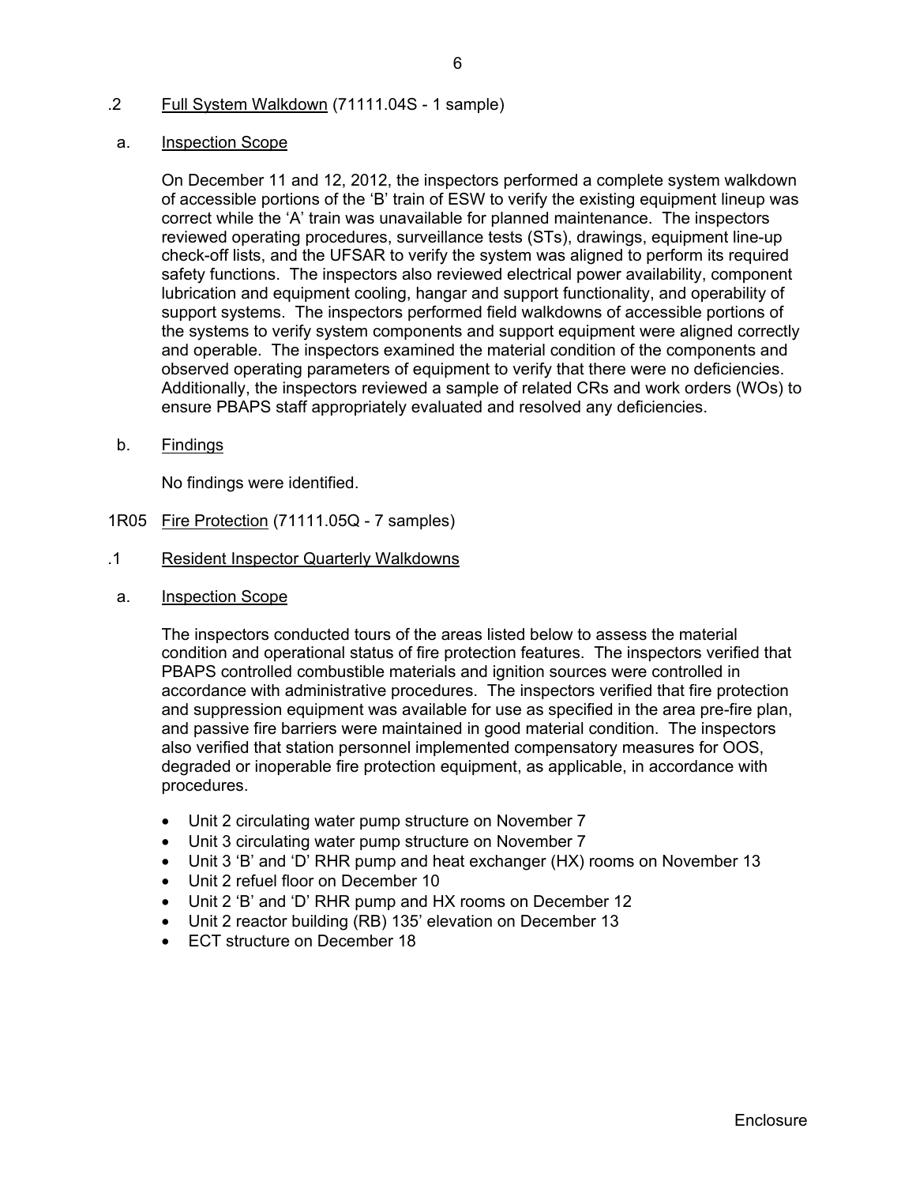.2 Full System Walkdown (71111.04S - 1 sample)

a. Inspection Scope

On December 11 and 12, 2012, the inspectors performed a complete system walkdown of accessible portions of the 'B' train of ESW to verify the existing equipment lineup was correct while the 'A' train was unavailable for planned maintenance. The inspectors reviewed operating procedures, surveillance tests (STs), drawings, equipment line-up check-off lists, and the UFSAR to verify the system was aligned to perform its required safety functions. The inspectors also reviewed electrical power availability, component lubrication and equipment cooling, hangar and support functionality, and operability of support systems. The inspectors performed field walkdowns of accessible portions of the systems to verify system components and support equipment were aligned correctly and operable. The inspectors examined the material condition of the components and observed operating parameters of equipment to verify that there were no deficiencies. Additionally, the inspectors reviewed a sample of related CRs and work orders (WOs) to ensure PBAPS staff appropriately evaluated and resolved any deficiencies.

b. Findings

No findings were identified.

1R05 Fire Protection (71111.05Q - 7 samples)

.1 Resident Inspector Quarterly Walkdowns

a. Inspection Scope

The inspectors conducted tours of the areas listed below to assess the material condition and operational status of fire protection features. The inspectors verified that PBAPS controlled combustible materials and ignition sources were controlled in accordance with administrative procedures. The inspectors verified that fire protection and suppression equipment was available for use as specified in the area pre-fire plan, and passive fire barriers were maintained in good material condition. The inspectors also verified that station personnel implemented compensatory measures for OOS, degraded or inoperable fire protection equipment, as applicable, in accordance with procedures.

- Unit 2 circulating water pump structure on November 7
- Unit 3 circulating water pump structure on November 7
- Unit 3 'B' and 'D' RHR pump and heat exchanger (HX) rooms on November 13
- Unit 2 refuel floor on December 10
- Unit 2 'B' and 'D' RHR pump and HX rooms on December 12
- Unit 2 reactor building (RB) 135' elevation on December 13
- ECT structure on December 18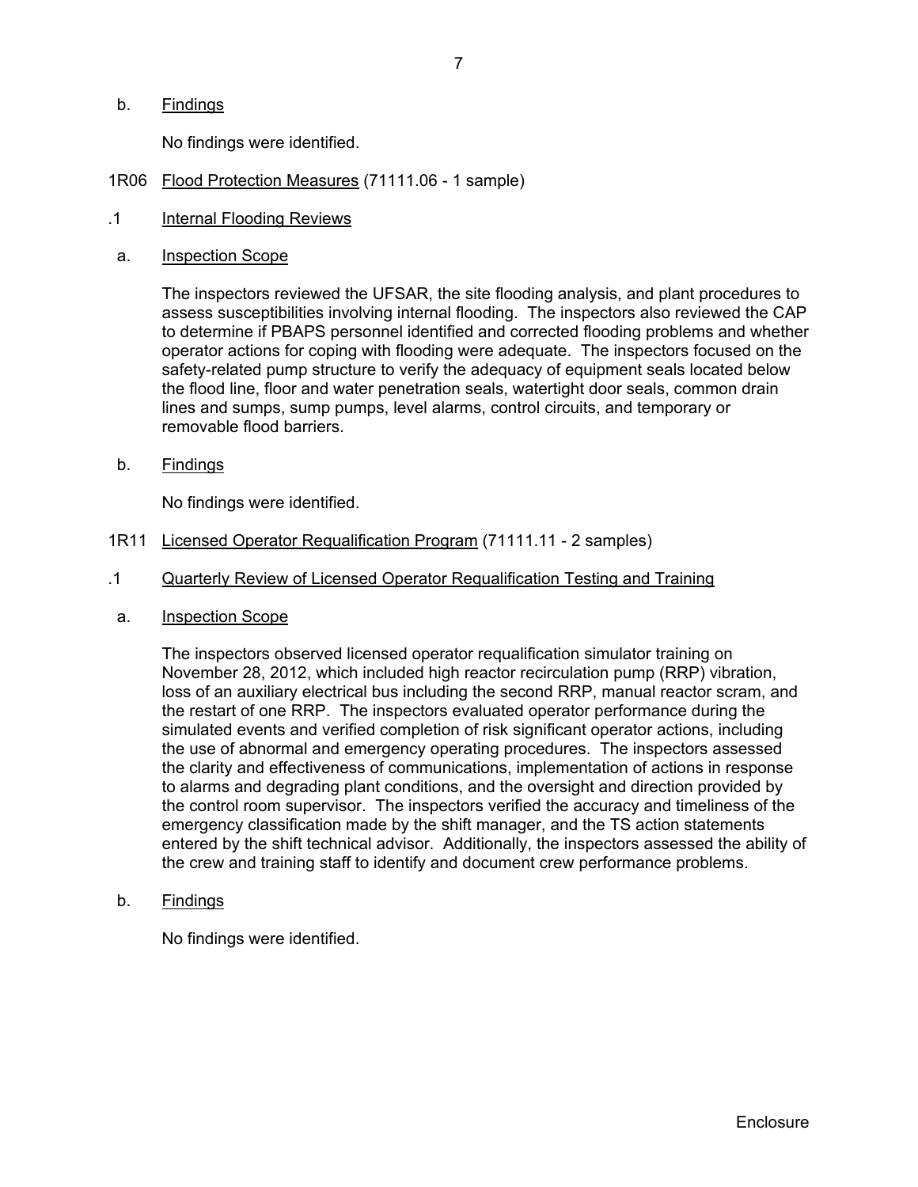b. Findings

No findings were identified.

1R06 Flood Protection Measures (71111.06 - 1 sample)

.1 Internal Flooding Reviews

a. Inspection Scope

The inspectors reviewed the UFSAR, the site flooding analysis, and plant procedures to assess susceptibilities involving internal flooding. The inspectors also reviewed the CAP to determine if PBAPS personnel identified and corrected flooding problems and whether operator actions for coping with flooding were adequate. The inspectors focused on the safety-related pump structure to verify the adequacy of equipment seals located below the flood line, floor and water penetration seals, watertight door seals, common drain lines and sumps, sump pumps, level alarms, control circuits, and temporary or removable flood barriers.

b. Findings

No findings were identified.

1R11 Licensed Operator Requalification Program (71111.11 - 2 samples)

.1 Quarterly Review of Licensed Operator Requalification Testing and Training

a. Inspection Scope

The inspectors observed licensed operator requalification simulator training on November 28, 2012, which included high reactor recirculation pump (RRP) vibration, loss of an auxiliary electrical bus including the second RRP, manual reactor scram, and the restart of one RRP. The inspectors evaluated operator performance during the simulated events and verified completion of risk significant operator actions, including the use of abnormal and emergency operating procedures. The inspectors assessed the clarity and effectiveness of communications, implementation of actions in response to alarms and degrading plant conditions, and the oversight and direction provided by the control room supervisor. The inspectors verified the accuracy and timeliness of the emergency classification made by the shift manager, and the TS action statements entered by the shift technical advisor. Additionally, the inspectors assessed the ability of the crew and training staff to identify and document crew performance problems.

b. Findings

No findings were identified.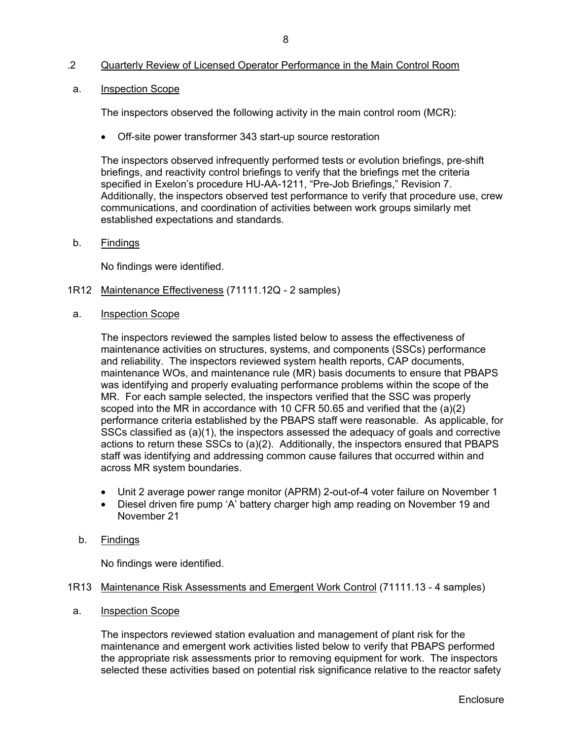.2 Quarterly Review of Licensed Operator Performance in the Main Control Room

a. Inspection Scope

The inspectors observed the following activity in the main control room (MCR):

- Off-site power transformer 343 start-up source restoration

The inspectors observed infrequently performed tests or evolution briefings, pre-shift briefings, and reactivity control briefings to verify that the briefings met the criteria specified in Exelon's procedure HU-AA-1211, "Pre-Job Briefings," Revision 7. Additionally, the inspectors observed test performance to verify that procedure use, crew communications, and coordination of activities between work groups similarly met established expectations and standards.

b. Findings

No findings were identified.

1R12 Maintenance Effectiveness (71111.12Q - 2 samples)

a. Inspection Scope

The inspectors reviewed the samples listed below to assess the effectiveness of maintenance activities on structures, systems, and components (SSCs) performance and reliability. The inspectors reviewed system health reports, CAP documents, maintenance WOs, and maintenance rule (MR) basis documents to ensure that PBAPS was identifying and properly evaluating performance problems within the scope of the MR. For each sample selected, the inspectors verified that the SSC was properly scoped into the MR in accordance with 10 CFR 50.65 and verified that the (a)(2) performance criteria established by the PBAPS staff were reasonable. As applicable, for SSCs classified as (a)(1), the inspectors assessed the adequacy of goals and corrective actions to return these SSCs to (a)(2). Additionally, the inspectors ensured that PBAPS staff was identifying and addressing common cause failures that occurred within and across MR system boundaries.

- Unit 2 average power range monitor (APRM) 2-out-of-4 voter failure on November 1
- Diesel driven fire pump 'A' battery charger high amp reading on November 19 and November 21

b. Findings

No findings were identified.

1R13 Maintenance Risk Assessments and Emergent Work Control (71111.13 - 4 samples)

a. Inspection Scope

The inspectors reviewed station evaluation and management of plant risk for the maintenance and emergent work activities listed below to verify that PBAPS performed the appropriate risk assessments prior to removing equipment for work. The inspectors selected these activities based on potential risk significance relative to the reactor safety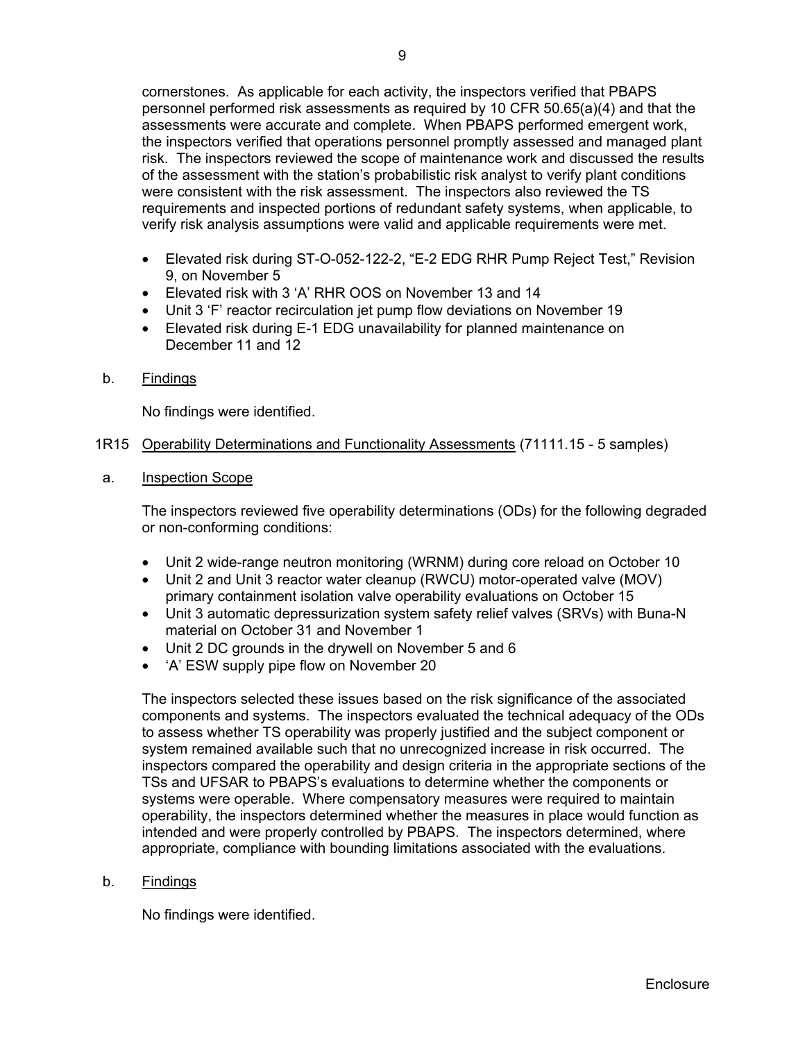cornerstones. As applicable for each activity, the inspectors verified that PBAPS personnel performed risk assessments as required by 10 CFR 50.65(a)(4) and that the assessments were accurate and complete. When PBAPS performed emergent work, the inspectors verified that operations personnel promptly assessed and managed plant risk. The inspectors reviewed the scope of maintenance work and discussed the results of the assessment with the station's probabilistic risk analyst to verify plant conditions were consistent with the risk assessment. The inspectors also reviewed the TS requirements and inspected portions of redundant safety systems, when applicable, to verify risk analysis assumptions were valid and applicable requirements were met.

- Elevated risk during ST-O-052-122-2, "E-2 EDG RHR Pump Reject Test," Revision 9, on November 5
- Elevated risk with 3 'A' RHR OOS on November 13 and 14
- Unit 3 'F' reactor recirculation jet pump flow deviations on November 19
- Elevated risk during E-1 EDG unavailability for planned maintenance on December 11 and 12

b. Findings

No findings were identified.

## 1R15 Operability Determinations and Functionality Assessments (71111.15 - 5 samples)

a. Inspection Scope

The inspectors reviewed five operability determinations (ODs) for the following degraded or non-conforming conditions:

- Unit 2 wide-range neutron monitoring (WRNM) during core reload on October 10
- Unit 2 and Unit 3 reactor water cleanup (RWCU) motor-operated valve (MOV) primary containment isolation valve operability evaluations on October 15
- Unit 3 automatic depressurization system safety relief valves (SRVs) with Buna-N material on October 31 and November 1
- Unit 2 DC grounds in the drywell on November 5 and 6
- 'A' ESW supply pipe flow on November 20

The inspectors selected these issues based on the risk significance of the associated components and systems. The inspectors evaluated the technical adequacy of the ODs to assess whether TS operability was properly justified and the subject component or system remained available such that no unrecognized increase in risk occurred. The inspectors compared the operability and design criteria in the appropriate sections of the TSs and UFSAR to PBAPS's evaluations to determine whether the components or systems were operable. Where compensatory measures were required to maintain operability, the inspectors determined whether the measures in place would function as intended and were properly controlled by PBAPS. The inspectors determined, where appropriate, compliance with bounding limitations associated with the evaluations.

b. Findings

No findings were identified.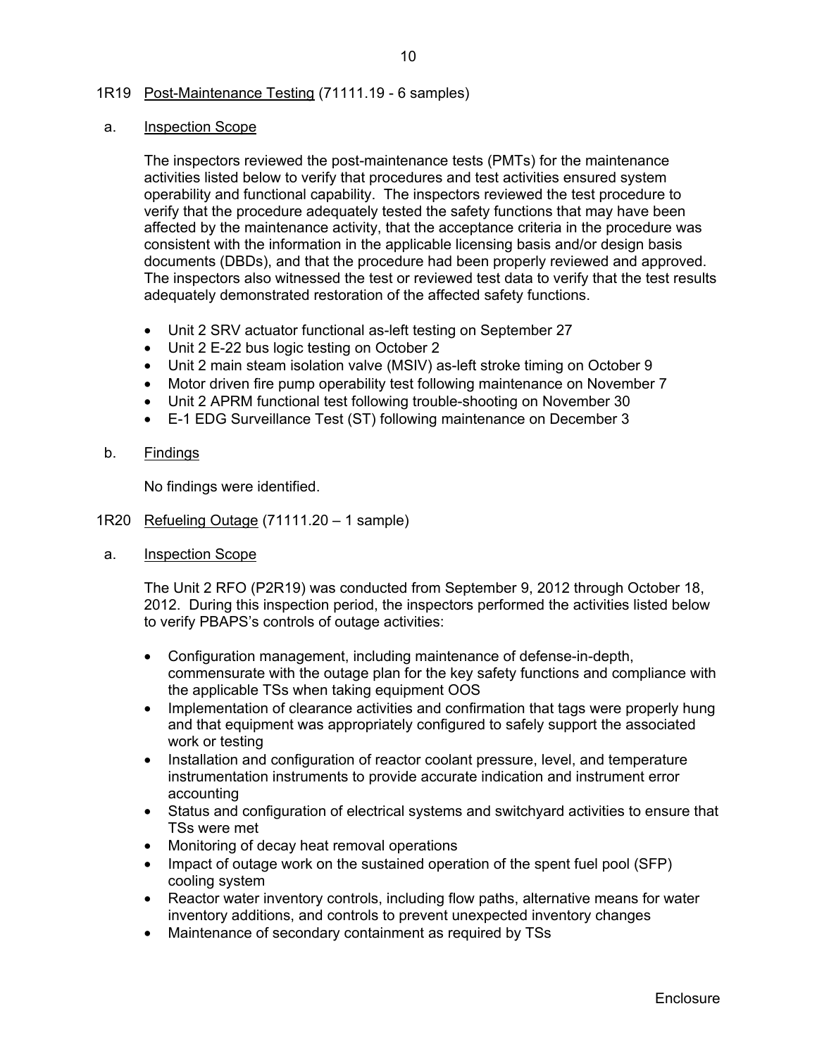1R19 Post-Maintenance Testing (71111.19 - 6 samples)

a. Inspection Scope

The inspectors reviewed the post-maintenance tests (PMTs) for the maintenance activities listed below to verify that procedures and test activities ensured system operability and functional capability. The inspectors reviewed the test procedure to verify that the procedure adequately tested the safety functions that may have been affected by the maintenance activity, that the acceptance criteria in the procedure was consistent with the information in the applicable licensing basis and/or design basis documents (DBDs), and that the procedure had been properly reviewed and approved. The inspectors also witnessed the test or reviewed test data to verify that the test results adequately demonstrated restoration of the affected safety functions.

- Unit 2 SRV actuator functional as-left testing on September 27
- Unit 2 E-22 bus logic testing on October 2
- Unit 2 main steam isolation valve (MSIV) as-left stroke timing on October 9
- Motor driven fire pump operability test following maintenance on November 7
- Unit 2 APRM functional test following trouble-shooting on November 30
- E-1 EDG Surveillance Test (ST) following maintenance on December 3

b. Findings

No findings were identified.

1R20 Refueling Outage (71111.20 – 1 sample)

a. Inspection Scope

The Unit 2 RFO (P2R19) was conducted from September 9, 2012 through October 18, 2012. During this inspection period, the inspectors performed the activities listed below to verify PBAPS's controls of outage activities:

- Configuration management, including maintenance of defense-in-depth, commensurate with the outage plan for the key safety functions and compliance with the applicable TSs when taking equipment OOS
- Implementation of clearance activities and confirmation that tags were properly hung and that equipment was appropriately configured to safely support the associated work or testing
- Installation and configuration of reactor coolant pressure, level, and temperature instrumentation instruments to provide accurate indication and instrument error accounting
- Status and configuration of electrical systems and switchyard activities to ensure that TSs were met
- Monitoring of decay heat removal operations
- Impact of outage work on the sustained operation of the spent fuel pool (SFP) cooling system
- Reactor water inventory controls, including flow paths, alternative means for water inventory additions, and controls to prevent unexpected inventory changes
- Maintenance of secondary containment as required by TSs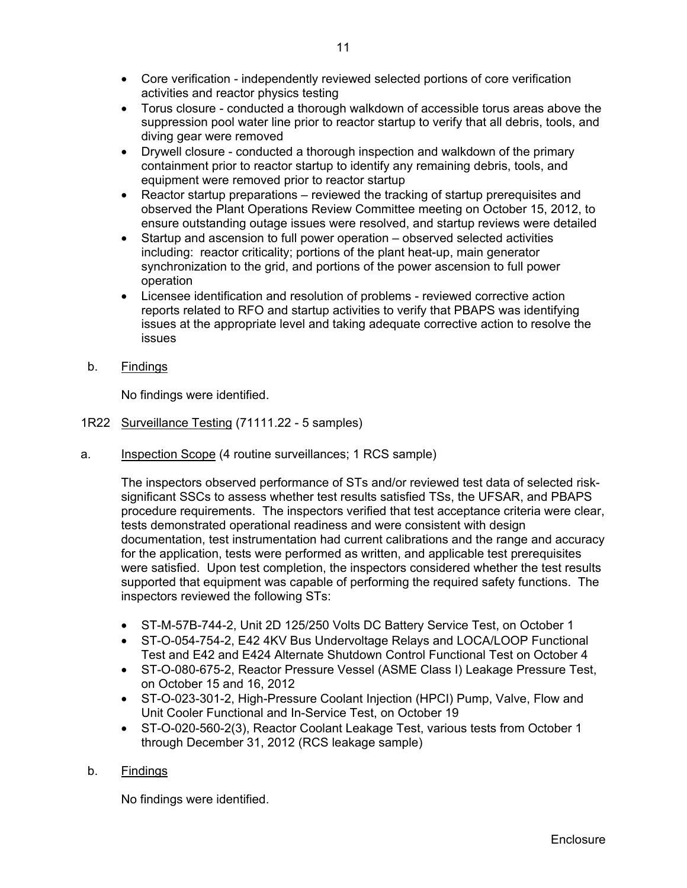- Core verification - independently reviewed selected portions of core verification activities and reactor physics testing
- Torus closure - conducted a thorough walkdown of accessible torus areas above the suppression pool water line prior to reactor startup to verify that all debris, tools, and diving gear were removed
- Drywell closure - conducted a thorough inspection and walkdown of the primary containment prior to reactor startup to identify any remaining debris, tools, and equipment were removed prior to reactor startup
- Reactor startup preparations – reviewed the tracking of startup prerequisites and observed the Plant Operations Review Committee meeting on October 15, 2012, to ensure outstanding outage issues were resolved, and startup reviews were detailed
- Startup and ascension to full power operation – observed selected activities including: reactor criticality; portions of the plant heat-up, main generator synchronization to the grid, and portions of the power ascension to full power operation
- Licensee identification and resolution of problems - reviewed corrective action reports related to RFO and startup activities to verify that PBAPS was identifying issues at the appropriate level and taking adequate corrective action to resolve the issues

b. Findings

No findings were identified.

1R22 Surveillance Testing (71111.22 - 5 samples)

a. Inspection Scope (4 routine surveillances; 1 RCS sample)

The inspectors observed performance of STs and/or reviewed test data of selected risk-significant SSCs to assess whether test results satisfied TSs, the UFSAR, and PBAPS procedure requirements. The inspectors verified that test acceptance criteria were clear, tests demonstrated operational readiness and were consistent with design documentation, test instrumentation had current calibrations and the range and accuracy for the application, tests were performed as written, and applicable test prerequisites were satisfied. Upon test completion, the inspectors considered whether the test results supported that equipment was capable of performing the required safety functions. The inspectors reviewed the following STs:

- ST-M-57B-744-2, Unit 2D 125/250 Volts DC Battery Service Test, on October 1
- ST-O-054-754-2, E42 4KV Bus Undervoltage Relays and LOCA/LOOP Functional Test and E42 and E424 Alternate Shutdown Control Functional Test on October 4
- ST-O-080-675-2, Reactor Pressure Vessel (ASME Class I) Leakage Pressure Test, on October 15 and 16, 2012
- ST-O-023-301-2, High-Pressure Coolant Injection (HPCI) Pump, Valve, Flow and Unit Cooler Functional and In-Service Test, on October 19
- ST-O-020-560-2(3), Reactor Coolant Leakage Test, various tests from October 1 through December 31, 2012 (RCS leakage sample)

b. Findings

No findings were identified.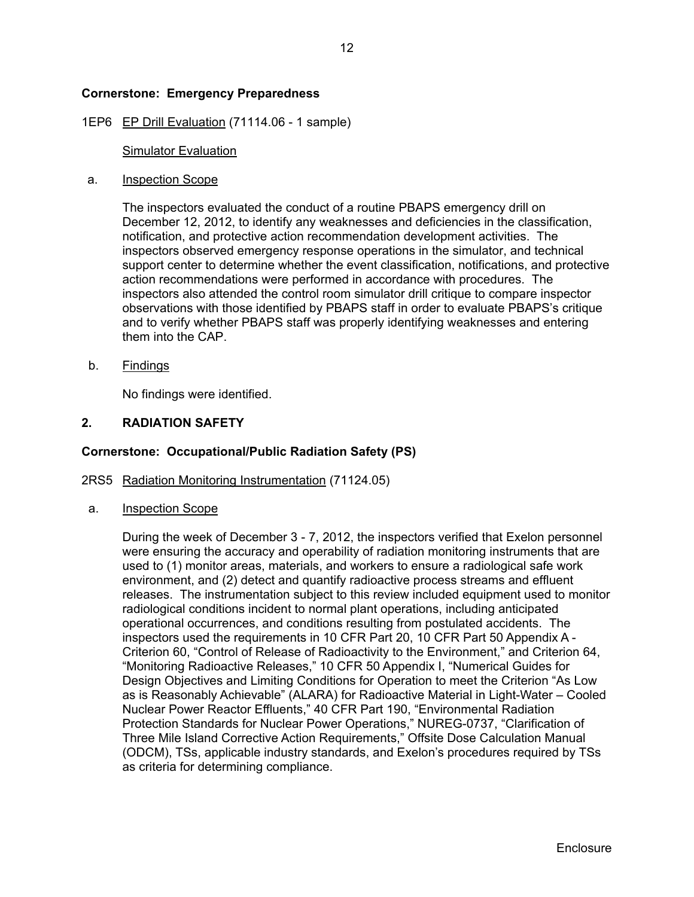**Cornerstone: Emergency Preparedness**

1EP6 EP Drill Evaluation (71114.06 - 1 sample)

Simulator Evaluation

a. Inspection Scope

The inspectors evaluated the conduct of a routine PBAPS emergency drill on December 12, 2012, to identify any weaknesses and deficiencies in the classification, notification, and protective action recommendation development activities. The inspectors observed emergency response operations in the simulator, and technical support center to determine whether the event classification, notifications, and protective action recommendations were performed in accordance with procedures. The inspectors also attended the control room simulator drill critique to compare inspector observations with those identified by PBAPS staff in order to evaluate PBAPS's critique and to verify whether PBAPS staff was properly identifying weaknesses and entering them into the CAP.

b. Findings

No findings were identified.

## 2. RADIATION SAFETY

**Cornerstone: Occupational/Public Radiation Safety (PS)**

2RS5 Radiation Monitoring Instrumentation (71124.05)

a. Inspection Scope

During the week of December 3 - 7, 2012, the inspectors verified that Exelon personnel were ensuring the accuracy and operability of radiation monitoring instruments that are used to (1) monitor areas, materials, and workers to ensure a radiological safe work environment, and (2) detect and quantify radioactive process streams and effluent releases. The instrumentation subject to this review included equipment used to monitor radiological conditions incident to normal plant operations, including anticipated operational occurrences, and conditions resulting from postulated accidents. The inspectors used the requirements in 10 CFR Part 20, 10 CFR Part 50 Appendix A - Criterion 60, "Control of Release of Radioactivity to the Environment," and Criterion 64, "Monitoring Radioactive Releases," 10 CFR 50 Appendix I, "Numerical Guides for Design Objectives and Limiting Conditions for Operation to meet the Criterion "As Low as is Reasonably Achievable" (ALARA) for Radioactive Material in Light-Water – Cooled Nuclear Power Reactor Effluents," 40 CFR Part 190, "Environmental Radiation Protection Standards for Nuclear Power Operations," NUREG-0737, "Clarification of Three Mile Island Corrective Action Requirements," Offsite Dose Calculation Manual (ODCM), TSs, applicable industry standards, and Exelon's procedures required by TSs as criteria for determining compliance.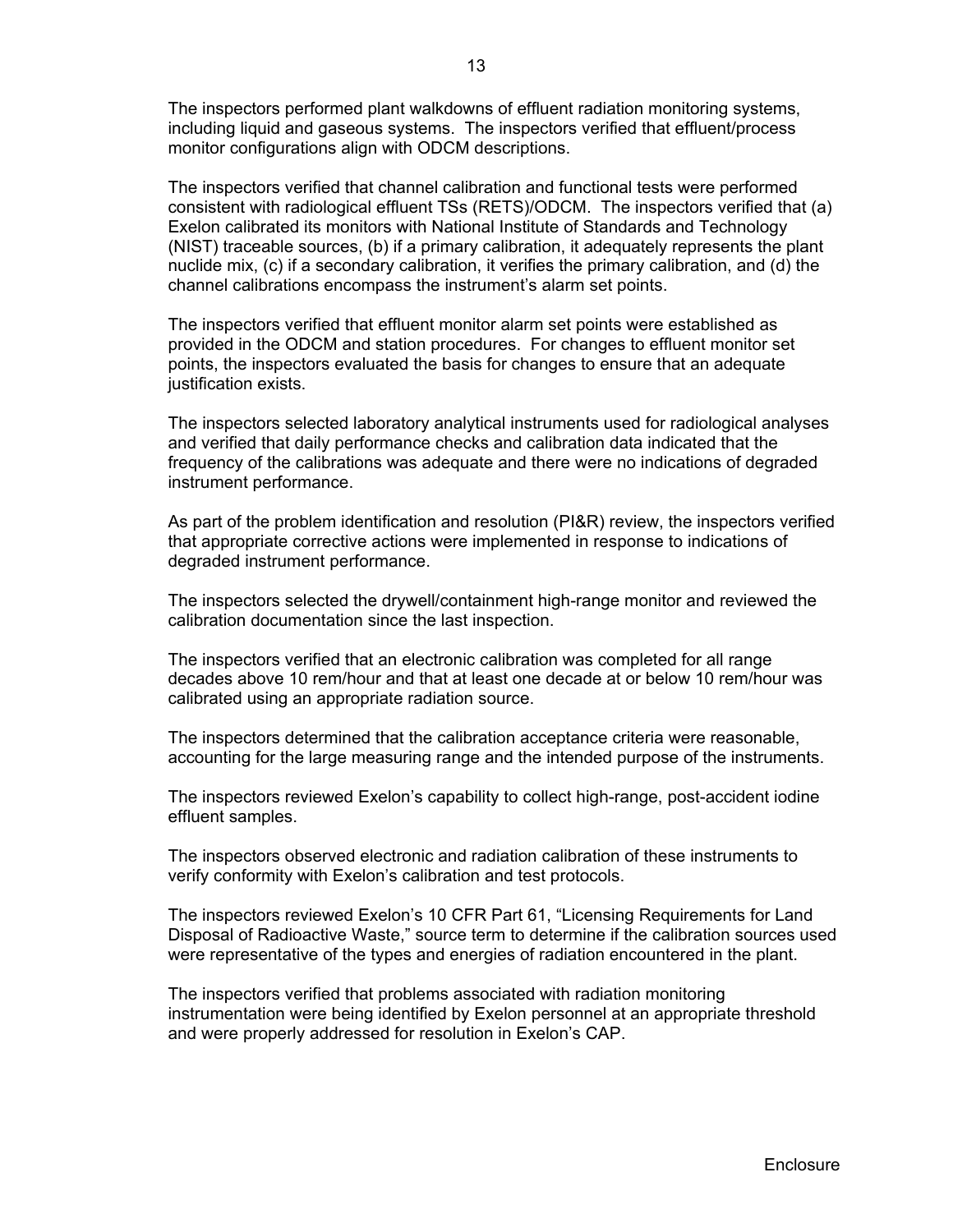The inspectors performed plant walkdowns of effluent radiation monitoring systems, including liquid and gaseous systems. The inspectors verified that effluent/process monitor configurations align with ODCM descriptions.

The inspectors verified that channel calibration and functional tests were performed consistent with radiological effluent TSs (RETS)/ODCM. The inspectors verified that (a) Exelon calibrated its monitors with National Institute of Standards and Technology (NIST) traceable sources, (b) if a primary calibration, it adequately represents the plant nuclide mix, (c) if a secondary calibration, it verifies the primary calibration, and (d) the channel calibrations encompass the instrument's alarm set points.

The inspectors verified that effluent monitor alarm set points were established as provided in the ODCM and station procedures. For changes to effluent monitor set points, the inspectors evaluated the basis for changes to ensure that an adequate justification exists.

The inspectors selected laboratory analytical instruments used for radiological analyses and verified that daily performance checks and calibration data indicated that the frequency of the calibrations was adequate and there were no indications of degraded instrument performance.

As part of the problem identification and resolution (PI&R) review, the inspectors verified that appropriate corrective actions were implemented in response to indications of degraded instrument performance.

The inspectors selected the drywell/containment high-range monitor and reviewed the calibration documentation since the last inspection.

The inspectors verified that an electronic calibration was completed for all range decades above 10 rem/hour and that at least one decade at or below 10 rem/hour was calibrated using an appropriate radiation source.

The inspectors determined that the calibration acceptance criteria were reasonable, accounting for the large measuring range and the intended purpose of the instruments.

The inspectors reviewed Exelon's capability to collect high-range, post-accident iodine effluent samples.

The inspectors observed electronic and radiation calibration of these instruments to verify conformity with Exelon's calibration and test protocols.

The inspectors reviewed Exelon's 10 CFR Part 61, "Licensing Requirements for Land Disposal of Radioactive Waste," source term to determine if the calibration sources used were representative of the types and energies of radiation encountered in the plant.

The inspectors verified that problems associated with radiation monitoring instrumentation were being identified by Exelon personnel at an appropriate threshold and were properly addressed for resolution in Exelon's CAP.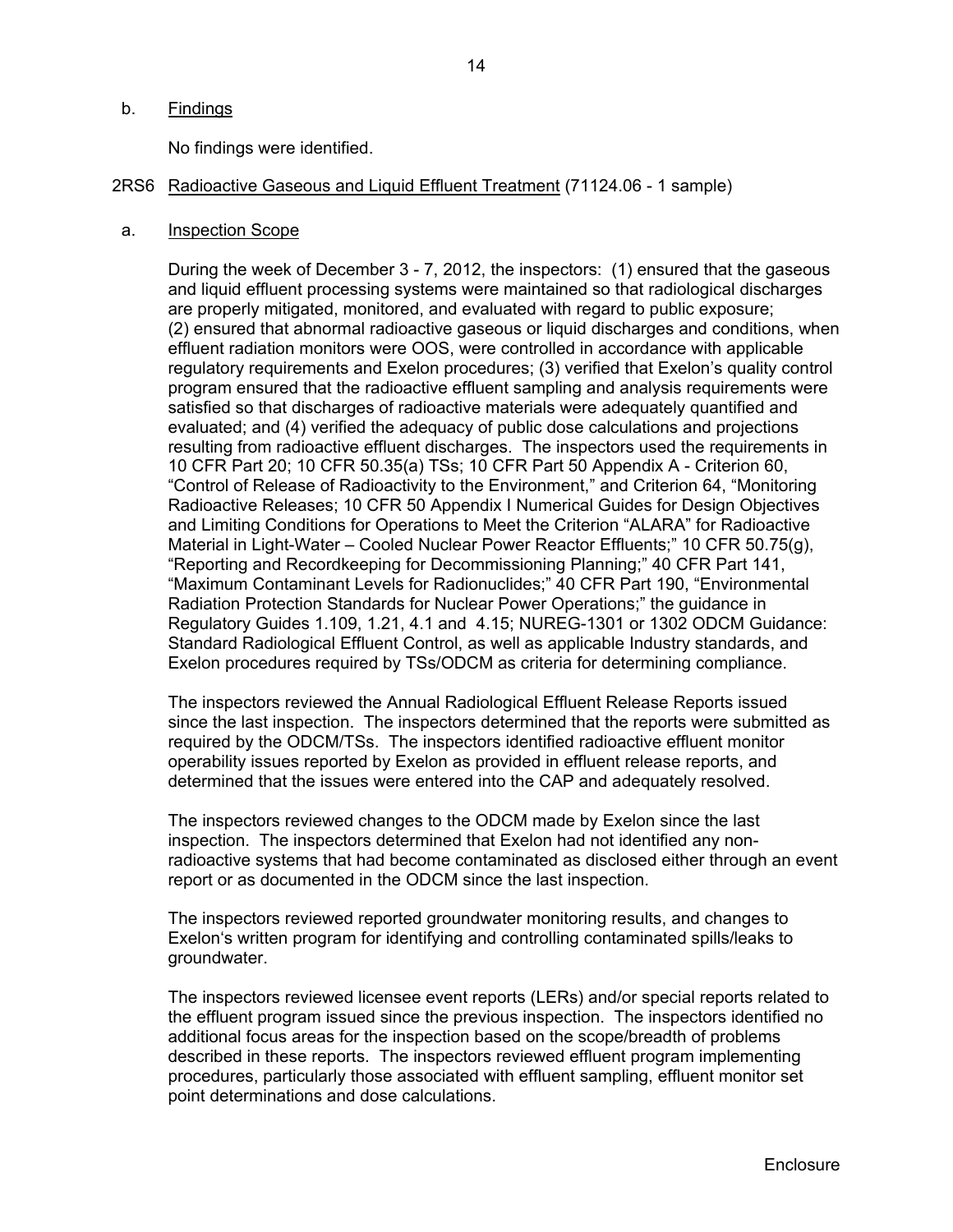b. Findings

No findings were identified.

2RS6 Radioactive Gaseous and Liquid Effluent Treatment (71124.06 - 1 sample)

a. Inspection Scope

During the week of December 3 - 7, 2012, the inspectors: (1) ensured that the gaseous and liquid effluent processing systems were maintained so that radiological discharges are properly mitigated, monitored, and evaluated with regard to public exposure; (2) ensured that abnormal radioactive gaseous or liquid discharges and conditions, when effluent radiation monitors were OOS, were controlled in accordance with applicable regulatory requirements and Exelon procedures; (3) verified that Exelon's quality control program ensured that the radioactive effluent sampling and analysis requirements were satisfied so that discharges of radioactive materials were adequately quantified and evaluated; and (4) verified the adequacy of public dose calculations and projections resulting from radioactive effluent discharges. The inspectors used the requirements in 10 CFR Part 20; 10 CFR 50.35(a) TSs; 10 CFR Part 50 Appendix A - Criterion 60, "Control of Release of Radioactivity to the Environment," and Criterion 64, "Monitoring Radioactive Releases; 10 CFR 50 Appendix I Numerical Guides for Design Objectives and Limiting Conditions for Operations to Meet the Criterion "ALARA" for Radioactive Material in Light-Water – Cooled Nuclear Power Reactor Effluents;" 10 CFR 50.75(g), "Reporting and Recordkeeping for Decommissioning Planning;" 40 CFR Part 141, "Maximum Contaminant Levels for Radionuclides;" 40 CFR Part 190, "Environmental Radiation Protection Standards for Nuclear Power Operations;" the guidance in Regulatory Guides 1.109, 1.21, 4.1 and 4.15; NUREG-1301 or 1302 ODCM Guidance: Standard Radiological Effluent Control, as well as applicable Industry standards, and Exelon procedures required by TSs/ODCM as criteria for determining compliance.

The inspectors reviewed the Annual Radiological Effluent Release Reports issued since the last inspection. The inspectors determined that the reports were submitted as required by the ODCM/TSs. The inspectors identified radioactive effluent monitor operability issues reported by Exelon as provided in effluent release reports, and determined that the issues were entered into the CAP and adequately resolved.

The inspectors reviewed changes to the ODCM made by Exelon since the last inspection. The inspectors determined that Exelon had not identified any non-radioactive systems that had become contaminated as disclosed either through an event report or as documented in the ODCM since the last inspection.

The inspectors reviewed reported groundwater monitoring results, and changes to Exelon's written program for identifying and controlling contaminated spills/leaks to groundwater.

The inspectors reviewed licensee event reports (LERs) and/or special reports related to the effluent program issued since the previous inspection. The inspectors identified no additional focus areas for the inspection based on the scope/breadth of problems described in these reports. The inspectors reviewed effluent program implementing procedures, particularly those associated with effluent sampling, effluent monitor set point determinations and dose calculations.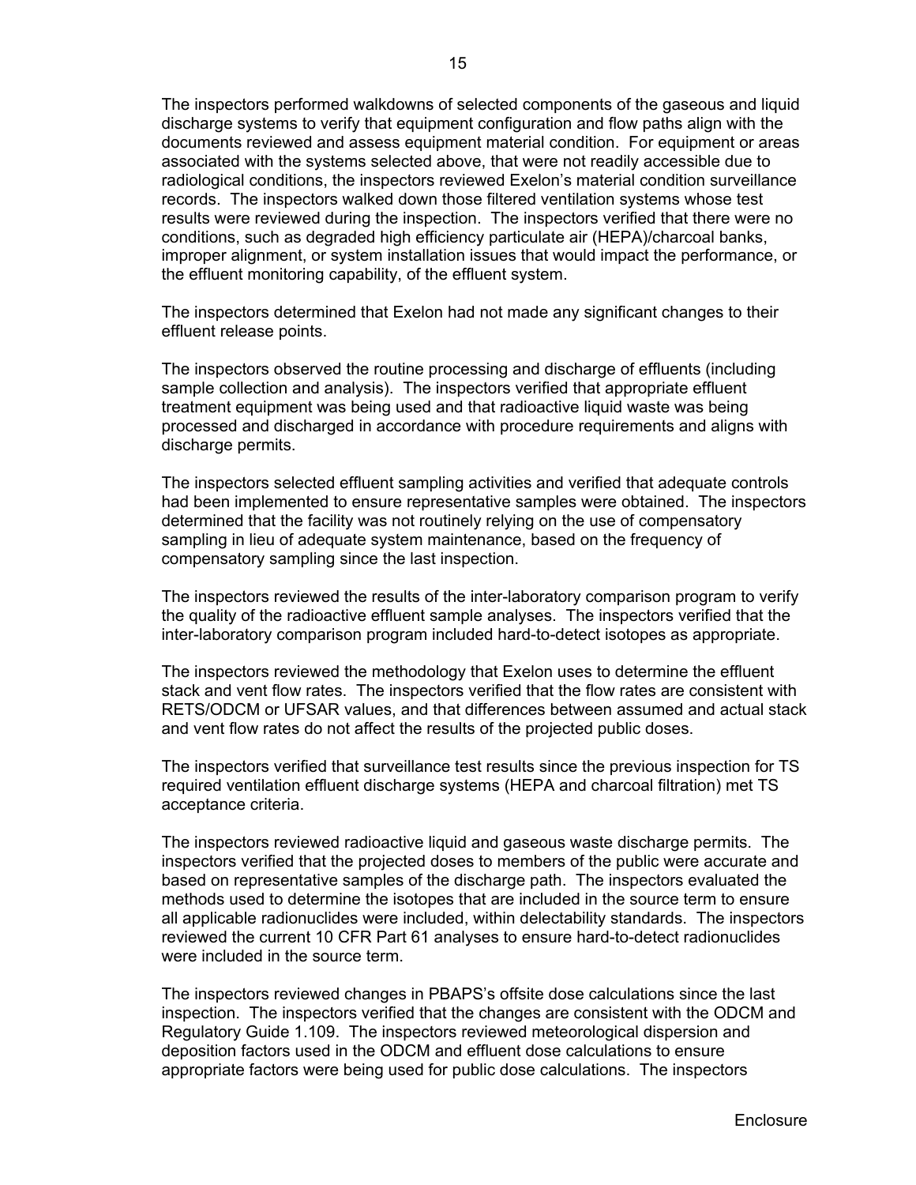The inspectors performed walkdowns of selected components of the gaseous and liquid discharge systems to verify that equipment configuration and flow paths align with the documents reviewed and assess equipment material condition. For equipment or areas associated with the systems selected above, that were not readily accessible due to radiological conditions, the inspectors reviewed Exelon's material condition surveillance records. The inspectors walked down those filtered ventilation systems whose test results were reviewed during the inspection. The inspectors verified that there were no conditions, such as degraded high efficiency particulate air (HEPA)/charcoal banks, improper alignment, or system installation issues that would impact the performance, or the effluent monitoring capability, of the effluent system.

The inspectors determined that Exelon had not made any significant changes to their effluent release points.

The inspectors observed the routine processing and discharge of effluents (including sample collection and analysis). The inspectors verified that appropriate effluent treatment equipment was being used and that radioactive liquid waste was being processed and discharged in accordance with procedure requirements and aligns with discharge permits.

The inspectors selected effluent sampling activities and verified that adequate controls had been implemented to ensure representative samples were obtained. The inspectors determined that the facility was not routinely relying on the use of compensatory sampling in lieu of adequate system maintenance, based on the frequency of compensatory sampling since the last inspection.

The inspectors reviewed the results of the inter-laboratory comparison program to verify the quality of the radioactive effluent sample analyses. The inspectors verified that the inter-laboratory comparison program included hard-to-detect isotopes as appropriate.

The inspectors reviewed the methodology that Exelon uses to determine the effluent stack and vent flow rates. The inspectors verified that the flow rates are consistent with RETS/ODCM or UFSAR values, and that differences between assumed and actual stack and vent flow rates do not affect the results of the projected public doses.

The inspectors verified that surveillance test results since the previous inspection for TS required ventilation effluent discharge systems (HEPA and charcoal filtration) met TS acceptance criteria.

The inspectors reviewed radioactive liquid and gaseous waste discharge permits. The inspectors verified that the projected doses to members of the public were accurate and based on representative samples of the discharge path. The inspectors evaluated the methods used to determine the isotopes that are included in the source term to ensure all applicable radionuclides were included, within delectability standards. The inspectors reviewed the current 10 CFR Part 61 analyses to ensure hard-to-detect radionuclides were included in the source term.

The inspectors reviewed changes in PBAPS's offsite dose calculations since the last inspection. The inspectors verified that the changes are consistent with the ODCM and Regulatory Guide 1.109. The inspectors reviewed meteorological dispersion and deposition factors used in the ODCM and effluent dose calculations to ensure appropriate factors were being used for public dose calculations. The inspectors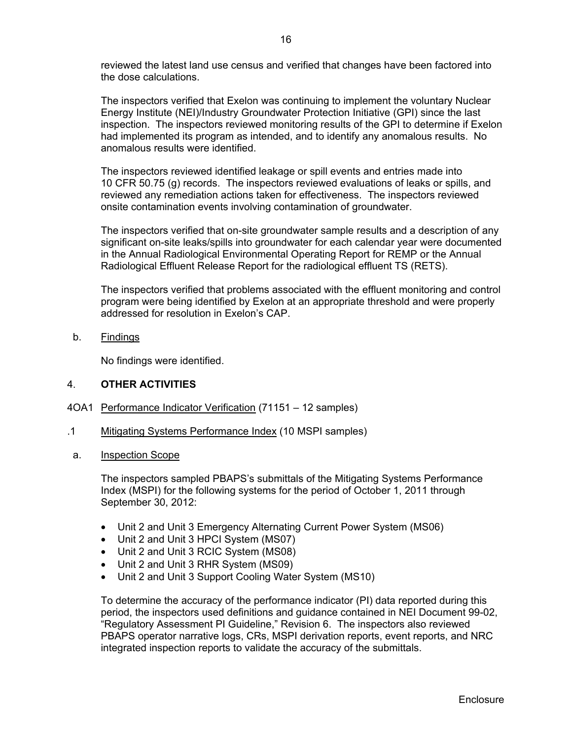reviewed the latest land use census and verified that changes have been factored into the dose calculations.

The inspectors verified that Exelon was continuing to implement the voluntary Nuclear Energy Institute (NEI)/Industry Groundwater Protection Initiative (GPI) since the last inspection. The inspectors reviewed monitoring results of the GPI to determine if Exelon had implemented its program as intended, and to identify any anomalous results. No anomalous results were identified.

The inspectors reviewed identified leakage or spill events and entries made into 10 CFR 50.75 (g) records. The inspectors reviewed evaluations of leaks or spills, and reviewed any remediation actions taken for effectiveness. The inspectors reviewed onsite contamination events involving contamination of groundwater.

The inspectors verified that on-site groundwater sample results and a description of any significant on-site leaks/spills into groundwater for each calendar year were documented in the Annual Radiological Environmental Operating Report for REMP or the Annual Radiological Effluent Release Report for the radiological effluent TS (RETS).

The inspectors verified that problems associated with the effluent monitoring and control program were being identified by Exelon at an appropriate threshold and were properly addressed for resolution in Exelon's CAP.

b. Findings

No findings were identified.

## 4. OTHER ACTIVITIES

### 4OA1 Performance Indicator Verification (71151 – 12 samples)

#### .1 Mitigating Systems Performance Index (10 MSPI samples)

a. Inspection Scope

The inspectors sampled PBAPS's submittals of the Mitigating Systems Performance Index (MSPI) for the following systems for the period of October 1, 2011 through September 30, 2012:

- Unit 2 and Unit 3 Emergency Alternating Current Power System (MS06)
- Unit 2 and Unit 3 HPCI System (MS07)
- Unit 2 and Unit 3 RCIC System (MS08)
- Unit 2 and Unit 3 RHR System (MS09)
- Unit 2 and Unit 3 Support Cooling Water System (MS10)

To determine the accuracy of the performance indicator (PI) data reported during this period, the inspectors used definitions and guidance contained in NEI Document 99-02, "Regulatory Assessment PI Guideline," Revision 6. The inspectors also reviewed PBAPS operator narrative logs, CRs, MSPI derivation reports, event reports, and NRC integrated inspection reports to validate the accuracy of the submittals.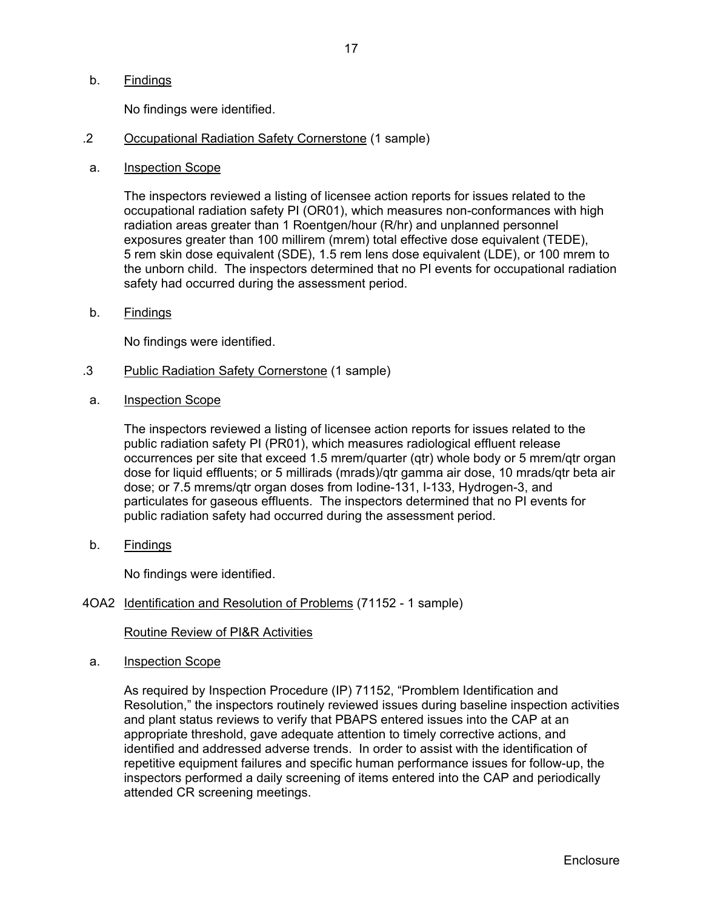b. Findings

No findings were identified.

.2 Occupational Radiation Safety Cornerstone (1 sample)

a. Inspection Scope

The inspectors reviewed a listing of licensee action reports for issues related to the occupational radiation safety PI (OR01), which measures non-conformances with high radiation areas greater than 1 Roentgen/hour (R/hr) and unplanned personnel exposures greater than 100 millirem (mrem) total effective dose equivalent (TEDE), 5 rem skin dose equivalent (SDE), 1.5 rem lens dose equivalent (LDE), or 100 mrem to the unborn child. The inspectors determined that no PI events for occupational radiation safety had occurred during the assessment period.

b. Findings

No findings were identified.

.3 Public Radiation Safety Cornerstone (1 sample)

a. Inspection Scope

The inspectors reviewed a listing of licensee action reports for issues related to the public radiation safety PI (PR01), which measures radiological effluent release occurrences per site that exceed 1.5 mrem/quarter (qtr) whole body or 5 mrem/qtr organ dose for liquid effluents; or 5 millirads (mrads)/qtr gamma air dose, 10 mrads/qtr beta air dose; or 7.5 mrems/qtr organ doses from Iodine-131, I-133, Hydrogen-3, and particulates for gaseous effluents. The inspectors determined that no PI events for public radiation safety had occurred during the assessment period.

b. Findings

No findings were identified.

4OA2 Identification and Resolution of Problems (71152 - 1 sample)

Routine Review of PI&R Activities

a. Inspection Scope

As required by Inspection Procedure (IP) 71152, "Promblem Identification and Resolution," the inspectors routinely reviewed issues during baseline inspection activities and plant status reviews to verify that PBAPS entered issues into the CAP at an appropriate threshold, gave adequate attention to timely corrective actions, and identified and addressed adverse trends. In order to assist with the identification of repetitive equipment failures and specific human performance issues for follow-up, the inspectors performed a daily screening of items entered into the CAP and periodically attended CR screening meetings.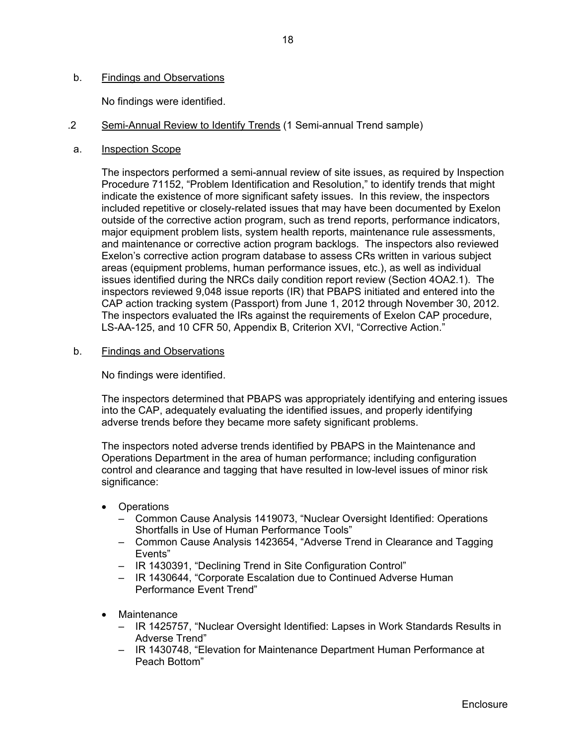b. Findings and Observations

No findings were identified.

.2 Semi-Annual Review to Identify Trends (1 Semi-annual Trend sample)

a. Inspection Scope

The inspectors performed a semi-annual review of site issues, as required by Inspection Procedure 71152, "Problem Identification and Resolution," to identify trends that might indicate the existence of more significant safety issues. In this review, the inspectors included repetitive or closely-related issues that may have been documented by Exelon outside of the corrective action program, such as trend reports, performance indicators, major equipment problem lists, system health reports, maintenance rule assessments, and maintenance or corrective action program backlogs. The inspectors also reviewed Exelon's corrective action program database to assess CRs written in various subject areas (equipment problems, human performance issues, etc.), as well as individual issues identified during the NRCs daily condition report review (Section 4OA2.1). The inspectors reviewed 9,048 issue reports (IR) that PBAPS initiated and entered into the CAP action tracking system (Passport) from June 1, 2012 through November 30, 2012. The inspectors evaluated the IRs against the requirements of Exelon CAP procedure, LS-AA-125, and 10 CFR 50, Appendix B, Criterion XVI, "Corrective Action."

b. Findings and Observations

No findings were identified.

The inspectors determined that PBAPS was appropriately identifying and entering issues into the CAP, adequately evaluating the identified issues, and properly identifying adverse trends before they became more safety significant problems.

The inspectors noted adverse trends identified by PBAPS in the Maintenance and Operations Department in the area of human performance; including configuration control and clearance and tagging that have resulted in low-level issues of minor risk significance:

- Operations
  - Common Cause Analysis 1419073, "Nuclear Oversight Identified: Operations Shortfalls in Use of Human Performance Tools"
  - Common Cause Analysis 1423654, "Adverse Trend in Clearance and Tagging Events"
  - IR 1430391, "Declining Trend in Site Configuration Control"
  - IR 1430644, "Corporate Escalation due to Continued Adverse Human Performance Event Trend"
- Maintenance
  - IR 1425757, "Nuclear Oversight Identified: Lapses in Work Standards Results in Adverse Trend"
  - IR 1430748, "Elevation for Maintenance Department Human Performance at Peach Bottom"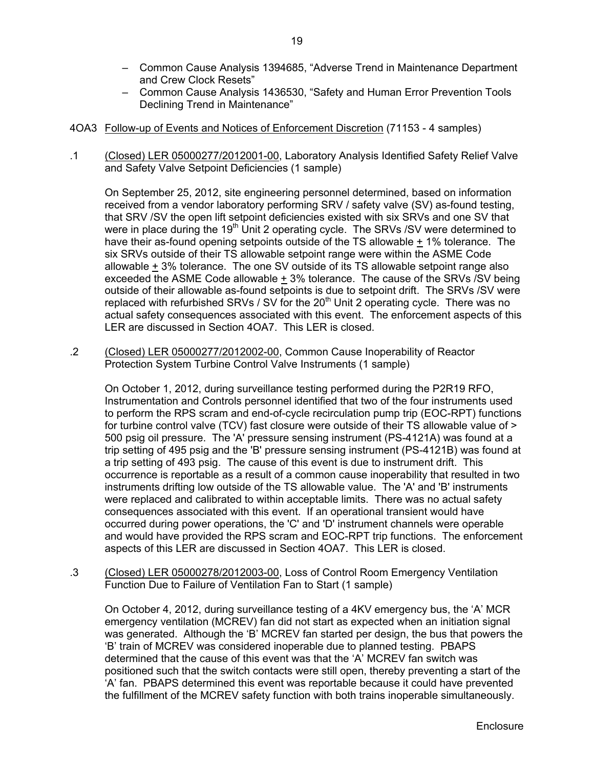– Common Cause Analysis 1394685, "Adverse Trend in Maintenance Department and Crew Clock Resets"
– Common Cause Analysis 1436530, "Safety and Human Error Prevention Tools Declining Trend in Maintenance"

4OA3 Follow-up of Events and Notices of Enforcement Discretion (71153 - 4 samples)

.1 (Closed) LER 05000277/2012001-00, Laboratory Analysis Identified Safety Relief Valve and Safety Valve Setpoint Deficiencies (1 sample)

On September 25, 2012, site engineering personnel determined, based on information received from a vendor laboratory performing SRV / safety valve (SV) as-found testing, that SRV /SV the open lift setpoint deficiencies existed with six SRVs and one SV that were in place during the 19th Unit 2 operating cycle. The SRVs /SV were determined to have their as-found opening setpoints outside of the TS allowable ± 1% tolerance. The six SRVs outside of their TS allowable setpoint range were within the ASME Code allowable ± 3% tolerance. The one SV outside of its TS allowable setpoint range also exceeded the ASME Code allowable ± 3% tolerance. The cause of the SRVs /SV being outside of their allowable as-found setpoints is due to setpoint drift. The SRVs /SV were replaced with refurbished SRVs / SV for the 20th Unit 2 operating cycle. There was no actual safety consequences associated with this event. The enforcement aspects of this LER are discussed in Section 4OA7. This LER is closed.

.2 (Closed) LER 05000277/2012002-00, Common Cause Inoperability of Reactor Protection System Turbine Control Valve Instruments (1 sample)

On October 1, 2012, during surveillance testing performed during the P2R19 RFO, Instrumentation and Controls personnel identified that two of the four instruments used to perform the RPS scram and end-of-cycle recirculation pump trip (EOC-RPT) functions for turbine control valve (TCV) fast closure were outside of their TS allowable value of > 500 psig oil pressure. The 'A' pressure sensing instrument (PS-4121A) was found at a trip setting of 495 psig and the 'B' pressure sensing instrument (PS-4121B) was found at a trip setting of 493 psig. The cause of this event is due to instrument drift. This occurrence is reportable as a result of a common cause inoperability that resulted in two instruments drifting low outside of the TS allowable value. The 'A' and 'B' instruments were replaced and calibrated to within acceptable limits. There was no actual safety consequences associated with this event. If an operational transient would have occurred during power operations, the 'C' and 'D' instrument channels were operable and would have provided the RPS scram and EOC-RPT trip functions. The enforcement aspects of this LER are discussed in Section 4OA7. This LER is closed.

.3 (Closed) LER 05000278/2012003-00, Loss of Control Room Emergency Ventilation Function Due to Failure of Ventilation Fan to Start (1 sample)

On October 4, 2012, during surveillance testing of a 4KV emergency bus, the 'A' MCR emergency ventilation (MCREV) fan did not start as expected when an initiation signal was generated. Although the 'B' MCREV fan started per design, the bus that powers the 'B' train of MCREV was considered inoperable due to planned testing. PBAPS determined that the cause of this event was that the 'A' MCREV fan switch was positioned such that the switch contacts were still open, thereby preventing a start of the 'A' fan. PBAPS determined this event was reportable because it could have prevented the fulfillment of the MCREV safety function with both trains inoperable simultaneously.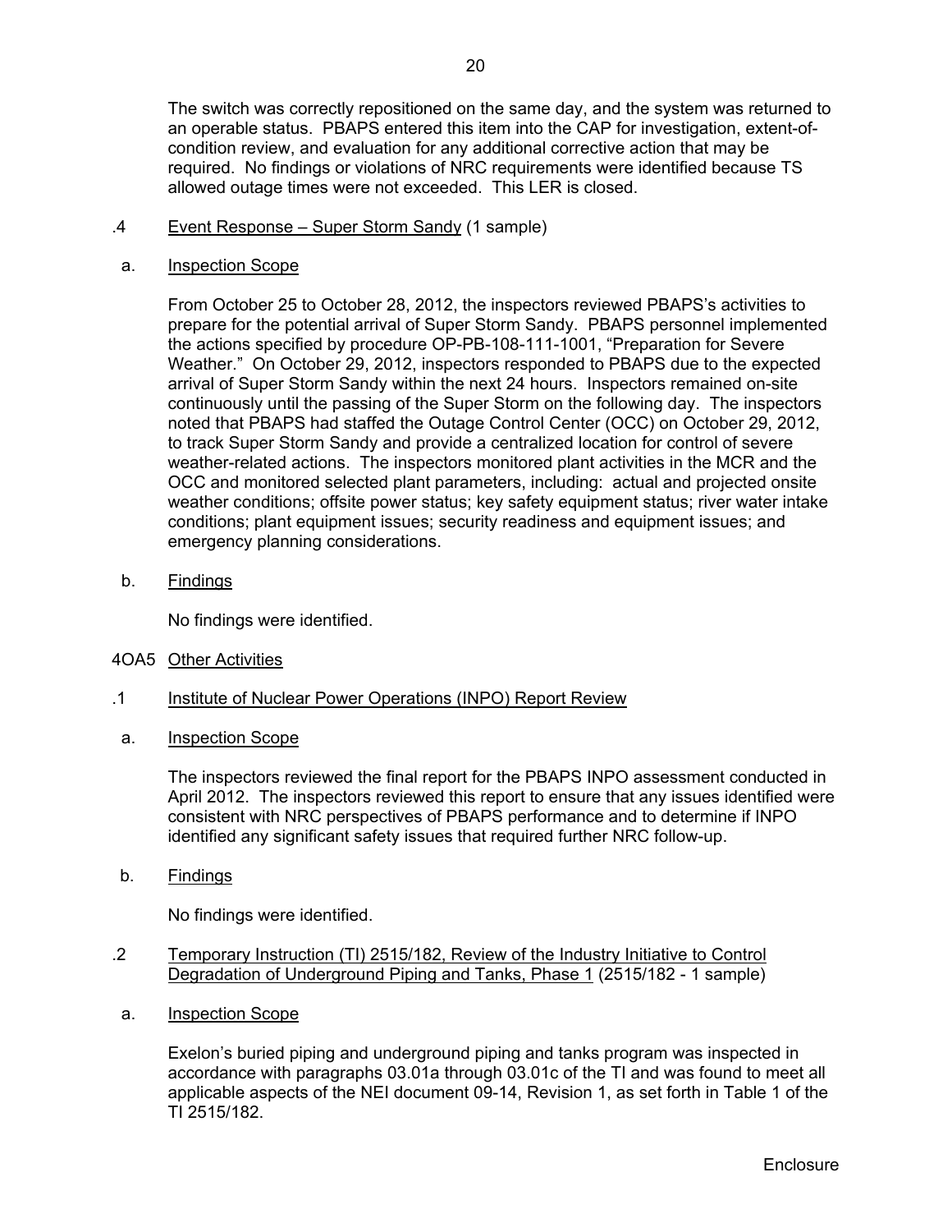The switch was correctly repositioned on the same day, and the system was returned to an operable status. PBAPS entered this item into the CAP for investigation, extent-of-condition review, and evaluation for any additional corrective action that may be required. No findings or violations of NRC requirements were identified because TS allowed outage times were not exceeded. This LER is closed.

.4 Event Response – Super Storm Sandy (1 sample)

a. Inspection Scope

From October 25 to October 28, 2012, the inspectors reviewed PBAPS's activities to prepare for the potential arrival of Super Storm Sandy. PBAPS personnel implemented the actions specified by procedure OP-PB-108-111-1001, "Preparation for Severe Weather." On October 29, 2012, inspectors responded to PBAPS due to the expected arrival of Super Storm Sandy within the next 24 hours. Inspectors remained on-site continuously until the passing of the Super Storm on the following day. The inspectors noted that PBAPS had staffed the Outage Control Center (OCC) on October 29, 2012, to track Super Storm Sandy and provide a centralized location for control of severe weather-related actions. The inspectors monitored plant activities in the MCR and the OCC and monitored selected plant parameters, including: actual and projected onsite weather conditions; offsite power status; key safety equipment status; river water intake conditions; plant equipment issues; security readiness and equipment issues; and emergency planning considerations.

b. Findings

No findings were identified.

4OA5 Other Activities

.1 Institute of Nuclear Power Operations (INPO) Report Review

a. Inspection Scope

The inspectors reviewed the final report for the PBAPS INPO assessment conducted in April 2012. The inspectors reviewed this report to ensure that any issues identified were consistent with NRC perspectives of PBAPS performance and to determine if INPO identified any significant safety issues that required further NRC follow-up.

b. Findings

No findings were identified.

.2 Temporary Instruction (TI) 2515/182, Review of the Industry Initiative to Control Degradation of Underground Piping and Tanks, Phase 1 (2515/182 - 1 sample)

a. Inspection Scope

Exelon's buried piping and underground piping and tanks program was inspected in accordance with paragraphs 03.01a through 03.01c of the TI and was found to meet all applicable aspects of the NEI document 09-14, Revision 1, as set forth in Table 1 of the TI 2515/182.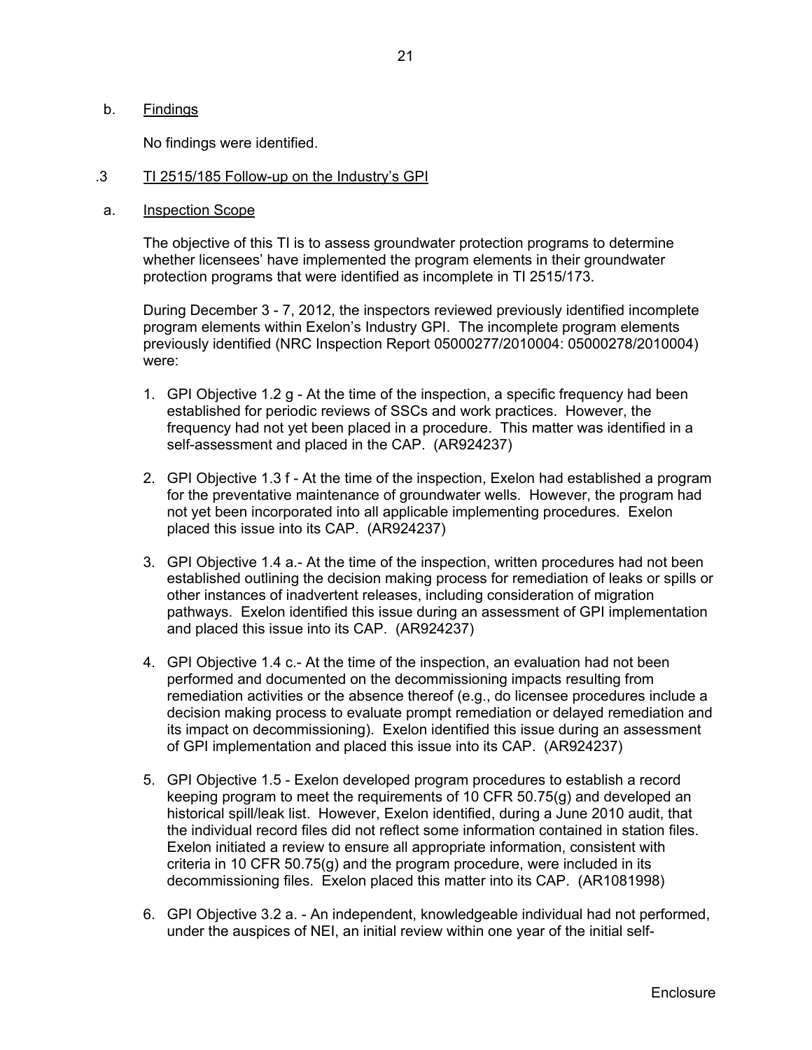b. Findings

No findings were identified.

.3 TI 2515/185 Follow-up on the Industry's GPI

a. Inspection Scope

The objective of this TI is to assess groundwater protection programs to determine whether licensees' have implemented the program elements in their groundwater protection programs that were identified as incomplete in TI 2515/173.

During December 3 - 7, 2012, the inspectors reviewed previously identified incomplete program elements within Exelon's Industry GPI. The incomplete program elements previously identified (NRC Inspection Report 05000277/2010004: 05000278/2010004) were:

1. GPI Objective 1.2 g - At the time of the inspection, a specific frequency had been established for periodic reviews of SSCs and work practices. However, the frequency had not yet been placed in a procedure. This matter was identified in a self-assessment and placed in the CAP. (AR924237)

2. GPI Objective 1.3 f - At the time of the inspection, Exelon had established a program for the preventative maintenance of groundwater wells. However, the program had not yet been incorporated into all applicable implementing procedures. Exelon placed this issue into its CAP. (AR924237)

3. GPI Objective 1.4 a.- At the time of the inspection, written procedures had not been established outlining the decision making process for remediation of leaks or spills or other instances of inadvertent releases, including consideration of migration pathways. Exelon identified this issue during an assessment of GPI implementation and placed this issue into its CAP. (AR924237)

4. GPI Objective 1.4 c.- At the time of the inspection, an evaluation had not been performed and documented on the decommissioning impacts resulting from remediation activities or the absence thereof (e.g., do licensee procedures include a decision making process to evaluate prompt remediation or delayed remediation and its impact on decommissioning). Exelon identified this issue during an assessment of GPI implementation and placed this issue into its CAP. (AR924237)

5. GPI Objective 1.5 - Exelon developed program procedures to establish a record keeping program to meet the requirements of 10 CFR 50.75(g) and developed an historical spill/leak list. However, Exelon identified, during a June 2010 audit, that the individual record files did not reflect some information contained in station files. Exelon initiated a review to ensure all appropriate information, consistent with criteria in 10 CFR 50.75(g) and the program procedure, were included in its decommissioning files. Exelon placed this matter into its CAP. (AR1081998)

6. GPI Objective 3.2 a. - An independent, knowledgeable individual had not performed, under the auspices of NEI, an initial review within one year of the initial self-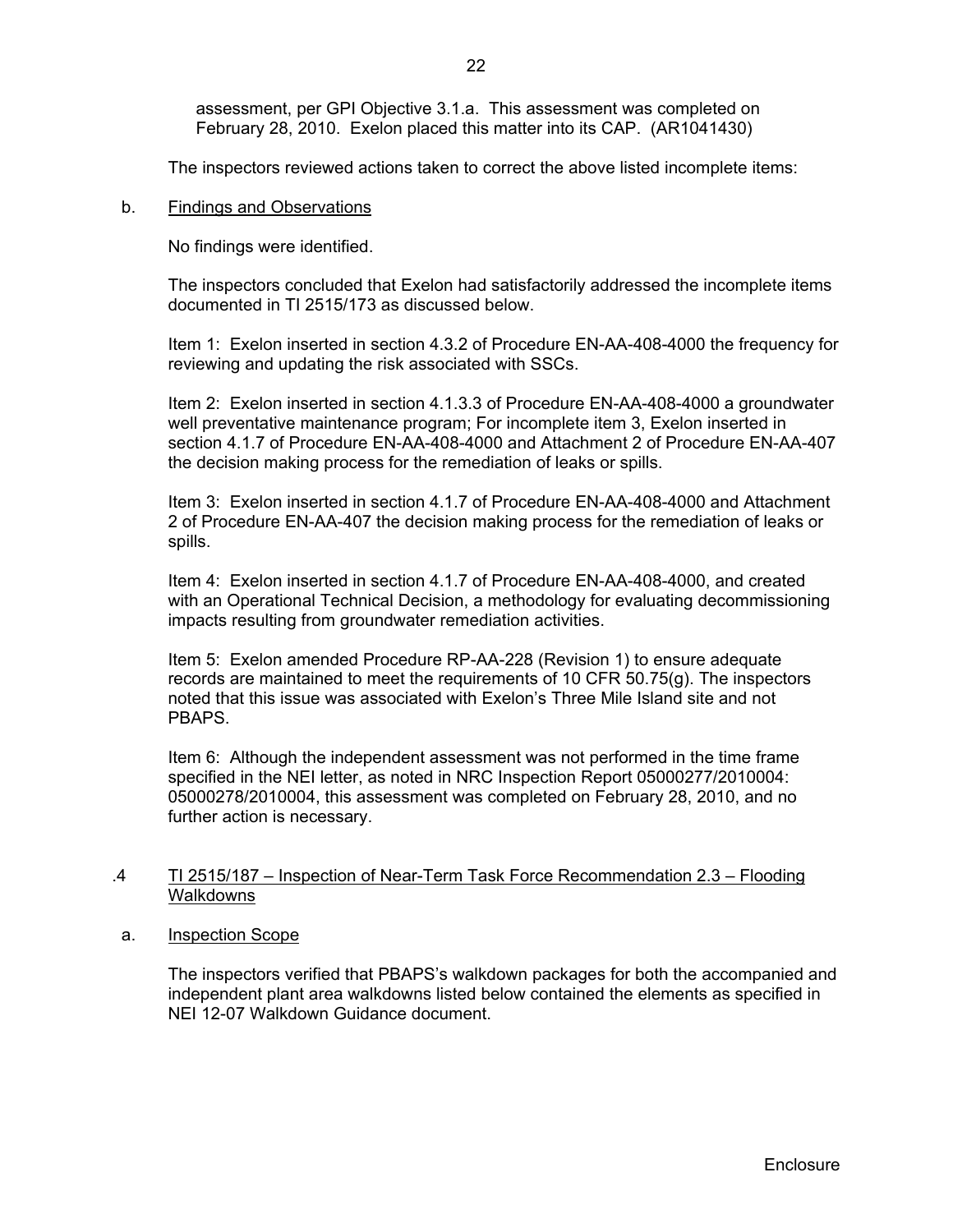assessment, per GPI Objective 3.1.a. This assessment was completed on February 28, 2010. Exelon placed this matter into its CAP. (AR1041430)

The inspectors reviewed actions taken to correct the above listed incomplete items:

b. Findings and Observations

No findings were identified.

The inspectors concluded that Exelon had satisfactorily addressed the incomplete items documented in TI 2515/173 as discussed below.

Item 1: Exelon inserted in section 4.3.2 of Procedure EN-AA-408-4000 the frequency for reviewing and updating the risk associated with SSCs.

Item 2: Exelon inserted in section 4.1.3.3 of Procedure EN-AA-408-4000 a groundwater well preventative maintenance program; For incomplete item 3, Exelon inserted in section 4.1.7 of Procedure EN-AA-408-4000 and Attachment 2 of Procedure EN-AA-407 the decision making process for the remediation of leaks or spills.

Item 3: Exelon inserted in section 4.1.7 of Procedure EN-AA-408-4000 and Attachment 2 of Procedure EN-AA-407 the decision making process for the remediation of leaks or spills.

Item 4: Exelon inserted in section 4.1.7 of Procedure EN-AA-408-4000, and created with an Operational Technical Decision, a methodology for evaluating decommissioning impacts resulting from groundwater remediation activities.

Item 5: Exelon amended Procedure RP-AA-228 (Revision 1) to ensure adequate records are maintained to meet the requirements of 10 CFR 50.75(g). The inspectors noted that this issue was associated with Exelon's Three Mile Island site and not PBAPS.

Item 6: Although the independent assessment was not performed in the time frame specified in the NEI letter, as noted in NRC Inspection Report 05000277/2010004: 05000278/2010004, this assessment was completed on February 28, 2010, and no further action is necessary.

.4 TI 2515/187 – Inspection of Near-Term Task Force Recommendation 2.3 – Flooding Walkdowns

a. Inspection Scope

The inspectors verified that PBAPS's walkdown packages for both the accompanied and independent plant area walkdowns listed below contained the elements as specified in NEI 12-07 Walkdown Guidance document.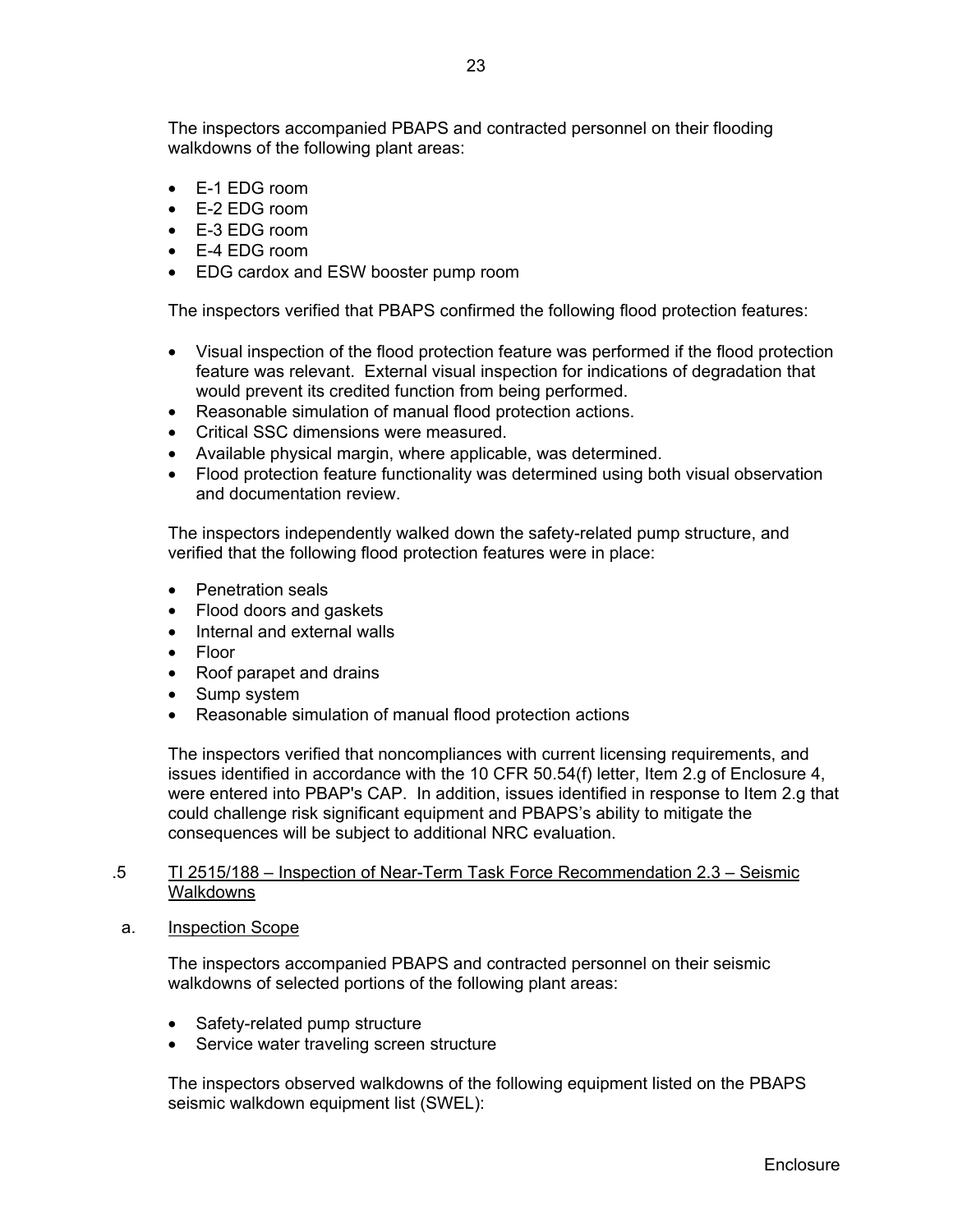The inspectors accompanied PBAPS and contracted personnel on their flooding walkdowns of the following plant areas:

- E-1 EDG room
- E-2 EDG room
- E-3 EDG room
- E-4 EDG room
- EDG cardox and ESW booster pump room

The inspectors verified that PBAPS confirmed the following flood protection features:

- Visual inspection of the flood protection feature was performed if the flood protection feature was relevant. External visual inspection for indications of degradation that would prevent its credited function from being performed.
- Reasonable simulation of manual flood protection actions.
- Critical SSC dimensions were measured.
- Available physical margin, where applicable, was determined.
- Flood protection feature functionality was determined using both visual observation and documentation review.

The inspectors independently walked down the safety-related pump structure, and verified that the following flood protection features were in place:

- Penetration seals
- Flood doors and gaskets
- Internal and external walls
- Floor
- Roof parapet and drains
- Sump system
- Reasonable simulation of manual flood protection actions

The inspectors verified that noncompliances with current licensing requirements, and issues identified in accordance with the 10 CFR 50.54(f) letter, Item 2.g of Enclosure 4, were entered into PBAP's CAP. In addition, issues identified in response to Item 2.g that could challenge risk significant equipment and PBAPS's ability to mitigate the consequences will be subject to additional NRC evaluation.

.5 TI 2515/188 – Inspection of Near-Term Task Force Recommendation 2.3 – Seismic Walkdowns

a. Inspection Scope

The inspectors accompanied PBAPS and contracted personnel on their seismic walkdowns of selected portions of the following plant areas:

- Safety-related pump structure
- Service water traveling screen structure

The inspectors observed walkdowns of the following equipment listed on the PBAPS seismic walkdown equipment list (SWEL):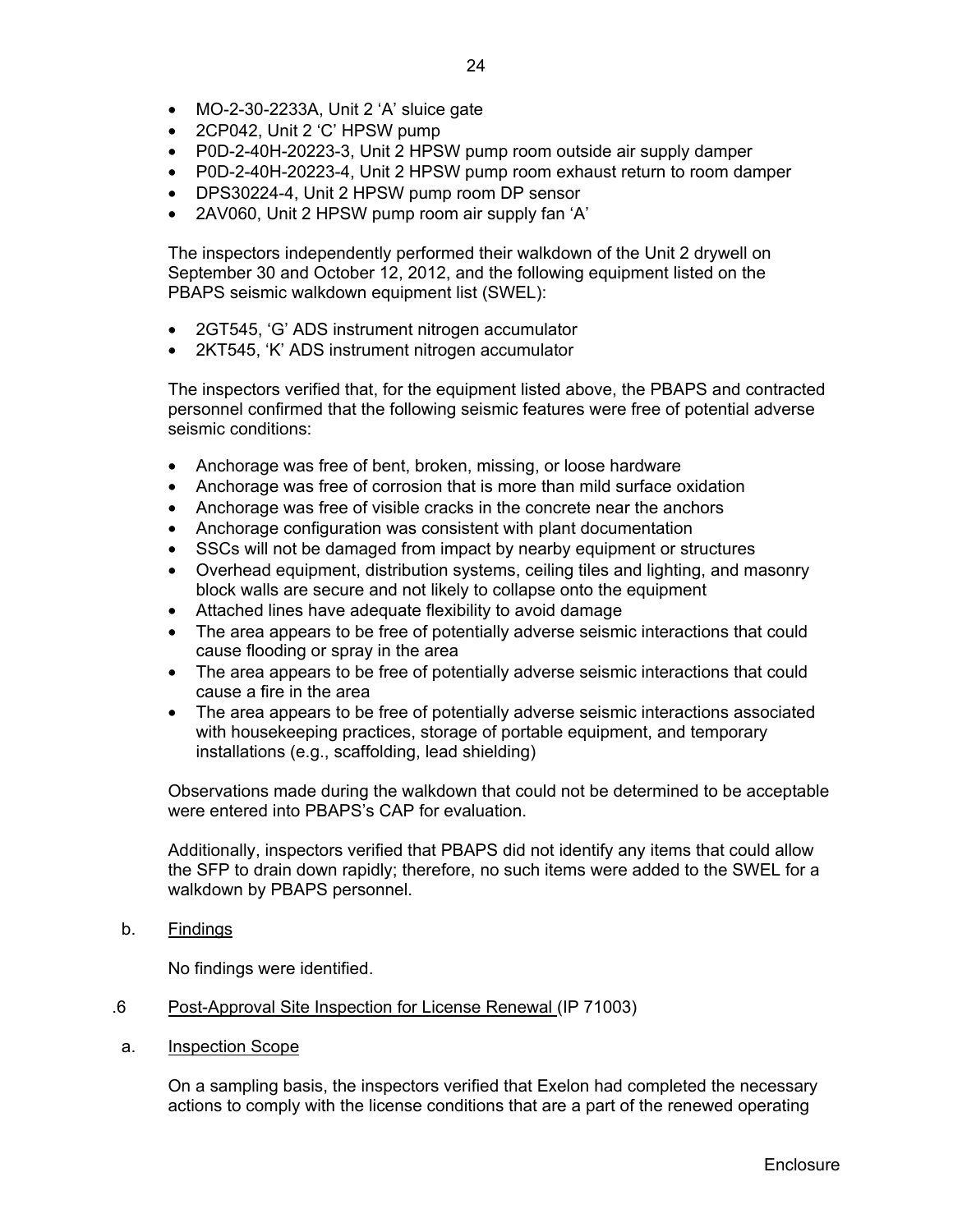- MO-2-30-2233A, Unit 2 ‘A’ sluice gate
- 2CP042, Unit 2 ‘C’ HPSW pump
- P0D-2-40H-20223-3, Unit 2 HPSW pump room outside air supply damper
- P0D-2-40H-20223-4, Unit 2 HPSW pump room exhaust return to room damper
- DPS30224-4, Unit 2 HPSW pump room DP sensor
- 2AV060, Unit 2 HPSW pump room air supply fan ‘A’

The inspectors independently performed their walkdown of the Unit 2 drywell on September 30 and October 12, 2012, and the following equipment listed on the PBAPS seismic walkdown equipment list (SWEL):

- 2GT545, ‘G’ ADS instrument nitrogen accumulator
- 2KT545, ‘K’ ADS instrument nitrogen accumulator

The inspectors verified that, for the equipment listed above, the PBAPS and contracted personnel confirmed that the following seismic features were free of potential adverse seismic conditions:

- Anchorage was free of bent, broken, missing, or loose hardware
- Anchorage was free of corrosion that is more than mild surface oxidation
- Anchorage was free of visible cracks in the concrete near the anchors
- Anchorage configuration was consistent with plant documentation
- SSCs will not be damaged from impact by nearby equipment or structures
- Overhead equipment, distribution systems, ceiling tiles and lighting, and masonry block walls are secure and not likely to collapse onto the equipment
- Attached lines have adequate flexibility to avoid damage
- The area appears to be free of potentially adverse seismic interactions that could cause flooding or spray in the area
- The area appears to be free of potentially adverse seismic interactions that could cause a fire in the area
- The area appears to be free of potentially adverse seismic interactions associated with housekeeping practices, storage of portable equipment, and temporary installations (e.g., scaffolding, lead shielding)

Observations made during the walkdown that could not be determined to be acceptable were entered into PBAPS’s CAP for evaluation.

Additionally, inspectors verified that PBAPS did not identify any items that could allow the SFP to drain down rapidly; therefore, no such items were added to the SWEL for a walkdown by PBAPS personnel.

b. Findings

No findings were identified.

.6 Post-Approval Site Inspection for License Renewal (IP 71003)

a. Inspection Scope

On a sampling basis, the inspectors verified that Exelon had completed the necessary actions to comply with the license conditions that are a part of the renewed operating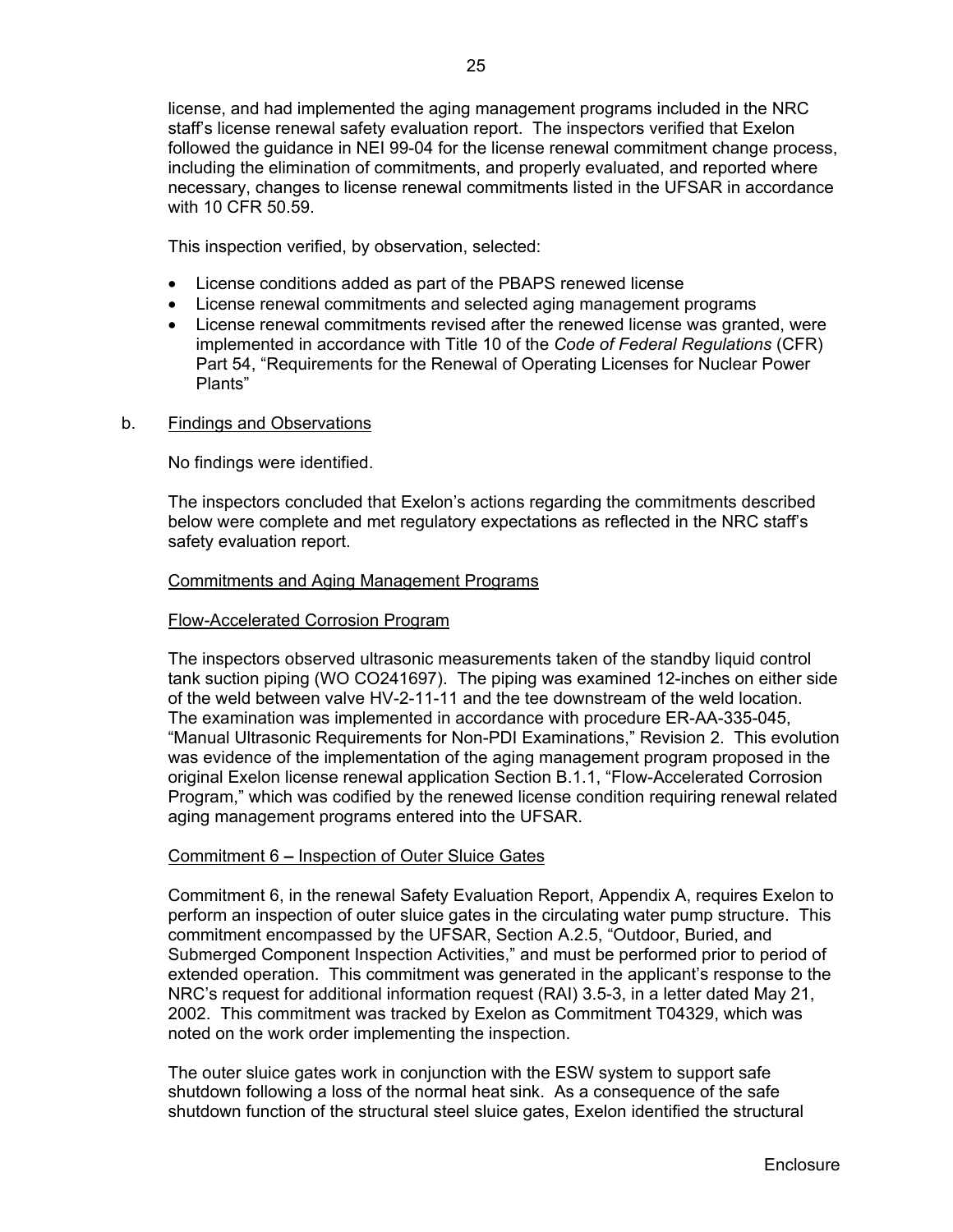license, and had implemented the aging management programs included in the NRC staff's license renewal safety evaluation report. The inspectors verified that Exelon followed the guidance in NEI 99-04 for the license renewal commitment change process, including the elimination of commitments, and properly evaluated, and reported where necessary, changes to license renewal commitments listed in the UFSAR in accordance with 10 CFR 50.59.

This inspection verified, by observation, selected:

- License conditions added as part of the PBAPS renewed license
- License renewal commitments and selected aging management programs
- License renewal commitments revised after the renewed license was granted, were implemented in accordance with Title 10 of the *Code of Federal Regulations* (CFR) Part 54, "Requirements for the Renewal of Operating Licenses for Nuclear Power Plants"

b. Findings and Observations

No findings were identified.

The inspectors concluded that Exelon's actions regarding the commitments described below were complete and met regulatory expectations as reflected in the NRC staff's safety evaluation report.

Commitments and Aging Management Programs

Flow-Accelerated Corrosion Program

The inspectors observed ultrasonic measurements taken of the standby liquid control tank suction piping (WO CO241697). The piping was examined 12-inches on either side of the weld between valve HV-2-11-11 and the tee downstream of the weld location. The examination was implemented in accordance with procedure ER-AA-335-045, "Manual Ultrasonic Requirements for Non-PDI Examinations," Revision 2. This evolution was evidence of the implementation of the aging management program proposed in the original Exelon license renewal application Section B.1.1, "Flow-Accelerated Corrosion Program," which was codified by the renewed license condition requiring renewal related aging management programs entered into the UFSAR.

Commitment 6 – Inspection of Outer Sluice Gates

Commitment 6, in the renewal Safety Evaluation Report, Appendix A, requires Exelon to perform an inspection of outer sluice gates in the circulating water pump structure. This commitment encompassed by the UFSAR, Section A.2.5, "Outdoor, Buried, and Submerged Component Inspection Activities," and must be performed prior to period of extended operation. This commitment was generated in the applicant's response to the NRC's request for additional information request (RAI) 3.5-3, in a letter dated May 21, 2002. This commitment was tracked by Exelon as Commitment T04329, which was noted on the work order implementing the inspection.

The outer sluice gates work in conjunction with the ESW system to support safe shutdown following a loss of the normal heat sink. As a consequence of the safe shutdown function of the structural steel sluice gates, Exelon identified the structural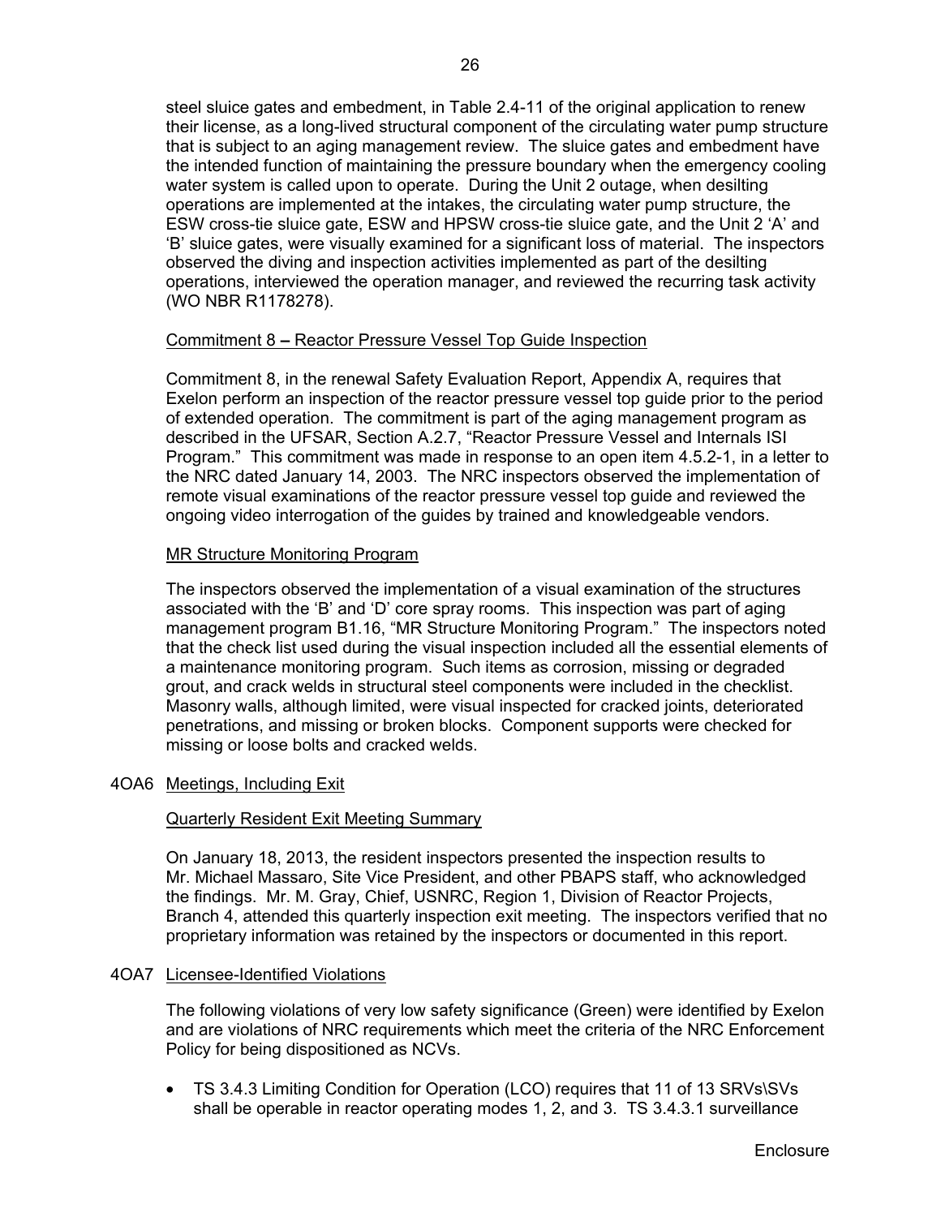steel sluice gates and embedment, in Table 2.4-11 of the original application to renew their license, as a long-lived structural component of the circulating water pump structure that is subject to an aging management review. The sluice gates and embedment have the intended function of maintaining the pressure boundary when the emergency cooling water system is called upon to operate. During the Unit 2 outage, when desilting operations are implemented at the intakes, the circulating water pump structure, the ESW cross-tie sluice gate, ESW and HPSW cross-tie sluice gate, and the Unit 2 'A' and 'B' sluice gates, were visually examined for a significant loss of material. The inspectors observed the diving and inspection activities implemented as part of the desilting operations, interviewed the operation manager, and reviewed the recurring task activity (WO NBR R1178278).

Commitment 8 – Reactor Pressure Vessel Top Guide Inspection

Commitment 8, in the renewal Safety Evaluation Report, Appendix A, requires that Exelon perform an inspection of the reactor pressure vessel top guide prior to the period of extended operation. The commitment is part of the aging management program as described in the UFSAR, Section A.2.7, "Reactor Pressure Vessel and Internals ISI Program." This commitment was made in response to an open item 4.5.2-1, in a letter to the NRC dated January 14, 2003. The NRC inspectors observed the implementation of remote visual examinations of the reactor pressure vessel top guide and reviewed the ongoing video interrogation of the guides by trained and knowledgeable vendors.

MR Structure Monitoring Program

The inspectors observed the implementation of a visual examination of the structures associated with the 'B' and 'D' core spray rooms. This inspection was part of aging management program B1.16, "MR Structure Monitoring Program." The inspectors noted that the check list used during the visual inspection included all the essential elements of a maintenance monitoring program. Such items as corrosion, missing or degraded grout, and crack welds in structural steel components were included in the checklist. Masonry walls, although limited, were visual inspected for cracked joints, deteriorated penetrations, and missing or broken blocks. Component supports were checked for missing or loose bolts and cracked welds.

4OA6 Meetings, Including Exit

Quarterly Resident Exit Meeting Summary

On January 18, 2013, the resident inspectors presented the inspection results to Mr. Michael Massaro, Site Vice President, and other PBAPS staff, who acknowledged the findings. Mr. M. Gray, Chief, USNRC, Region 1, Division of Reactor Projects, Branch 4, attended this quarterly inspection exit meeting. The inspectors verified that no proprietary information was retained by the inspectors or documented in this report.

4OA7 Licensee-Identified Violations

The following violations of very low safety significance (Green) were identified by Exelon and are violations of NRC requirements which meet the criteria of the NRC Enforcement Policy for being dispositioned as NCVs.

- TS 3.4.3 Limiting Condition for Operation (LCO) requires that 11 of 13 SRVs\SVs shall be operable in reactor operating modes 1, 2, and 3. TS 3.4.3.1 surveillance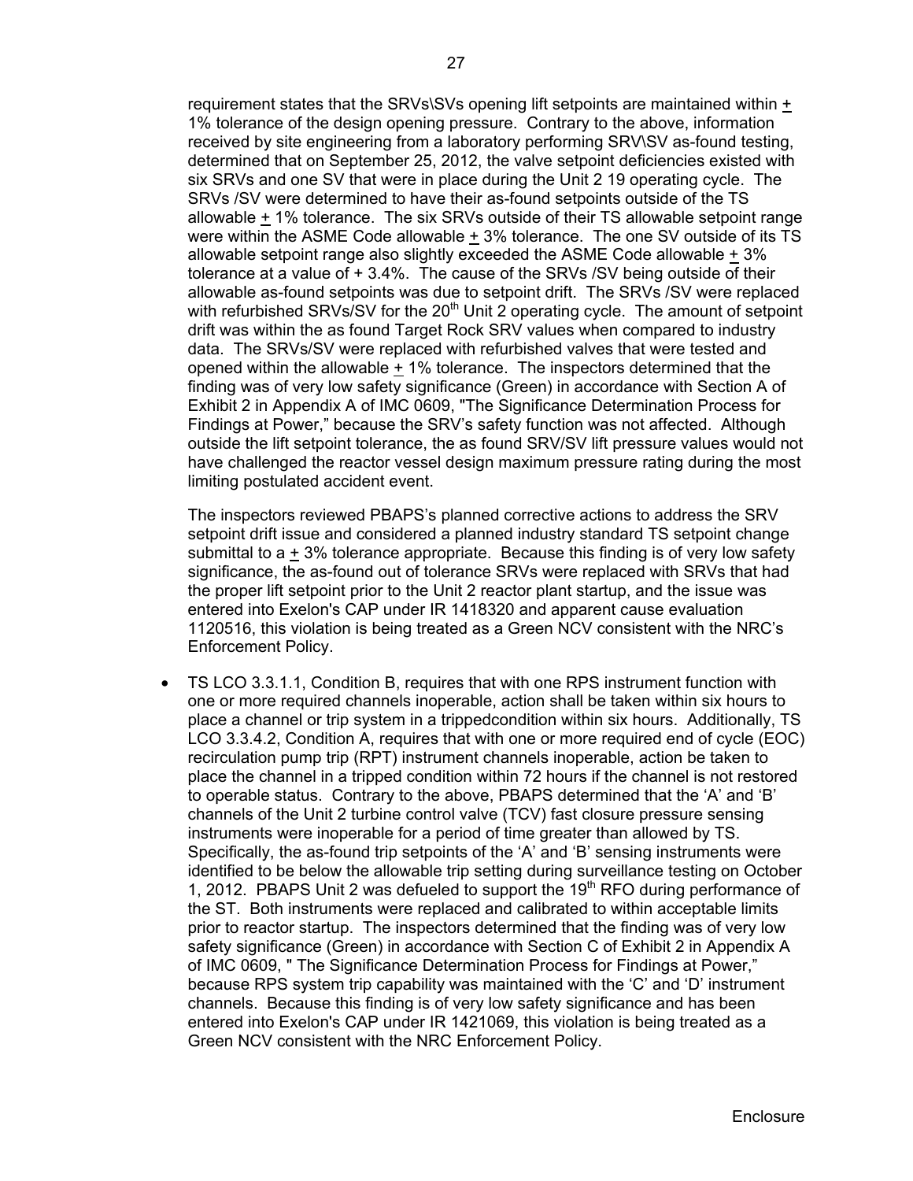requirement states that the SRVs\SVs opening lift setpoints are maintained within ± 1% tolerance of the design opening pressure. Contrary to the above, information received by site engineering from a laboratory performing SRV\SV as-found testing, determined that on September 25, 2012, the valve setpoint deficiencies existed with six SRVs and one SV that were in place during the Unit 2 19 operating cycle. The SRVs /SV were determined to have their as-found setpoints outside of the TS allowable ± 1% tolerance. The six SRVs outside of their TS allowable setpoint range were within the ASME Code allowable ± 3% tolerance. The one SV outside of its TS allowable setpoint range also slightly exceeded the ASME Code allowable ± 3% tolerance at a value of + 3.4%. The cause of the SRVs /SV being outside of their allowable as-found setpoints was due to setpoint drift. The SRVs /SV were replaced with refurbished SRVs/SV for the 20th Unit 2 operating cycle. The amount of setpoint drift was within the as found Target Rock SRV values when compared to industry data. The SRVs/SV were replaced with refurbished valves that were tested and opened within the allowable ± 1% tolerance. The inspectors determined that the finding was of very low safety significance (Green) in accordance with Section A of Exhibit 2 in Appendix A of IMC 0609, "The Significance Determination Process for Findings at Power," because the SRV's safety function was not affected. Although outside the lift setpoint tolerance, the as found SRV/SV lift pressure values would not have challenged the reactor vessel design maximum pressure rating during the most limiting postulated accident event.

The inspectors reviewed PBAPS's planned corrective actions to address the SRV setpoint drift issue and considered a planned industry standard TS setpoint change submittal to a ± 3% tolerance appropriate. Because this finding is of very low safety significance, the as-found out of tolerance SRVs were replaced with SRVs that had the proper lift setpoint prior to the Unit 2 reactor plant startup, and the issue was entered into Exelon's CAP under IR 1418320 and apparent cause evaluation 1120516, this violation is being treated as a Green NCV consistent with the NRC's Enforcement Policy.

- TS LCO 3.3.1.1, Condition B, requires that with one RPS instrument function with one or more required channels inoperable, action shall be taken within six hours to place a channel or trip system in a trippedcondition within six hours. Additionally, TS LCO 3.3.4.2, Condition A, requires that with one or more required end of cycle (EOC) recirculation pump trip (RPT) instrument channels inoperable, action be taken to place the channel in a tripped condition within 72 hours if the channel is not restored to operable status. Contrary to the above, PBAPS determined that the 'A' and 'B' channels of the Unit 2 turbine control valve (TCV) fast closure pressure sensing instruments were inoperable for a period of time greater than allowed by TS. Specifically, the as-found trip setpoints of the 'A' and 'B' sensing instruments were identified to be below the allowable trip setting during surveillance testing on October 1, 2012. PBAPS Unit 2 was defueled to support the 19th RFO during performance of the ST. Both instruments were replaced and calibrated to within acceptable limits prior to reactor startup. The inspectors determined that the finding was of very low safety significance (Green) in accordance with Section C of Exhibit 2 in Appendix A of IMC 0609, " The Significance Determination Process for Findings at Power," because RPS system trip capability was maintained with the 'C' and 'D' instrument channels. Because this finding is of very low safety significance and has been entered into Exelon's CAP under IR 1421069, this violation is being treated as a Green NCV consistent with the NRC Enforcement Policy.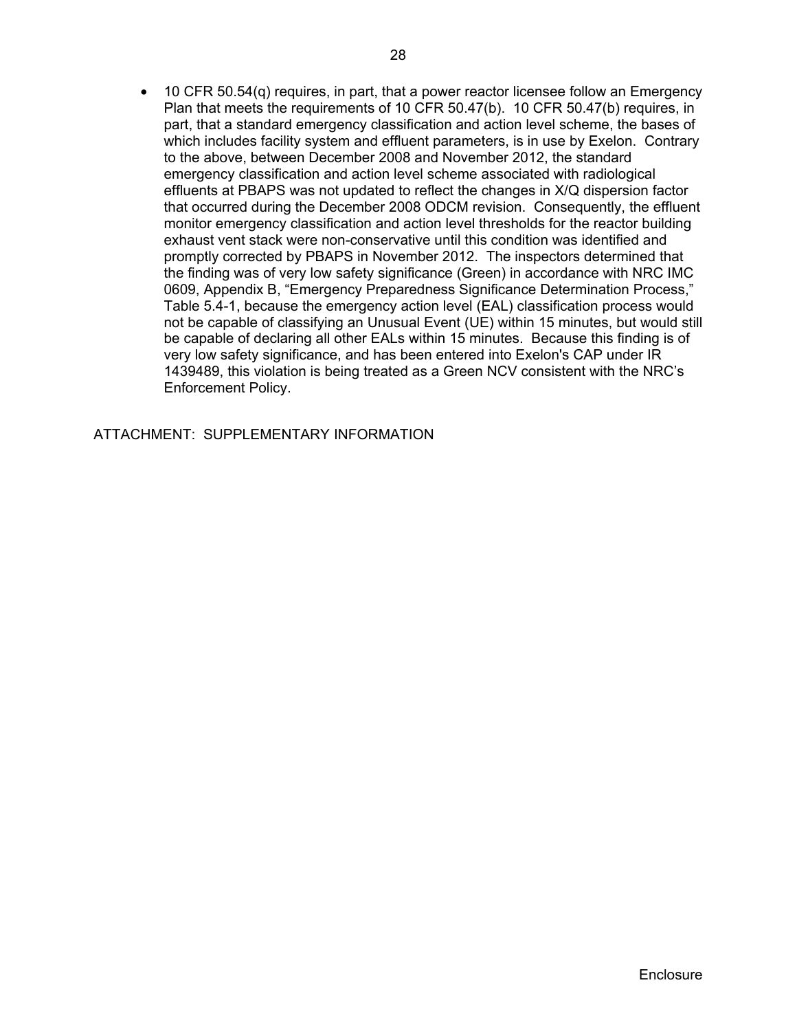- 10 CFR 50.54(q) requires, in part, that a power reactor licensee follow an Emergency Plan that meets the requirements of 10 CFR 50.47(b). 10 CFR 50.47(b) requires, in part, that a standard emergency classification and action level scheme, the bases of which includes facility system and effluent parameters, is in use by Exelon. Contrary to the above, between December 2008 and November 2012, the standard emergency classification and action level scheme associated with radiological effluents at PBAPS was not updated to reflect the changes in X/Q dispersion factor that occurred during the December 2008 ODCM revision. Consequently, the effluent monitor emergency classification and action level thresholds for the reactor building exhaust vent stack were non-conservative until this condition was identified and promptly corrected by PBAPS in November 2012. The inspectors determined that the finding was of very low safety significance (Green) in accordance with NRC IMC 0609, Appendix B, "Emergency Preparedness Significance Determination Process," Table 5.4-1, because the emergency action level (EAL) classification process would not be capable of classifying an Unusual Event (UE) within 15 minutes, but would still be capable of declaring all other EALs within 15 minutes. Because this finding is of very low safety significance, and has been entered into Exelon's CAP under IR 1439489, this violation is being treated as a Green NCV consistent with the NRC's Enforcement Policy.

ATTACHMENT: SUPPLEMENTARY INFORMATION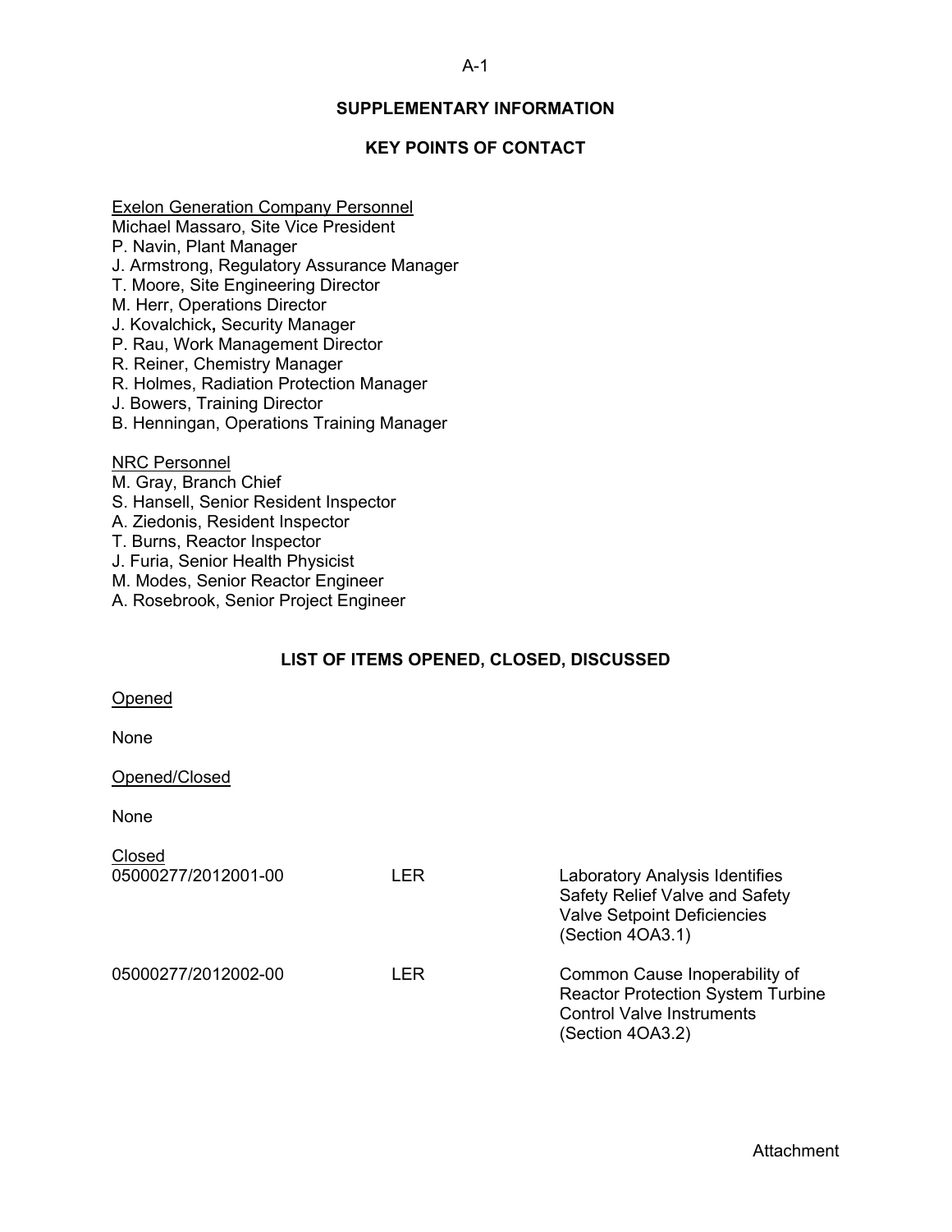# SUPPLEMENTARY INFORMATION

## KEY POINTS OF CONTACT

<u>Exelon Generation Company Personnel</u>

Michael Massaro, Site Vice President
P. Navin, Plant Manager
J. Armstrong, Regulatory Assurance Manager
T. Moore, Site Engineering Director
M. Herr, Operations Director
J. Kovalchick**,** Security Manager
P. Rau, Work Management Director
R. Reiner, Chemistry Manager
R. Holmes, Radiation Protection Manager
J. Bowers, Training Director
B. Henningan, Operations Training Manager

<u>NRC Personnel</u>

M. Gray, Branch Chief
S. Hansell, Senior Resident Inspector
A. Ziedonis, Resident Inspector
T. Burns, Reactor Inspector
J. Furia, Senior Health Physicist
M. Modes, Senior Reactor Engineer
A. Rosebrook, Senior Project Engineer

## LIST OF ITEMS OPENED, CLOSED, DISCUSSED

<u>Opened</u>

None

<u>Opened/Closed</u>

None

<u>Closed</u>

| | | |
|---|---|---|
| 05000277/2012001-00 | LER | Laboratory Analysis Identifies Safety Relief Valve and Safety Valve Setpoint Deficiencies (Section 4OA3.1) |
| 05000277/2012002-00 | LER | Common Cause Inoperability of Reactor Protection System Turbine Control Valve Instruments (Section 4OA3.2) |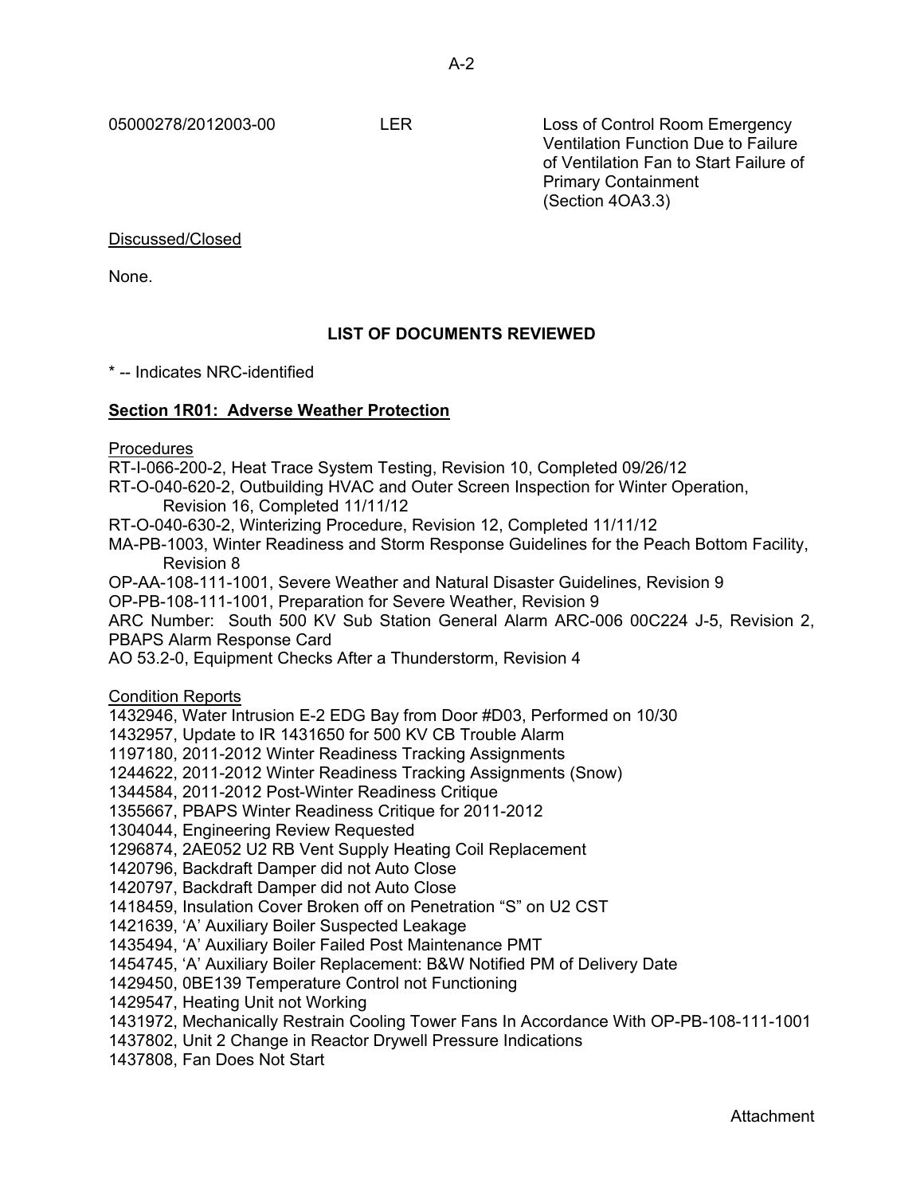| 05000278/2012003-00 | LER | Loss of Control Room Emergency Ventilation Function Due to Failure of Ventilation Fan to Start Failure of Primary Containment (Section 4OA3.3) |
| --- | --- | --- |

Discussed/Closed

None.

## LIST OF DOCUMENTS REVIEWED

* -- Indicates NRC-identified

### Section 1R01: Adverse Weather Protection

Procedures

RT-I-066-200-2, Heat Trace System Testing, Revision 10, Completed 09/26/12
RT-O-040-620-2, Outbuilding HVAC and Outer Screen Inspection for Winter Operation, Revision 16, Completed 11/11/12
RT-O-040-630-2, Winterizing Procedure, Revision 12, Completed 11/11/12
MA-PB-1003, Winter Readiness and Storm Response Guidelines for the Peach Bottom Facility, Revision 8
OP-AA-108-111-1001, Severe Weather and Natural Disaster Guidelines, Revision 9
OP-PB-108-111-1001, Preparation for Severe Weather, Revision 9
ARC Number: South 500 KV Sub Station General Alarm ARC-006 00C224 J-5, Revision 2, PBAPS Alarm Response Card
AO 53.2-0, Equipment Checks After a Thunderstorm, Revision 4

Condition Reports

1432946, Water Intrusion E-2 EDG Bay from Door #D03, Performed on 10/30
1432957, Update to IR 1431650 for 500 KV CB Trouble Alarm
1197180, 2011-2012 Winter Readiness Tracking Assignments
1244622, 2011-2012 Winter Readiness Tracking Assignments (Snow)
1344584, 2011-2012 Post-Winter Readiness Critique
1355667, PBAPS Winter Readiness Critique for 2011-2012
1304044, Engineering Review Requested
1296874, 2AE052 U2 RB Vent Supply Heating Coil Replacement
1420796, Backdraft Damper did not Auto Close
1420797, Backdraft Damper did not Auto Close
1418459, Insulation Cover Broken off on Penetration "S" on U2 CST
1421639, 'A' Auxiliary Boiler Suspected Leakage
1435494, 'A' Auxiliary Boiler Failed Post Maintenance PMT
1454745, 'A' Auxiliary Boiler Replacement: B&W Notified PM of Delivery Date
1429450, 0BE139 Temperature Control not Functioning
1429547, Heating Unit not Working
1431972, Mechanically Restrain Cooling Tower Fans In Accordance With OP-PB-108-111-1001
1437802, Unit 2 Change in Reactor Drywell Pressure Indications
1437808, Fan Does Not Start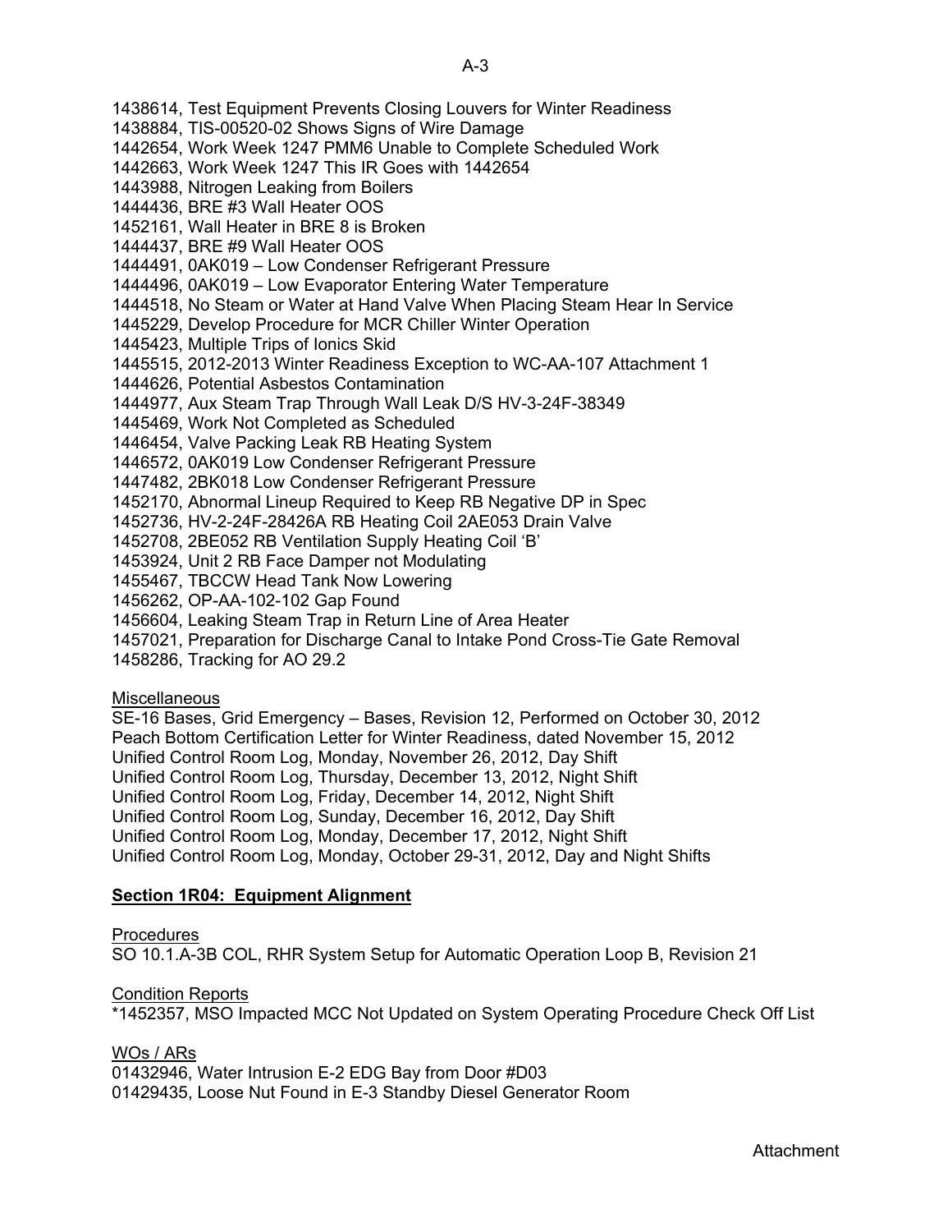1438614, Test Equipment Prevents Closing Louvers for Winter Readiness
1438884, TIS-00520-02 Shows Signs of Wire Damage
1442654, Work Week 1247 PMM6 Unable to Complete Scheduled Work
1442663, Work Week 1247 This IR Goes with 1442654
1443988, Nitrogen Leaking from Boilers
1444436, BRE #3 Wall Heater OOS
1452161, Wall Heater in BRE 8 is Broken
1444437, BRE #9 Wall Heater OOS
1444491, 0AK019 – Low Condenser Refrigerant Pressure
1444496, 0AK019 – Low Evaporator Entering Water Temperature
1444518, No Steam or Water at Hand Valve When Placing Steam Hear In Service
1445229, Develop Procedure for MCR Chiller Winter Operation
1445423, Multiple Trips of Ionics Skid
1445515, 2012-2013 Winter Readiness Exception to WC-AA-107 Attachment 1
1444626, Potential Asbestos Contamination
1444977, Aux Steam Trap Through Wall Leak D/S HV-3-24F-38349
1445469, Work Not Completed as Scheduled
1446454, Valve Packing Leak RB Heating System
1446572, 0AK019 Low Condenser Refrigerant Pressure
1447482, 2BK018 Low Condenser Refrigerant Pressure
1452170, Abnormal Lineup Required to Keep RB Negative DP in Spec
1452736, HV-2-24F-28426A RB Heating Coil 2AE053 Drain Valve
1452708, 2BE052 RB Ventilation Supply Heating Coil 'B'
1453924, Unit 2 RB Face Damper not Modulating
1455467, TBCCW Head Tank Now Lowering
1456262, OP-AA-102-102 Gap Found
1456604, Leaking Steam Trap in Return Line of Area Heater
1457021, Preparation for Discharge Canal to Intake Pond Cross-Tie Gate Removal
1458286, Tracking for AO 29.2

Miscellaneous

SE-16 Bases, Grid Emergency – Bases, Revision 12, Performed on October 30, 2012
Peach Bottom Certification Letter for Winter Readiness, dated November 15, 2012
Unified Control Room Log, Monday, November 26, 2012, Day Shift
Unified Control Room Log, Thursday, December 13, 2012, Night Shift
Unified Control Room Log, Friday, December 14, 2012, Night Shift
Unified Control Room Log, Sunday, December 16, 2012, Day Shift
Unified Control Room Log, Monday, December 17, 2012, Night Shift
Unified Control Room Log, Monday, October 29-31, 2012, Day and Night Shifts

**Section 1R04: Equipment Alignment**

Procedures

SO 10.1.A-3B COL, RHR System Setup for Automatic Operation Loop B, Revision 21

Condition Reports

*1452357, MSO Impacted MCC Not Updated on System Operating Procedure Check Off List

WOs / ARs

01432946, Water Intrusion E-2 EDG Bay from Door #D03
01429435, Loose Nut Found in E-3 Standby Diesel Generator Room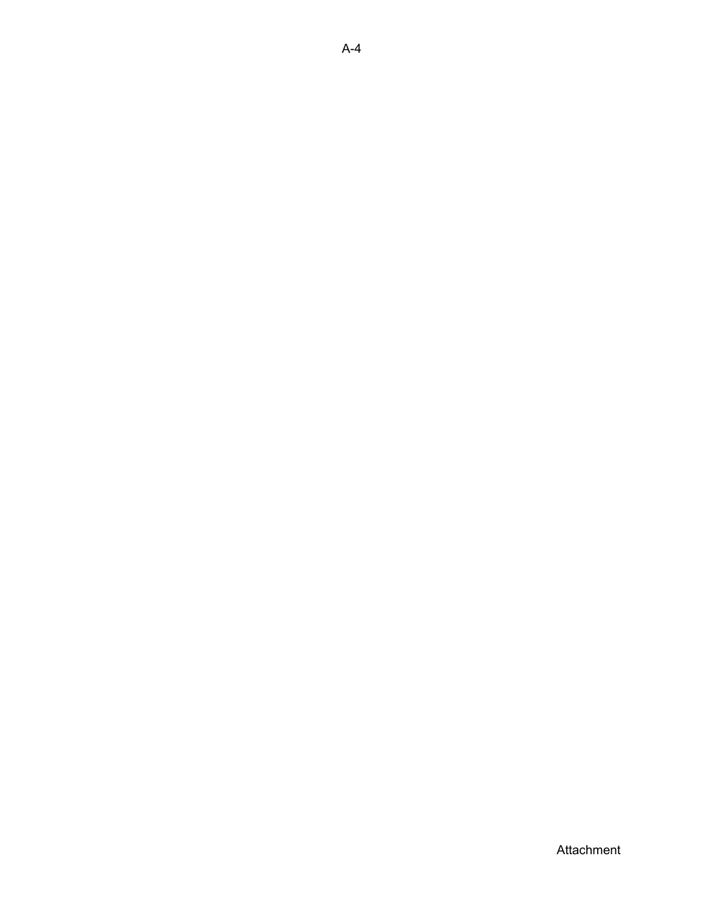A-4

Attachment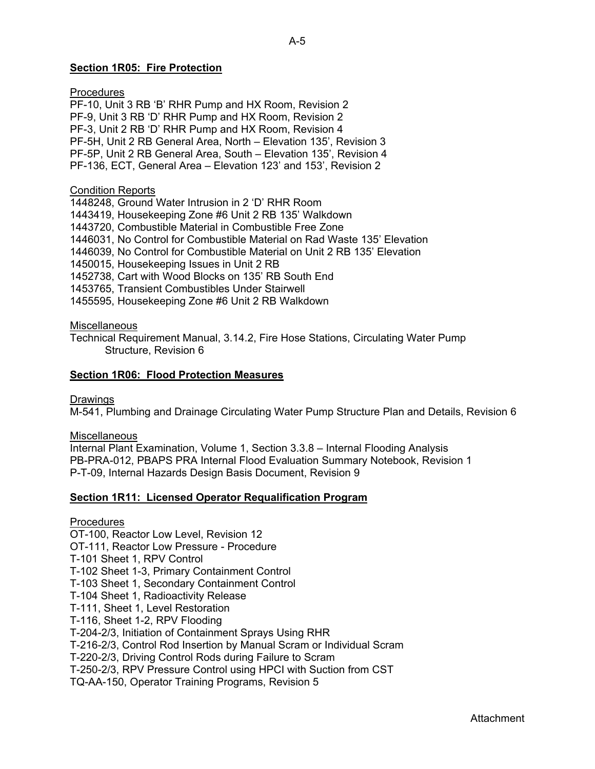**Section 1R05: Fire Protection**

Procedures

PF-10, Unit 3 RB ‘B’ RHR Pump and HX Room, Revision 2
PF-9, Unit 3 RB ‘D’ RHR Pump and HX Room, Revision 2
PF-3, Unit 2 RB ‘D’ RHR Pump and HX Room, Revision 4
PF-5H, Unit 2 RB General Area, North – Elevation 135’, Revision 3
PF-5P, Unit 2 RB General Area, South – Elevation 135’, Revision 4
PF-136, ECT, General Area – Elevation 123’ and 153’, Revision 2

Condition Reports

1448248, Ground Water Intrusion in 2 ‘D’ RHR Room
1443419, Housekeeping Zone #6 Unit 2 RB 135’ Walkdown
1443720, Combustible Material in Combustible Free Zone
1446031, No Control for Combustible Material on Rad Waste 135’ Elevation
1446039, No Control for Combustible Material on Unit 2 RB 135’ Elevation
1450015, Housekeeping Issues in Unit 2 RB
1452738, Cart with Wood Blocks on 135’ RB South End
1453765, Transient Combustibles Under Stairwell
1455595, Housekeeping Zone #6 Unit 2 RB Walkdown

Miscellaneous

Technical Requirement Manual, 3.14.2, Fire Hose Stations, Circulating Water Pump Structure, Revision 6

**Section 1R06: Flood Protection Measures**

Drawings

M-541, Plumbing and Drainage Circulating Water Pump Structure Plan and Details, Revision 6

Miscellaneous

Internal Plant Examination, Volume 1, Section 3.3.8 – Internal Flooding Analysis
PB-PRA-012, PBAPS PRA Internal Flood Evaluation Summary Notebook, Revision 1
P-T-09, Internal Hazards Design Basis Document, Revision 9

**Section 1R11: Licensed Operator Requalification Program**

Procedures

OT-100, Reactor Low Level, Revision 12
OT-111, Reactor Low Pressure - Procedure
T-101 Sheet 1, RPV Control
T-102 Sheet 1-3, Primary Containment Control
T-103 Sheet 1, Secondary Containment Control
T-104 Sheet 1, Radioactivity Release
T-111, Sheet 1, Level Restoration
T-116, Sheet 1-2, RPV Flooding
T-204-2/3, Initiation of Containment Sprays Using RHR
T-216-2/3, Control Rod Insertion by Manual Scram or Individual Scram
T-220-2/3, Driving Control Rods during Failure to Scram
T-250-2/3, RPV Pressure Control using HPCI with Suction from CST
TQ-AA-150, Operator Training Programs, Revision 5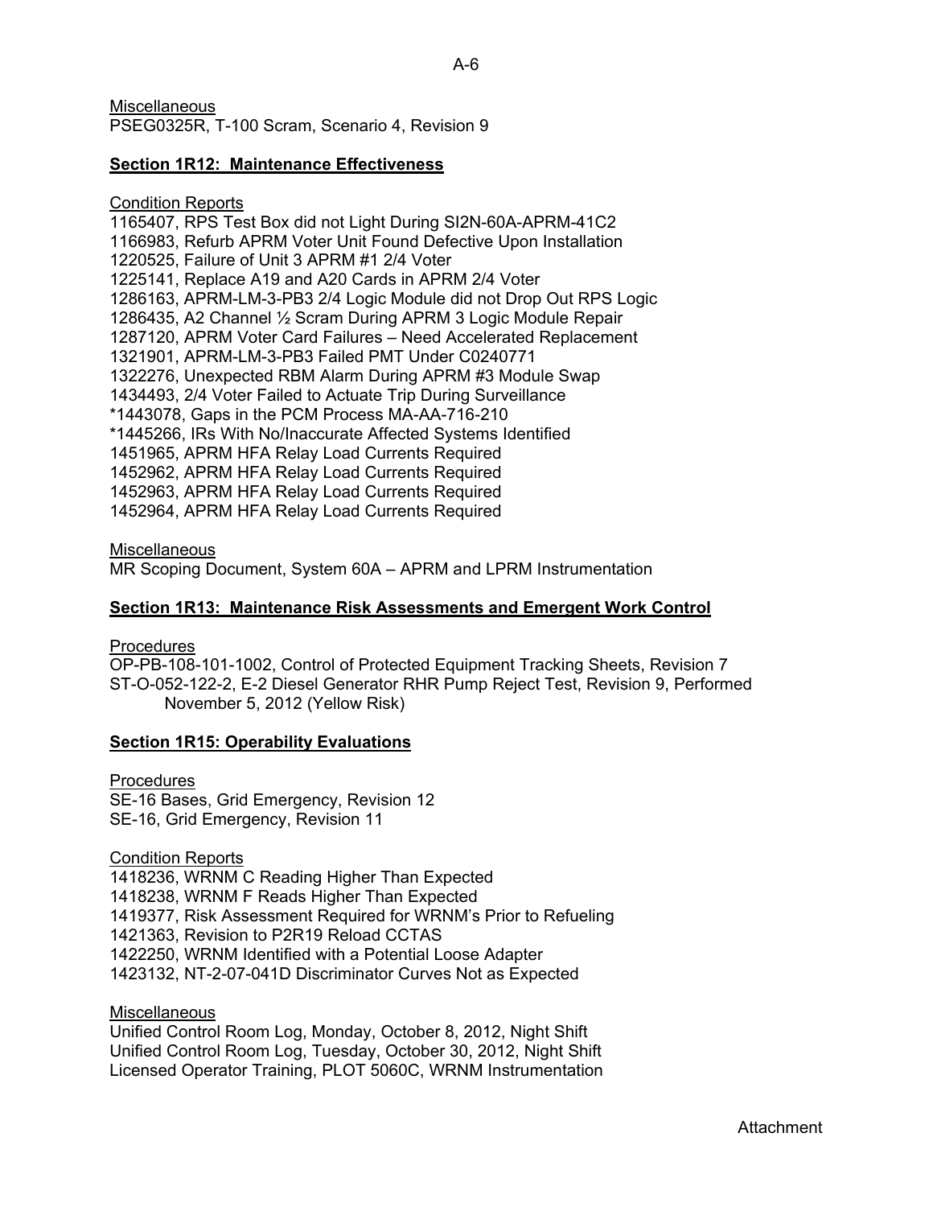Miscellaneous
PSEG0325R, T-100 Scram, Scenario 4, Revision 9

**Section 1R12: Maintenance Effectiveness**

Condition Reports
1165407, RPS Test Box did not Light During SI2N-60A-APRM-41C2
1166983, Refurb APRM Voter Unit Found Defective Upon Installation
1220525, Failure of Unit 3 APRM #1 2/4 Voter
1225141, Replace A19 and A20 Cards in APRM 2/4 Voter
1286163, APRM-LM-3-PB3 2/4 Logic Module did not Drop Out RPS Logic
1286435, A2 Channel ½ Scram During APRM 3 Logic Module Repair
1287120, APRM Voter Card Failures – Need Accelerated Replacement
1321901, APRM-LM-3-PB3 Failed PMT Under C0240771
1322276, Unexpected RBM Alarm During APRM #3 Module Swap
1434493, 2/4 Voter Failed to Actuate Trip During Surveillance
*1443078, Gaps in the PCM Process MA-AA-716-210
*1445266, IRs With No/Inaccurate Affected Systems Identified
1451965, APRM HFA Relay Load Currents Required
1452962, APRM HFA Relay Load Currents Required
1452963, APRM HFA Relay Load Currents Required
1452964, APRM HFA Relay Load Currents Required

Miscellaneous
MR Scoping Document, System 60A – APRM and LPRM Instrumentation

**Section 1R13: Maintenance Risk Assessments and Emergent Work Control**

Procedures
OP-PB-108-101-1002, Control of Protected Equipment Tracking Sheets, Revision 7
ST-O-052-122-2, E-2 Diesel Generator RHR Pump Reject Test, Revision 9, Performed November 5, 2012 (Yellow Risk)

**Section 1R15: Operability Evaluations**

Procedures
SE-16 Bases, Grid Emergency, Revision 12
SE-16, Grid Emergency, Revision 11

Condition Reports
1418236, WRNM C Reading Higher Than Expected
1418238, WRNM F Reads Higher Than Expected
1419377, Risk Assessment Required for WRNM's Prior to Refueling
1421363, Revision to P2R19 Reload CCTAS
1422250, WRNM Identified with a Potential Loose Adapter
1423132, NT-2-07-041D Discriminator Curves Not as Expected

Miscellaneous
Unified Control Room Log, Monday, October 8, 2012, Night Shift
Unified Control Room Log, Tuesday, October 30, 2012, Night Shift
Licensed Operator Training, PLOT 5060C, WRNM Instrumentation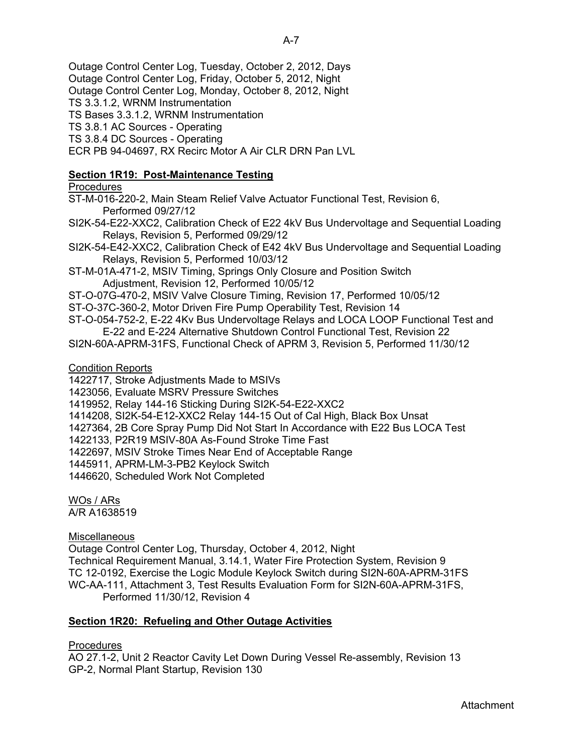Outage Control Center Log, Tuesday, October 2, 2012, Days
Outage Control Center Log, Friday, October 5, 2012, Night
Outage Control Center Log, Monday, October 8, 2012, Night
TS 3.3.1.2, WRNM Instrumentation
TS Bases 3.3.1.2, WRNM Instrumentation
TS 3.8.1 AC Sources - Operating
TS 3.8.4 DC Sources - Operating
ECR PB 94-04697, RX Recirc Motor A Air CLR DRN Pan LVL

**Section 1R19: Post-Maintenance Testing**

Procedures

ST-M-016-220-2, Main Steam Relief Valve Actuator Functional Test, Revision 6, Performed 09/27/12
SI2K-54-E22-XXC2, Calibration Check of E22 4kV Bus Undervoltage and Sequential Loading Relays, Revision 5, Performed 09/29/12
SI2K-54-E42-XXC2, Calibration Check of E42 4kV Bus Undervoltage and Sequential Loading Relays, Revision 5, Performed 10/03/12
ST-M-01A-471-2, MSIV Timing, Springs Only Closure and Position Switch Adjustment, Revision 12, Performed 10/05/12
ST-O-07G-470-2, MSIV Valve Closure Timing, Revision 17, Performed 10/05/12
ST-O-37C-360-2, Motor Driven Fire Pump Operability Test, Revision 14
ST-O-054-752-2, E-22 4Kv Bus Undervoltage Relays and LOCA LOOP Functional Test and E-22 and E-224 Alternative Shutdown Control Functional Test, Revision 22
SI2N-60A-APRM-31FS, Functional Check of APRM 3, Revision 5, Performed 11/30/12

Condition Reports

1422717, Stroke Adjustments Made to MSIVs
1423056, Evaluate MSRV Pressure Switches
1419952, Relay 144-16 Sticking During SI2K-54-E22-XXC2
1414208, SI2K-54-E12-XXC2 Relay 144-15 Out of Cal High, Black Box Unsat
1427364, 2B Core Spray Pump Did Not Start In Accordance with E22 Bus LOCA Test
1422133, P2R19 MSIV-80A As-Found Stroke Time Fast
1422697, MSIV Stroke Times Near End of Acceptable Range
1445911, APRM-LM-3-PB2 Keylock Switch
1446620, Scheduled Work Not Completed

WOs / ARs

A/R A1638519

Miscellaneous

Outage Control Center Log, Thursday, October 4, 2012, Night
Technical Requirement Manual, 3.14.1, Water Fire Protection System, Revision 9
TC 12-0192, Exercise the Logic Module Keylock Switch during SI2N-60A-APRM-31FS
WC-AA-111, Attachment 3, Test Results Evaluation Form for SI2N-60A-APRM-31FS, Performed 11/30/12, Revision 4

**Section 1R20: Refueling and Other Outage Activities**

Procedures

AO 27.1-2, Unit 2 Reactor Cavity Let Down During Vessel Re-assembly, Revision 13
GP-2, Normal Plant Startup, Revision 130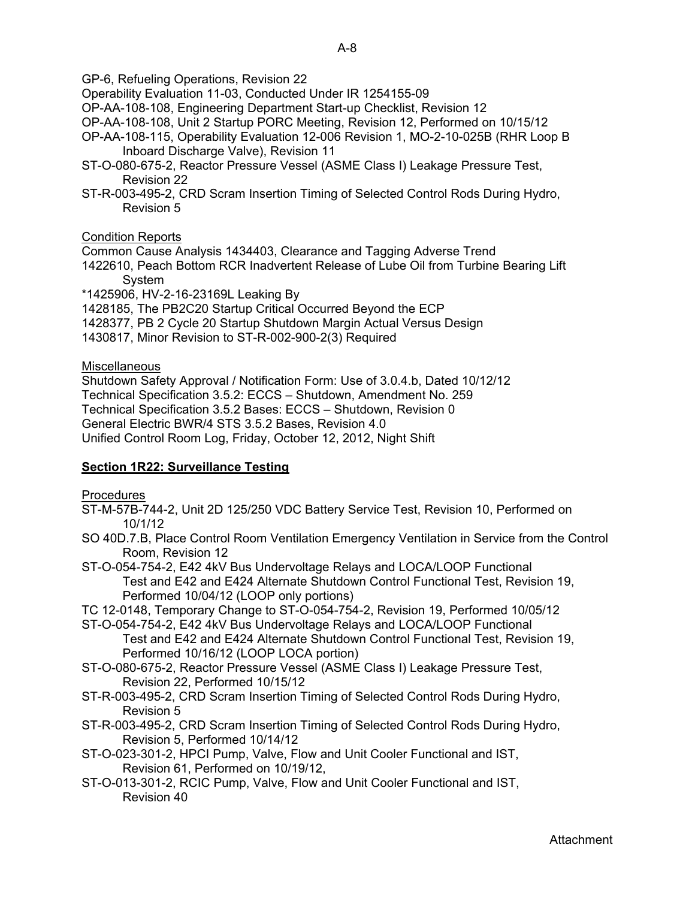GP-6, Refueling Operations, Revision 22
Operability Evaluation 11-03, Conducted Under IR 1254155-09
OP-AA-108-108, Engineering Department Start-up Checklist, Revision 12
OP-AA-108-108, Unit 2 Startup PORC Meeting, Revision 12, Performed on 10/15/12
OP-AA-108-115, Operability Evaluation 12-006 Revision 1, MO-2-10-025B (RHR Loop B Inboard Discharge Valve), Revision 11
ST-O-080-675-2, Reactor Pressure Vessel (ASME Class I) Leakage Pressure Test, Revision 22
ST-R-003-495-2, CRD Scram Insertion Timing of Selected Control Rods During Hydro, Revision 5

Condition Reports

Common Cause Analysis 1434403, Clearance and Tagging Adverse Trend
1422610, Peach Bottom RCR Inadvertent Release of Lube Oil from Turbine Bearing Lift System
*1425906, HV-2-16-23169L Leaking By
1428185, The PB2C20 Startup Critical Occurred Beyond the ECP
1428377, PB 2 Cycle 20 Startup Shutdown Margin Actual Versus Design
1430817, Minor Revision to ST-R-002-900-2(3) Required

Miscellaneous

Shutdown Safety Approval / Notification Form: Use of 3.0.4.b, Dated 10/12/12
Technical Specification 3.5.2: ECCS – Shutdown, Amendment No. 259
Technical Specification 3.5.2 Bases: ECCS – Shutdown, Revision 0
General Electric BWR/4 STS 3.5.2 Bases, Revision 4.0
Unified Control Room Log, Friday, October 12, 2012, Night Shift

**Section 1R22: Surveillance Testing**

Procedures

ST-M-57B-744-2, Unit 2D 125/250 VDC Battery Service Test, Revision 10, Performed on 10/1/12
SO 40D.7.B, Place Control Room Ventilation Emergency Ventilation in Service from the Control Room, Revision 12
ST-O-054-754-2, E42 4kV Bus Undervoltage Relays and LOCA/LOOP Functional Test and E42 and E424 Alternate Shutdown Control Functional Test, Revision 19, Performed 10/04/12 (LOOP only portions)
TC 12-0148, Temporary Change to ST-O-054-754-2, Revision 19, Performed 10/05/12
ST-O-054-754-2, E42 4kV Bus Undervoltage Relays and LOCA/LOOP Functional Test and E42 and E424 Alternate Shutdown Control Functional Test, Revision 19, Performed 10/16/12 (LOOP LOCA portion)
ST-O-080-675-2, Reactor Pressure Vessel (ASME Class I) Leakage Pressure Test, Revision 22, Performed 10/15/12
ST-R-003-495-2, CRD Scram Insertion Timing of Selected Control Rods During Hydro, Revision 5
ST-R-003-495-2, CRD Scram Insertion Timing of Selected Control Rods During Hydro, Revision 5, Performed 10/14/12
ST-O-023-301-2, HPCI Pump, Valve, Flow and Unit Cooler Functional and IST, Revision 61, Performed on 10/19/12,
ST-O-013-301-2, RCIC Pump, Valve, Flow and Unit Cooler Functional and IST, Revision 40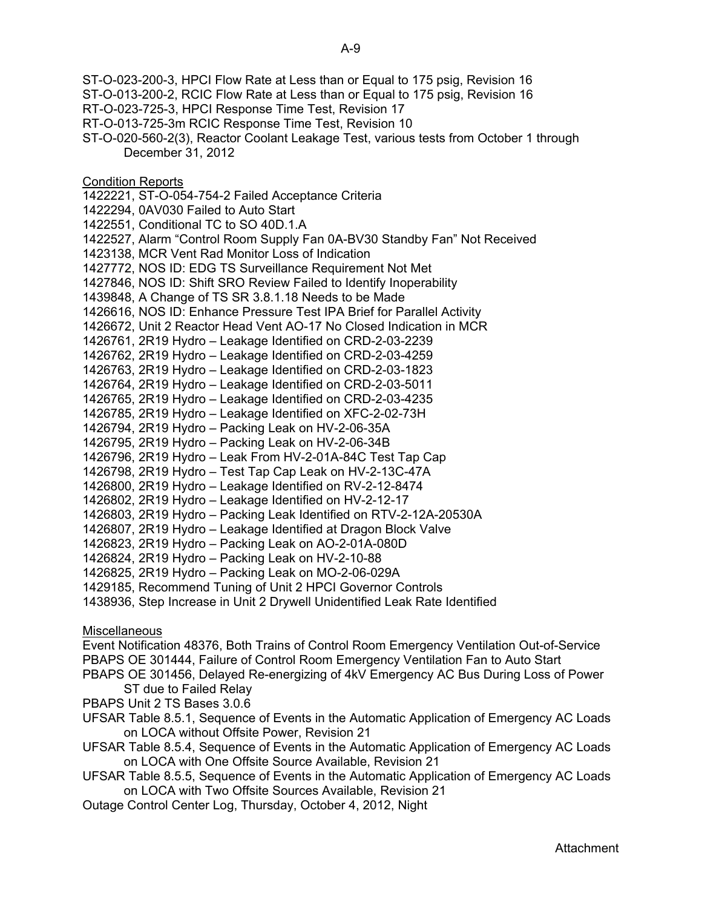ST-O-023-200-3, HPCI Flow Rate at Less than or Equal to 175 psig, Revision 16
ST-O-013-200-2, RCIC Flow Rate at Less than or Equal to 175 psig, Revision 16
RT-O-023-725-3, HPCI Response Time Test, Revision 17
RT-O-013-725-3m RCIC Response Time Test, Revision 10
ST-O-020-560-2(3), Reactor Coolant Leakage Test, various tests from October 1 through December 31, 2012

Condition Reports

1422221, ST-O-054-754-2 Failed Acceptance Criteria
1422294, 0AV030 Failed to Auto Start
1422551, Conditional TC to SO 40D.1.A
1422527, Alarm "Control Room Supply Fan 0A-BV30 Standby Fan" Not Received
1423138, MCR Vent Rad Monitor Loss of Indication
1427772, NOS ID: EDG TS Surveillance Requirement Not Met
1427846, NOS ID: Shift SRO Review Failed to Identify Inoperability
1439848, A Change of TS SR 3.8.1.18 Needs to be Made
1426616, NOS ID: Enhance Pressure Test IPA Brief for Parallel Activity
1426672, Unit 2 Reactor Head Vent AO-17 No Closed Indication in MCR
1426761, 2R19 Hydro – Leakage Identified on CRD-2-03-2239
1426762, 2R19 Hydro – Leakage Identified on CRD-2-03-4259
1426763, 2R19 Hydro – Leakage Identified on CRD-2-03-1823
1426764, 2R19 Hydro – Leakage Identified on CRD-2-03-5011
1426765, 2R19 Hydro – Leakage Identified on CRD-2-03-4235
1426785, 2R19 Hydro – Leakage Identified on XFC-2-02-73H
1426794, 2R19 Hydro – Packing Leak on HV-2-06-35A
1426795, 2R19 Hydro – Packing Leak on HV-2-06-34B
1426796, 2R19 Hydro – Leak From HV-2-01A-84C Test Tap Cap
1426798, 2R19 Hydro – Test Tap Cap Leak on HV-2-13C-47A
1426800, 2R19 Hydro – Leakage Identified on RV-2-12-8474
1426802, 2R19 Hydro – Leakage Identified on HV-2-12-17
1426803, 2R19 Hydro – Packing Leak Identified on RTV-2-12A-20530A
1426807, 2R19 Hydro – Leakage Identified at Dragon Block Valve
1426823, 2R19 Hydro – Packing Leak on AO-2-01A-080D
1426824, 2R19 Hydro – Packing Leak on HV-2-10-88
1426825, 2R19 Hydro – Packing Leak on MO-2-06-029A
1429185, Recommend Tuning of Unit 2 HPCI Governor Controls
1438936, Step Increase in Unit 2 Drywell Unidentified Leak Rate Identified

Miscellaneous

Event Notification 48376, Both Trains of Control Room Emergency Ventilation Out-of-Service
PBAPS OE 301444, Failure of Control Room Emergency Ventilation Fan to Auto Start
PBAPS OE 301456, Delayed Re-energizing of 4kV Emergency AC Bus During Loss of Power ST due to Failed Relay
PBAPS Unit 2 TS Bases 3.0.6
UFSAR Table 8.5.1, Sequence of Events in the Automatic Application of Emergency AC Loads on LOCA without Offsite Power, Revision 21
UFSAR Table 8.5.4, Sequence of Events in the Automatic Application of Emergency AC Loads on LOCA with One Offsite Source Available, Revision 21
UFSAR Table 8.5.5, Sequence of Events in the Automatic Application of Emergency AC Loads on LOCA with Two Offsite Sources Available, Revision 21
Outage Control Center Log, Thursday, October 4, 2012, Night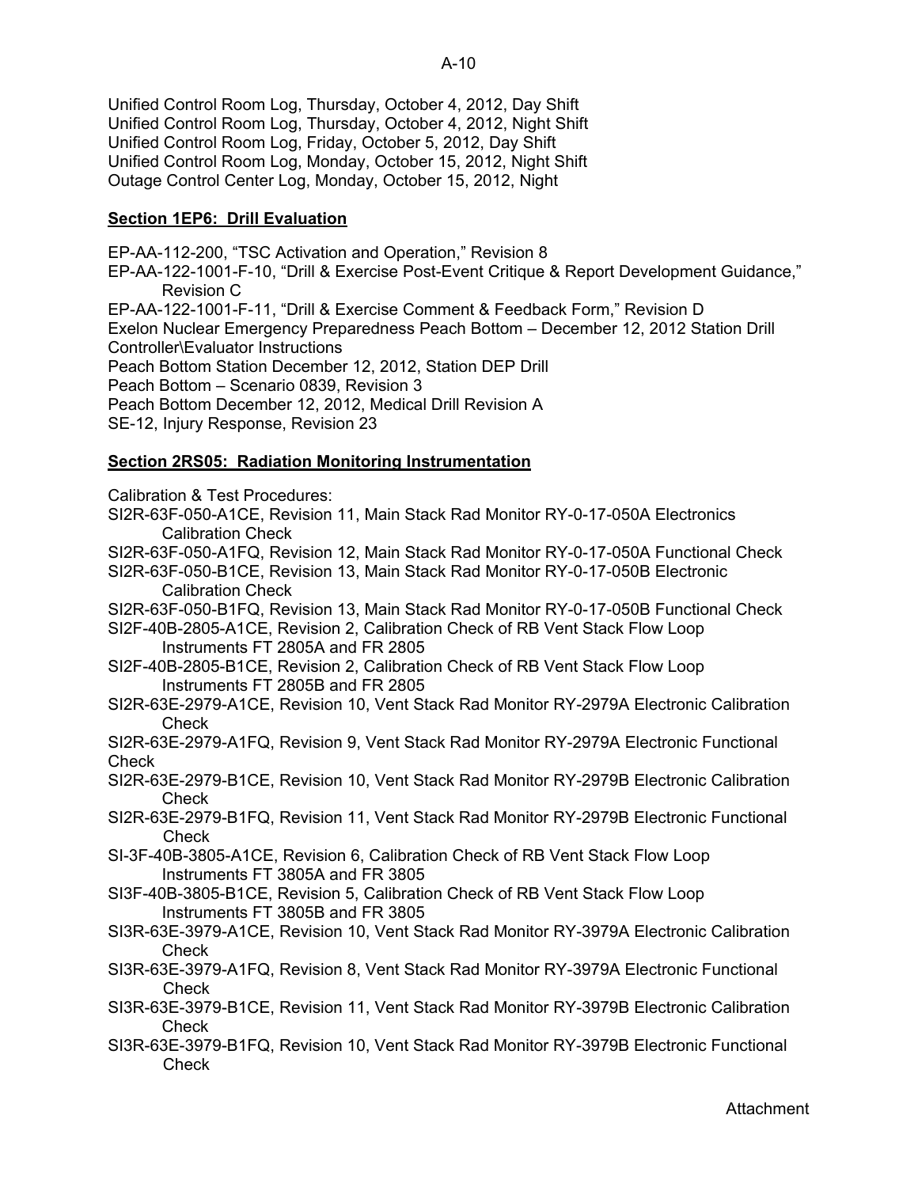Unified Control Room Log, Thursday, October 4, 2012, Day Shift
Unified Control Room Log, Thursday, October 4, 2012, Night Shift
Unified Control Room Log, Friday, October 5, 2012, Day Shift
Unified Control Room Log, Monday, October 15, 2012, Night Shift
Outage Control Center Log, Monday, October 15, 2012, Night

**Section 1EP6: Drill Evaluation**

EP-AA-112-200, "TSC Activation and Operation," Revision 8
EP-AA-122-1001-F-10, "Drill & Exercise Post-Event Critique & Report Development Guidance," Revision C
EP-AA-122-1001-F-11, "Drill & Exercise Comment & Feedback Form," Revision D
Exelon Nuclear Emergency Preparedness Peach Bottom – December 12, 2012 Station Drill Controller\Evaluator Instructions
Peach Bottom Station December 12, 2012, Station DEP Drill
Peach Bottom – Scenario 0839, Revision 3
Peach Bottom December 12, 2012, Medical Drill Revision A
SE-12, Injury Response, Revision 23

**Section 2RS05: Radiation Monitoring Instrumentation**

Calibration & Test Procedures:
SI2R-63F-050-A1CE, Revision 11, Main Stack Rad Monitor RY-0-17-050A Electronics Calibration Check
SI2R-63F-050-A1FQ, Revision 12, Main Stack Rad Monitor RY-0-17-050A Functional Check
SI2R-63F-050-B1CE, Revision 13, Main Stack Rad Monitor RY-0-17-050B Electronic Calibration Check
SI2R-63F-050-B1FQ, Revision 13, Main Stack Rad Monitor RY-0-17-050B Functional Check
SI2F-40B-2805-A1CE, Revision 2, Calibration Check of RB Vent Stack Flow Loop Instruments FT 2805A and FR 2805
SI2F-40B-2805-B1CE, Revision 2, Calibration Check of RB Vent Stack Flow Loop Instruments FT 2805B and FR 2805
SI2R-63E-2979-A1CE, Revision 10, Vent Stack Rad Monitor RY-2979A Electronic Calibration Check
SI2R-63E-2979-A1FQ, Revision 9, Vent Stack Rad Monitor RY-2979A Electronic Functional Check
SI2R-63E-2979-B1CE, Revision 10, Vent Stack Rad Monitor RY-2979B Electronic Calibration Check
SI2R-63E-2979-B1FQ, Revision 11, Vent Stack Rad Monitor RY-2979B Electronic Functional Check
SI-3F-40B-3805-A1CE, Revision 6, Calibration Check of RB Vent Stack Flow Loop Instruments FT 3805A and FR 3805
SI3F-40B-3805-B1CE, Revision 5, Calibration Check of RB Vent Stack Flow Loop Instruments FT 3805B and FR 3805
SI3R-63E-3979-A1CE, Revision 10, Vent Stack Rad Monitor RY-3979A Electronic Calibration Check
SI3R-63E-3979-A1FQ, Revision 8, Vent Stack Rad Monitor RY-3979A Electronic Functional Check
SI3R-63E-3979-B1CE, Revision 11, Vent Stack Rad Monitor RY-3979B Electronic Calibration Check
SI3R-63E-3979-B1FQ, Revision 10, Vent Stack Rad Monitor RY-3979B Electronic Functional Check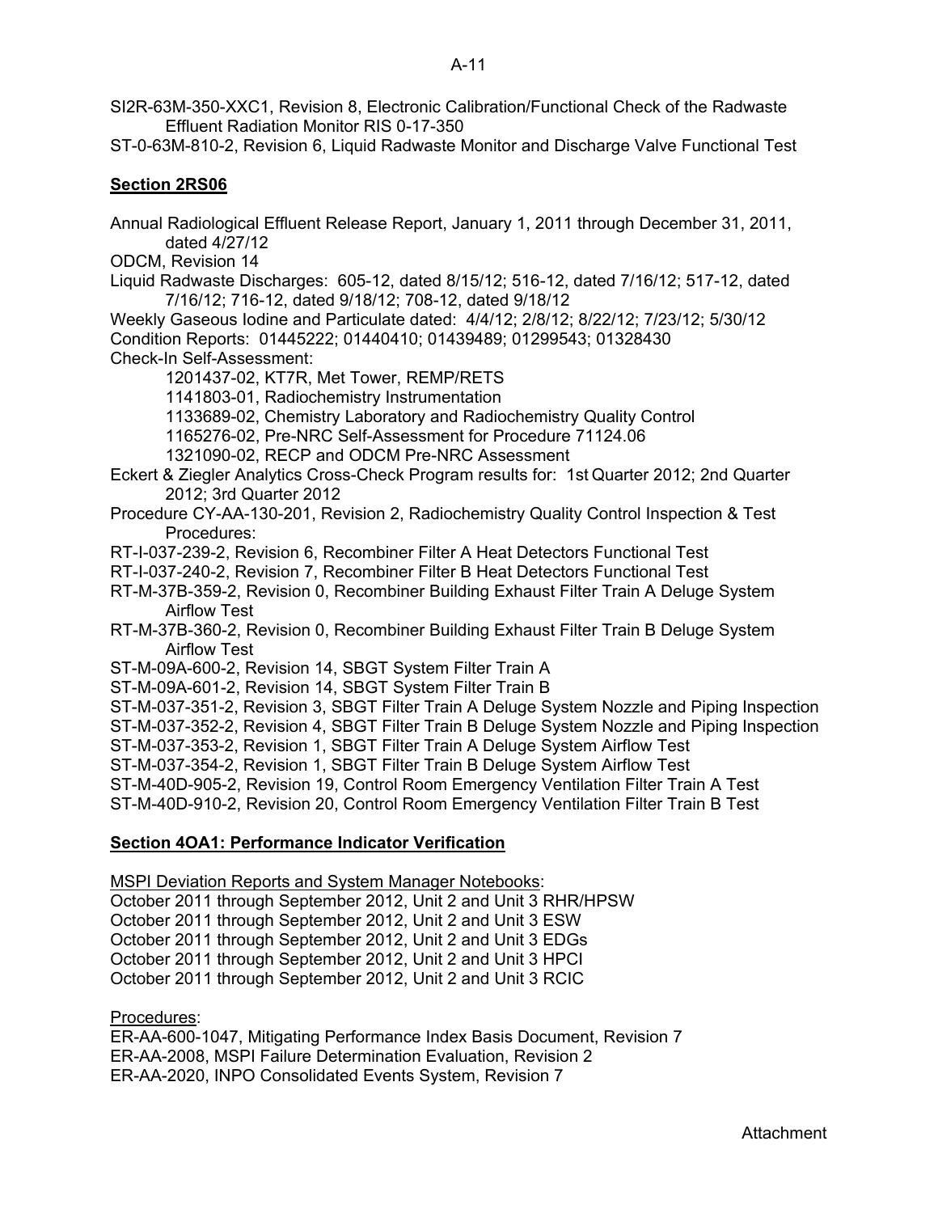SI2R-63M-350-XXC1, Revision 8, Electronic Calibration/Functional Check of the Radwaste Effluent Radiation Monitor RIS 0-17-350
ST-0-63M-810-2, Revision 6, Liquid Radwaste Monitor and Discharge Valve Functional Test

**Section 2RS06**

Annual Radiological Effluent Release Report, January 1, 2011 through December 31, 2011, dated 4/27/12
ODCM, Revision 14
Liquid Radwaste Discharges: 605-12, dated 8/15/12; 516-12, dated 7/16/12; 517-12, dated 7/16/12; 716-12, dated 9/18/12; 708-12, dated 9/18/12
Weekly Gaseous Iodine and Particulate dated: 4/4/12; 2/8/12; 8/22/12; 7/23/12; 5/30/12
Condition Reports: 01445222; 01440410; 01439489; 01299543; 01328430
Check-In Self-Assessment:
- 1201437-02, KT7R, Met Tower, REMP/RETS
- 1141803-01, Radiochemistry Instrumentation
- 1133689-02, Chemistry Laboratory and Radiochemistry Quality Control
- 1165276-02, Pre-NRC Self-Assessment for Procedure 71124.06
- 1321090-02, RECP and ODCM Pre-NRC Assessment

Eckert & Ziegler Analytics Cross-Check Program results for: 1st Quarter 2012; 2nd Quarter 2012; 3rd Quarter 2012
Procedure CY-AA-130-201, Revision 2, Radiochemistry Quality Control Inspection & Test Procedures:
RT-I-037-239-2, Revision 6, Recombiner Filter A Heat Detectors Functional Test
RT-I-037-240-2, Revision 7, Recombiner Filter B Heat Detectors Functional Test
RT-M-37B-359-2, Revision 0, Recombiner Building Exhaust Filter Train A Deluge System Airflow Test
RT-M-37B-360-2, Revision 0, Recombiner Building Exhaust Filter Train B Deluge System Airflow Test
ST-M-09A-600-2, Revision 14, SBGT System Filter Train A
ST-M-09A-601-2, Revision 14, SBGT System Filter Train B
ST-M-037-351-2, Revision 3, SBGT Filter Train A Deluge System Nozzle and Piping Inspection
ST-M-037-352-2, Revision 4, SBGT Filter Train B Deluge System Nozzle and Piping Inspection
ST-M-037-353-2, Revision 1, SBGT Filter Train A Deluge System Airflow Test
ST-M-037-354-2, Revision 1, SBGT Filter Train B Deluge System Airflow Test
ST-M-40D-905-2, Revision 19, Control Room Emergency Ventilation Filter Train A Test
ST-M-40D-910-2, Revision 20, Control Room Emergency Ventilation Filter Train B Test

**Section 4OA1: Performance Indicator Verification**

MSPI Deviation Reports and System Manager Notebooks:
October 2011 through September 2012, Unit 2 and Unit 3 RHR/HPSW
October 2011 through September 2012, Unit 2 and Unit 3 ESW
October 2011 through September 2012, Unit 2 and Unit 3 EDGs
October 2011 through September 2012, Unit 2 and Unit 3 HPCI
October 2011 through September 2012, Unit 2 and Unit 3 RCIC

Procedures:
ER-AA-600-1047, Mitigating Performance Index Basis Document, Revision 7
ER-AA-2008, MSPI Failure Determination Evaluation, Revision 2
ER-AA-2020, INPO Consolidated Events System, Revision 7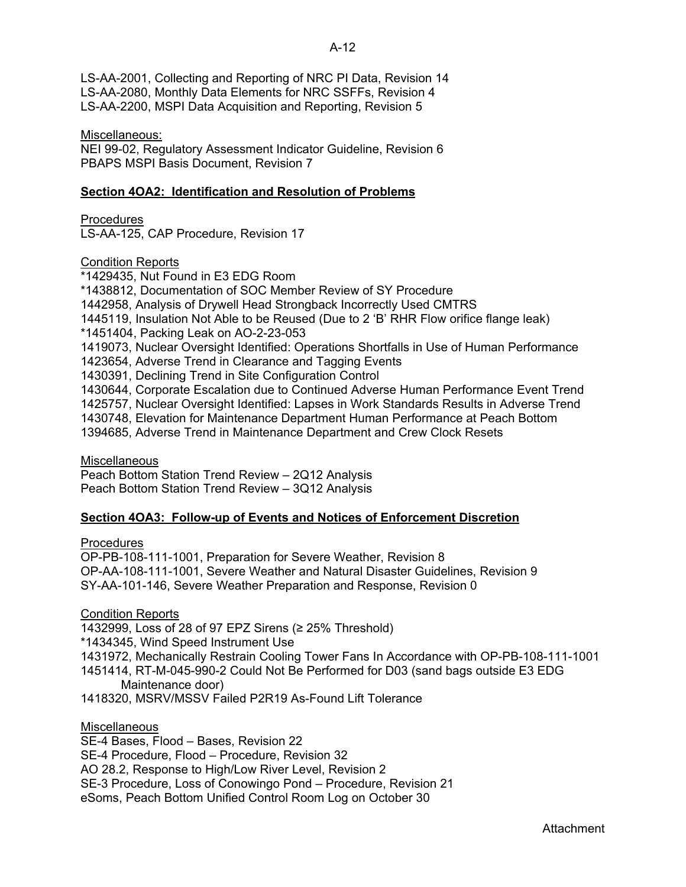LS-AA-2001, Collecting and Reporting of NRC PI Data, Revision 14
LS-AA-2080, Monthly Data Elements for NRC SSFFs, Revision 4
LS-AA-2200, MSPI Data Acquisition and Reporting, Revision 5

Miscellaneous:
NEI 99-02, Regulatory Assessment Indicator Guideline, Revision 6
PBAPS MSPI Basis Document, Revision 7

**Section 4OA2: Identification and Resolution of Problems**

Procedures
LS-AA-125, CAP Procedure, Revision 17

Condition Reports
*1429435, Nut Found in E3 EDG Room
*1438812, Documentation of SOC Member Review of SY Procedure
1442958, Analysis of Drywell Head Strongback Incorrectly Used CMTRS
1445119, Insulation Not Able to be Reused (Due to 2 'B' RHR Flow orifice flange leak)
*1451404, Packing Leak on AO-2-23-053
1419073, Nuclear Oversight Identified: Operations Shortfalls in Use of Human Performance
1423654, Adverse Trend in Clearance and Tagging Events
1430391, Declining Trend in Site Configuration Control
1430644, Corporate Escalation due to Continued Adverse Human Performance Event Trend
1425757, Nuclear Oversight Identified: Lapses in Work Standards Results in Adverse Trend
1430748, Elevation for Maintenance Department Human Performance at Peach Bottom
1394685, Adverse Trend in Maintenance Department and Crew Clock Resets

Miscellaneous
Peach Bottom Station Trend Review – 2Q12 Analysis
Peach Bottom Station Trend Review – 3Q12 Analysis

**Section 4OA3: Follow-up of Events and Notices of Enforcement Discretion**

Procedures
OP-PB-108-111-1001, Preparation for Severe Weather, Revision 8
OP-AA-108-111-1001, Severe Weather and Natural Disaster Guidelines, Revision 9
SY-AA-101-146, Severe Weather Preparation and Response, Revision 0

Condition Reports
1432999, Loss of 28 of 97 EPZ Sirens (≥ 25% Threshold)
*1434345, Wind Speed Instrument Use
1431972, Mechanically Restrain Cooling Tower Fans In Accordance with OP-PB-108-111-1001
1451414, RT-M-045-990-2 Could Not Be Performed for D03 (sand bags outside E3 EDG Maintenance door)
1418320, MSRV/MSSV Failed P2R19 As-Found Lift Tolerance

Miscellaneous
SE-4 Bases, Flood – Bases, Revision 22
SE-4 Procedure, Flood – Procedure, Revision 32
AO 28.2, Response to High/Low River Level, Revision 2
SE-3 Procedure, Loss of Conowingo Pond – Procedure, Revision 21
eSoms, Peach Bottom Unified Control Room Log on October 30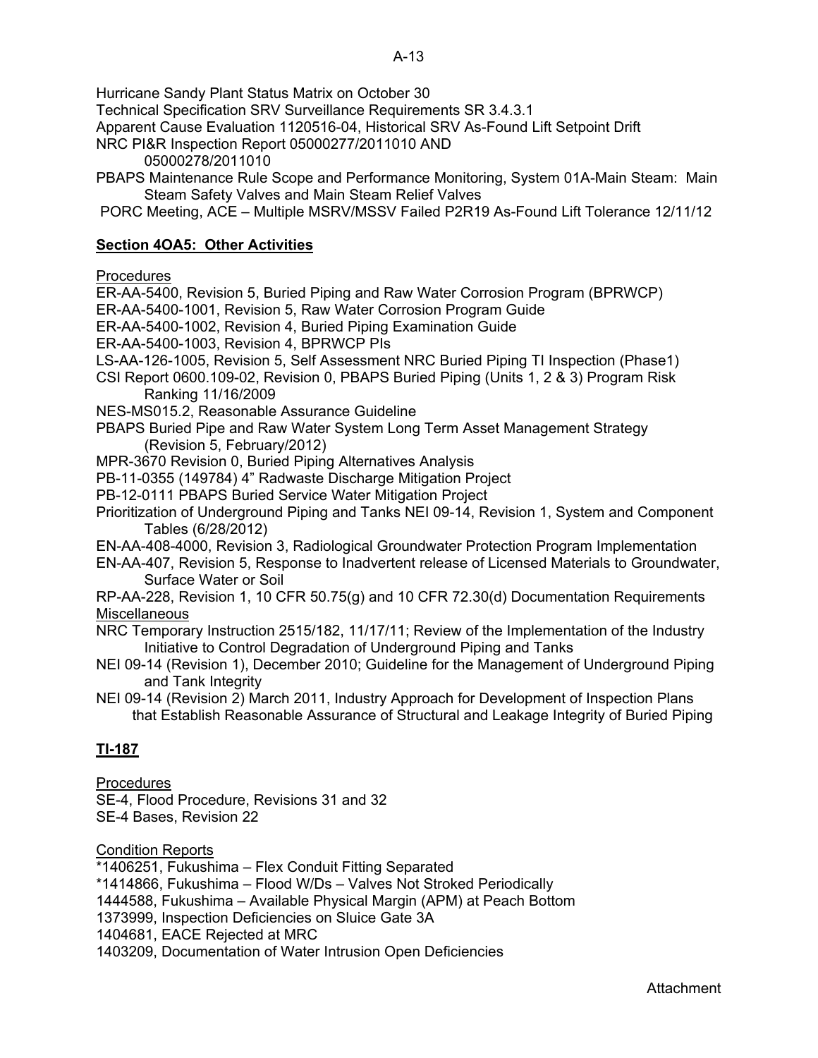Hurricane Sandy Plant Status Matrix on October 30
Technical Specification SRV Surveillance Requirements SR 3.4.3.1
Apparent Cause Evaluation 1120516-04, Historical SRV As-Found Lift Setpoint Drift
NRC PI&R Inspection Report 05000277/2011010 AND 05000278/2011010
PBAPS Maintenance Rule Scope and Performance Monitoring, System 01A-Main Steam: Main Steam Safety Valves and Main Steam Relief Valves
PORC Meeting, ACE – Multiple MSRV/MSSV Failed P2R19 As-Found Lift Tolerance 12/11/12

**Section 4OA5: Other Activities**

Procedures
ER-AA-5400, Revision 5, Buried Piping and Raw Water Corrosion Program (BPRWCP)
ER-AA-5400-1001, Revision 5, Raw Water Corrosion Program Guide
ER-AA-5400-1002, Revision 4, Buried Piping Examination Guide
ER-AA-5400-1003, Revision 4, BPRWCP PIs
LS-AA-126-1005, Revision 5, Self Assessment NRC Buried Piping TI Inspection (Phase1)
CSI Report 0600.109-02, Revision 0, PBAPS Buried Piping (Units 1, 2 & 3) Program Risk Ranking 11/16/2009
NES-MS015.2, Reasonable Assurance Guideline
PBAPS Buried Pipe and Raw Water System Long Term Asset Management Strategy (Revision 5, February/2012)
MPR-3670 Revision 0, Buried Piping Alternatives Analysis
PB-11-0355 (149784) 4" Radwaste Discharge Mitigation Project
PB-12-0111 PBAPS Buried Service Water Mitigation Project
Prioritization of Underground Piping and Tanks NEI 09-14, Revision 1, System and Component Tables (6/28/2012)
EN-AA-408-4000, Revision 3, Radiological Groundwater Protection Program Implementation
EN-AA-407, Revision 5, Response to Inadvertent release of Licensed Materials to Groundwater, Surface Water or Soil
RP-AA-228, Revision 1, 10 CFR 50.75(g) and 10 CFR 72.30(d) Documentation Requirements

Miscellaneous
NRC Temporary Instruction 2515/182, 11/17/11; Review of the Implementation of the Industry Initiative to Control Degradation of Underground Piping and Tanks
NEI 09-14 (Revision 1), December 2010; Guideline for the Management of Underground Piping and Tank Integrity
NEI 09-14 (Revision 2) March 2011, Industry Approach for Development of Inspection Plans that Establish Reasonable Assurance of Structural and Leakage Integrity of Buried Piping

**TI-187**

Procedures
SE-4, Flood Procedure, Revisions 31 and 32
SE-4 Bases, Revision 22

Condition Reports
*1406251, Fukushima – Flex Conduit Fitting Separated
*1414866, Fukushima – Flood W/Ds – Valves Not Stroked Periodically
1444588, Fukushima – Available Physical Margin (APM) at Peach Bottom
1373999, Inspection Deficiencies on Sluice Gate 3A
1404681, EACE Rejected at MRC
1403209, Documentation of Water Intrusion Open Deficiencies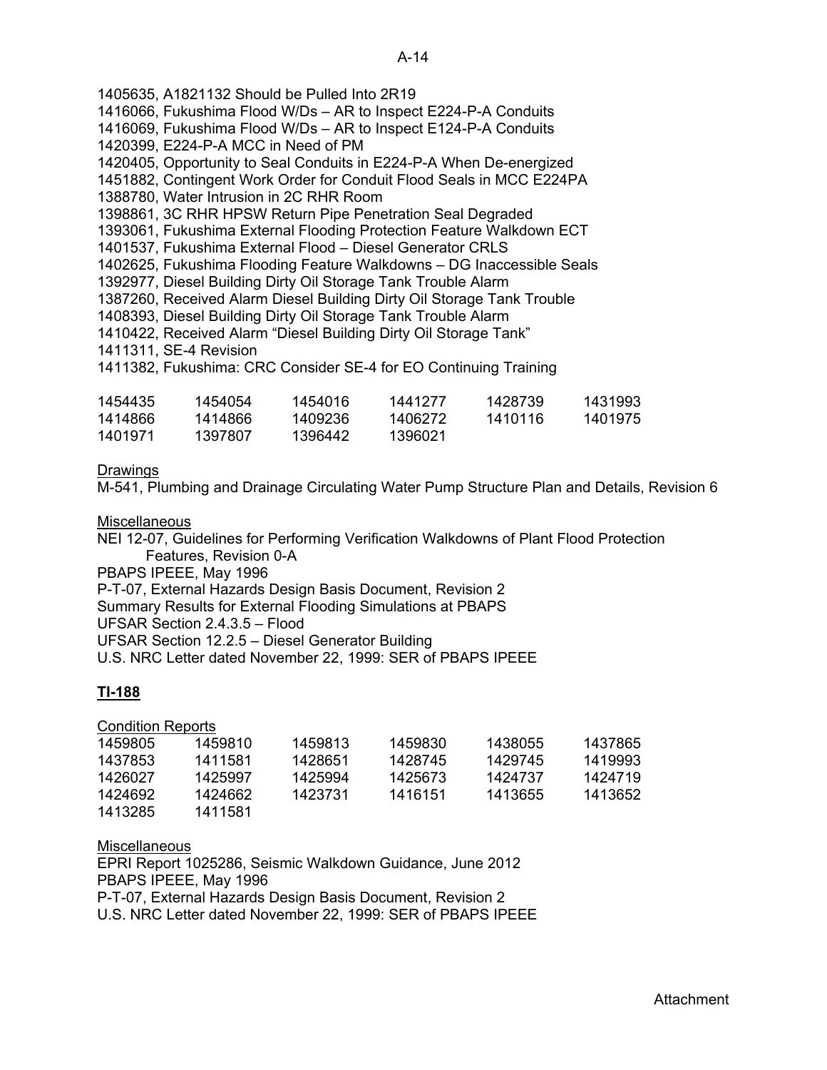1405635, A1821132 Should be Pulled Into 2R19
1416066, Fukushima Flood W/Ds – AR to Inspect E224-P-A Conduits
1416069, Fukushima Flood W/Ds – AR to Inspect E124-P-A Conduits
1420399, E224-P-A MCC in Need of PM
1420405, Opportunity to Seal Conduits in E224-P-A When De-energized
1451882, Contingent Work Order for Conduit Flood Seals in MCC E224PA
1388780, Water Intrusion in 2C RHR Room
1398861, 3C RHR HPSW Return Pipe Penetration Seal Degraded
1393061, Fukushima External Flooding Protection Feature Walkdown ECT
1401537, Fukushima External Flood – Diesel Generator CRLS
1402625, Fukushima Flooding Feature Walkdowns – DG Inaccessible Seals
1392977, Diesel Building Dirty Oil Storage Tank Trouble Alarm
1387260, Received Alarm Diesel Building Dirty Oil Storage Tank Trouble
1408393, Diesel Building Dirty Oil Storage Tank Trouble Alarm
1410422, Received Alarm "Diesel Building Dirty Oil Storage Tank"
1411311, SE-4 Revision
1411382, Fukushima: CRC Consider SE-4 for EO Continuing Training

| | | | | | |
|---|---|---|---|---|---|
| 1454435 | 1454054 | 1454016 | 1441277 | 1428739 | 1431993 |
| 1414866 | 1414866 | 1409236 | 1406272 | 1410116 | 1401975 |
| 1401971 | 1397807 | 1396442 | 1396021 | | |

Drawings

M-541, Plumbing and Drainage Circulating Water Pump Structure Plan and Details, Revision 6

Miscellaneous

NEI 12-07, Guidelines for Performing Verification Walkdowns of Plant Flood Protection Features, Revision 0-A
PBAPS IPEEE, May 1996
P-T-07, External Hazards Design Basis Document, Revision 2
Summary Results for External Flooding Simulations at PBAPS
UFSAR Section 2.4.3.5 – Flood
UFSAR Section 12.2.5 – Diesel Generator Building
U.S. NRC Letter dated November 22, 1999: SER of PBAPS IPEEE

**TI-188**

Condition Reports

| | | | | | |
|---|---|---|---|---|---|
| 1459805 | 1459810 | 1459813 | 1459830 | 1438055 | 1437865 |
| 1437853 | 1411581 | 1428651 | 1428745 | 1429745 | 1419993 |
| 1426027 | 1425997 | 1425994 | 1425673 | 1424737 | 1424719 |
| 1424692 | 1424662 | 1423731 | 1416151 | 1413655 | 1413652 |
| 1413285 | 1411581 | | | | |

Miscellaneous

EPRI Report 1025286, Seismic Walkdown Guidance, June 2012
PBAPS IPEEE, May 1996
P-T-07, External Hazards Design Basis Document, Revision 2
U.S. NRC Letter dated November 22, 1999: SER of PBAPS IPEEE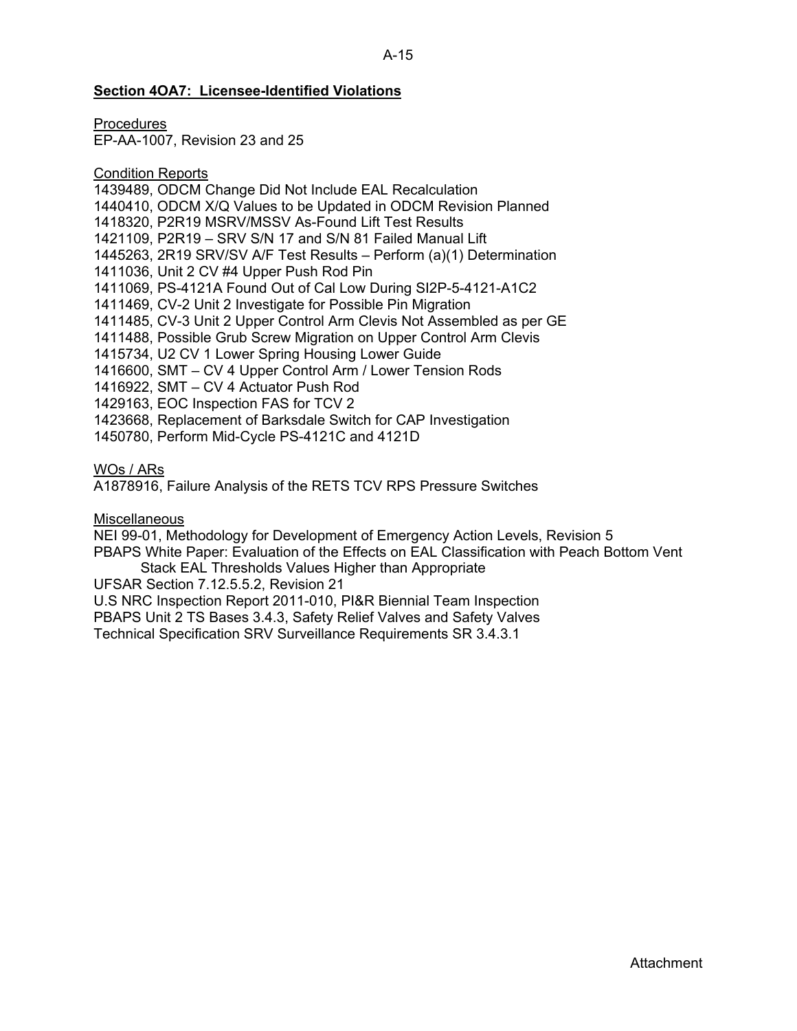**Section 4OA7: Licensee-Identified Violations**

Procedures
EP-AA-1007, Revision 23 and 25

Condition Reports
1439489, ODCM Change Did Not Include EAL Recalculation
1440410, ODCM X/Q Values to be Updated in ODCM Revision Planned
1418320, P2R19 MSRV/MSSV As-Found Lift Test Results
1421109, P2R19 – SRV S/N 17 and S/N 81 Failed Manual Lift
1445263, 2R19 SRV/SV A/F Test Results – Perform (a)(1) Determination
1411036, Unit 2 CV #4 Upper Push Rod Pin
1411069, PS-4121A Found Out of Cal Low During SI2P-5-4121-A1C2
1411469, CV-2 Unit 2 Investigate for Possible Pin Migration
1411485, CV-3 Unit 2 Upper Control Arm Clevis Not Assembled as per GE
1411488, Possible Grub Screw Migration on Upper Control Arm Clevis
1415734, U2 CV 1 Lower Spring Housing Lower Guide
1416600, SMT – CV 4 Upper Control Arm / Lower Tension Rods
1416922, SMT – CV 4 Actuator Push Rod
1429163, EOC Inspection FAS for TCV 2
1423668, Replacement of Barksdale Switch for CAP Investigation
1450780, Perform Mid-Cycle PS-4121C and 4121D

WOs / ARs
A1878916, Failure Analysis of the RETS TCV RPS Pressure Switches

Miscellaneous
NEI 99-01, Methodology for Development of Emergency Action Levels, Revision 5
PBAPS White Paper: Evaluation of the Effects on EAL Classification with Peach Bottom Vent Stack EAL Thresholds Values Higher than Appropriate
UFSAR Section 7.12.5.5.2, Revision 21
U.S NRC Inspection Report 2011-010, PI&R Biennial Team Inspection
PBAPS Unit 2 TS Bases 3.4.3, Safety Relief Valves and Safety Valves
Technical Specification SRV Surveillance Requirements SR 3.4.3.1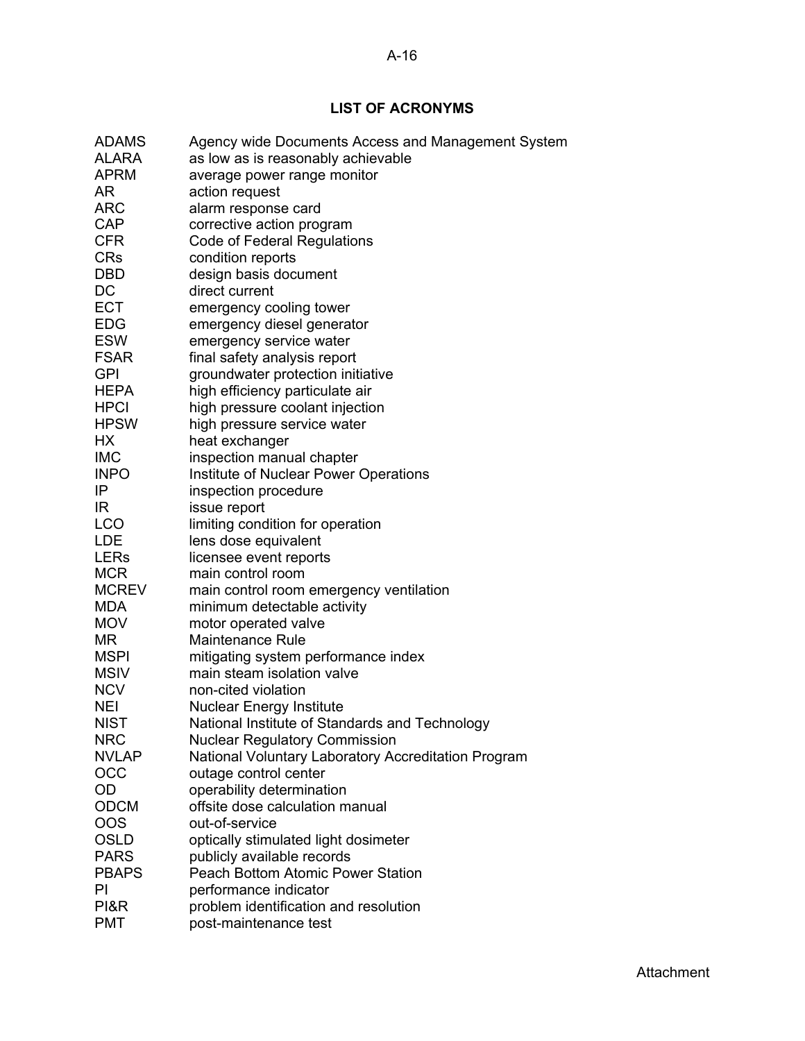## LIST OF ACRONYMS

| | |
|---|---|
| ADAMS | Agency wide Documents Access and Management System |
| ALARA | as low as is reasonably achievable |
| APRM | average power range monitor |
| AR | action request |
| ARC | alarm response card |
| CAP | corrective action program |
| CFR | Code of Federal Regulations |
| CRs | condition reports |
| DBD | design basis document |
| DC | direct current |
| ECT | emergency cooling tower |
| EDG | emergency diesel generator |
| ESW | emergency service water |
| FSAR | final safety analysis report |
| GPI | groundwater protection initiative |
| HEPA | high efficiency particulate air |
| HPCI | high pressure coolant injection |
| HPSW | high pressure service water |
| HX | heat exchanger |
| IMC | inspection manual chapter |
| INPO | Institute of Nuclear Power Operations |
| IP | inspection procedure |
| IR | issue report |
| LCO | limiting condition for operation |
| LDE | lens dose equivalent |
| LERs | licensee event reports |
| MCR | main control room |
| MCREV | main control room emergency ventilation |
| MDA | minimum detectable activity |
| MOV | motor operated valve |
| MR | Maintenance Rule |
| MSPI | mitigating system performance index |
| MSIV | main steam isolation valve |
| NCV | non-cited violation |
| NEI | Nuclear Energy Institute |
| NIST | National Institute of Standards and Technology |
| NRC | Nuclear Regulatory Commission |
| NVLAP | National Voluntary Laboratory Accreditation Program |
| OCC | outage control center |
| OD | operability determination |
| ODCM | offsite dose calculation manual |
| OOS | out-of-service |
| OSLD | optically stimulated light dosimeter |
| PARS | publicly available records |
| PBAPS | Peach Bottom Atomic Power Station |
| PI | performance indicator |
| PI&R | problem identification and resolution |
| PMT | post-maintenance test |

Attachment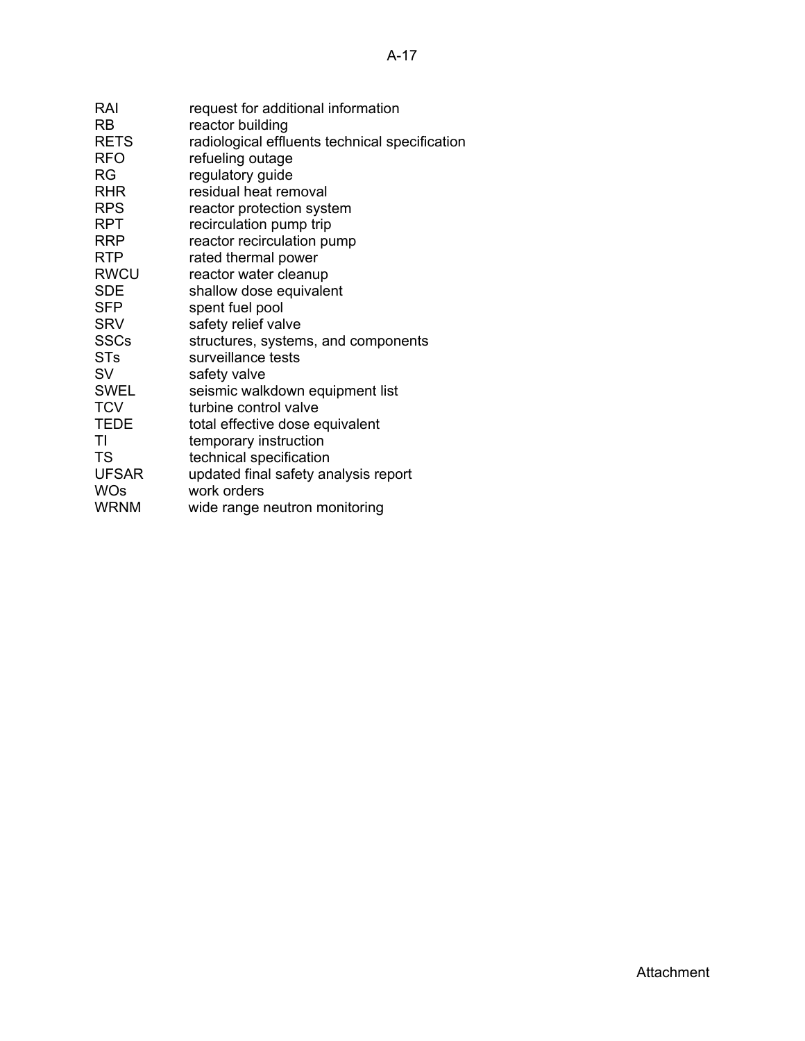| | |
|---|---|
| RAI | request for additional information |
| RB | reactor building |
| RETS | radiological effluents technical specification |
| RFO | refueling outage |
| RG | regulatory guide |
| RHR | residual heat removal |
| RPS | reactor protection system |
| RPT | recirculation pump trip |
| RRP | reactor recirculation pump |
| RTP | rated thermal power |
| RWCU | reactor water cleanup |
| SDE | shallow dose equivalent |
| SFP | spent fuel pool |
| SRV | safety relief valve |
| SSCs | structures, systems, and components |
| STs | surveillance tests |
| SV | safety valve |
| SWEL | seismic walkdown equipment list |
| TCV | turbine control valve |
| TEDE | total effective dose equivalent |
| TI | temporary instruction |
| TS | technical specification |
| UFSAR | updated final safety analysis report |
| WOs | work orders |
| WRNM | wide range neutron monitoring |